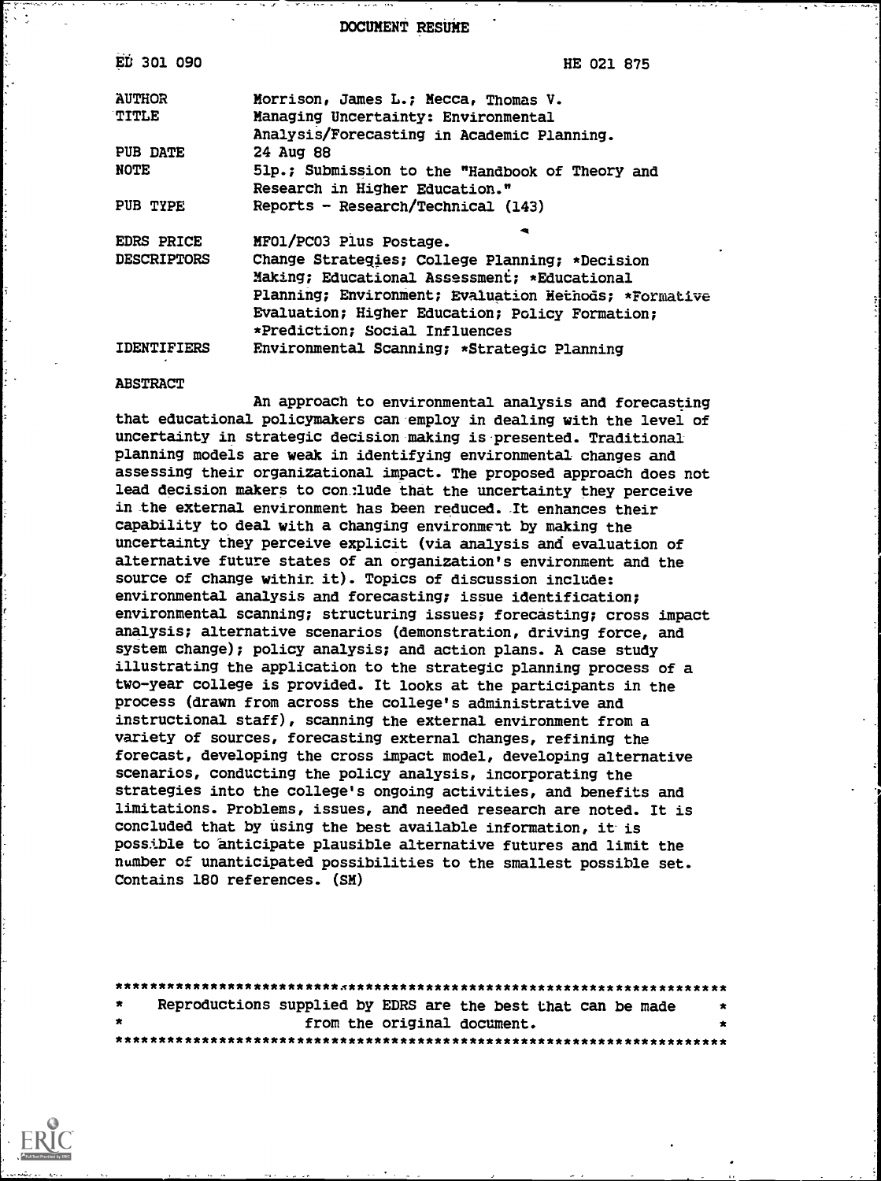# DOCUMENT RESUME

| | |
|---|---|
| ED 301 090 | HE 021 875 |
| AUTHOR | Morrison, James L.; Mecca, Thomas V. |
| TITLE | Managing Uncertainty: Environmental Analysis/Forecasting in Academic Planning. |
| PUB DATE | 24 Aug 88 |
| NOTE | 51p.; Submission to the "Handbook of Theory and Research in Higher Education." |
| PUB TYPE | Reports - Research/Technical (143) |
| EDRS PRICE | MF01/PC03 Plus Postage. |
| DESCRIPTORS | Change Strategies; College Planning; *Decision Making; Educational Assessment; *Educational Planning; Environment; Evaluation Methods; *Formative Evaluation; Higher Education; Policy Formation; *Prediction; Social Influences |
| IDENTIFIERS | Environmental Scanning; *Strategic Planning |

## ABSTRACT

An approach to environmental analysis and forecasting that educational policymakers can employ in dealing with the level of uncertainty in strategic decision making is presented. Traditional planning models are weak in identifying environmental changes and assessing their organizational impact. The proposed approach does not lead decision makers to conclude that the uncertainty they perceive in the external environment has been reduced. It enhances their capability to deal with a changing environment by making the uncertainty they perceive explicit (via analysis and evaluation of alternative future states of an organization's environment and the source of change within it). Topics of discussion include: environmental analysis and forecasting; issue identification; environmental scanning; structuring issues; forecasting; cross impact analysis; alternative scenarios (demonstration, driving force, and system change); policy analysis; and action plans. A case study illustrating the application to the strategic planning process of a two-year college is provided. It looks at the participants in the process (drawn from across the college's administrative and instructional staff), scanning the external environment from a variety of sources, forecasting external changes, refining the forecast, developing the cross impact model, developing alternative scenarios, conducting the policy analysis, incorporating the strategies into the college's ongoing activities, and benefits and limitations. Problems, issues, and needed research are noted. It is concluded that by using the best available information, it is possible to anticipate plausible alternative futures and limit the number of unanticipated possibilities to the smallest possible set. Contains 180 references. (SM)

---

Reproductions supplied by EDRS are the best that can be made from the original document.

---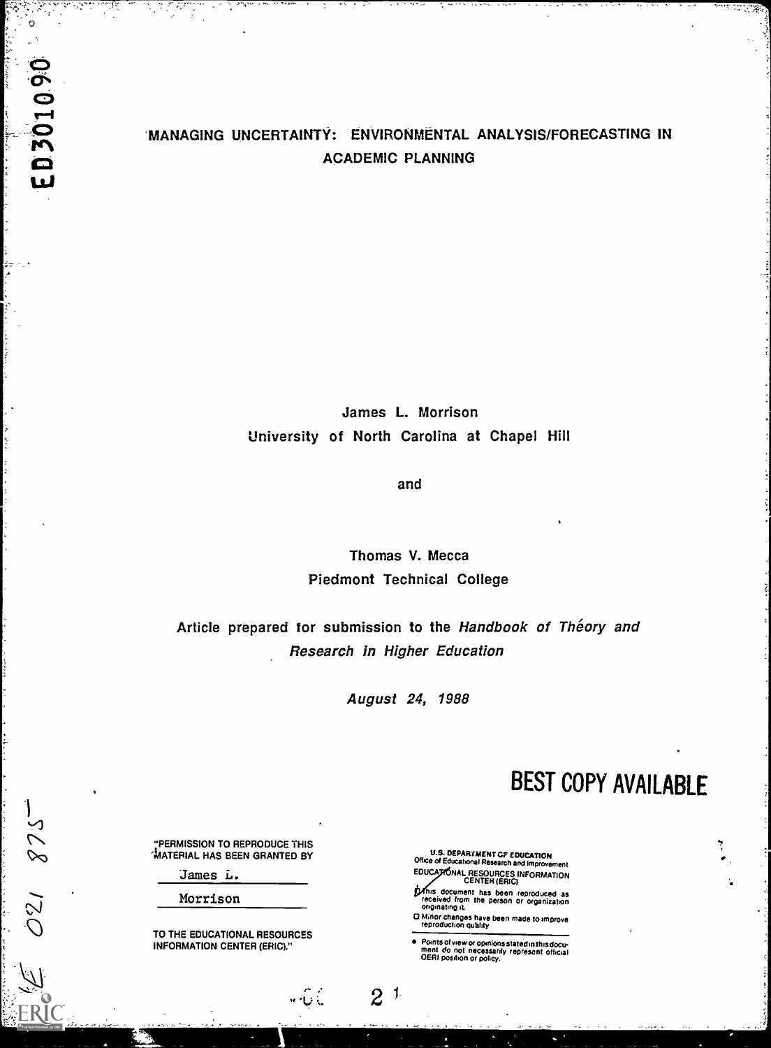# MANAGING UNCERTAINTY: ENVIRONMENTAL ANALYSIS/FORECASTING IN ACADEMIC PLANNING

James L. Morrison
University of North Carolina at Chapel Hill

and

Thomas V. Mecca
Piedmont Technical College

Article prepared for submission to the *Handbook of Théory and Research in Higher Education*

*August 24, 1988*

BEST COPY AVAILABLE

"PERMISSION TO REPRODUCE THIS MATERIAL HAS BEEN GRANTED BY

James L. Morrison

TO THE EDUCATIONAL RESOURCES INFORMATION CENTER (ERIC)."

U.S. DEPARTMENT OF EDUCATION
Office of Educational Research and Improvement
EDUCATIONAL RESOURCES INFORMATION CENTER (ERIC)

This document has been reproduced as received from the person or organization originating it.

Minor changes have been made to improve reproduction quality.

- Points of view or opinions stated in this document do not necessarily represent official OERI position or policy.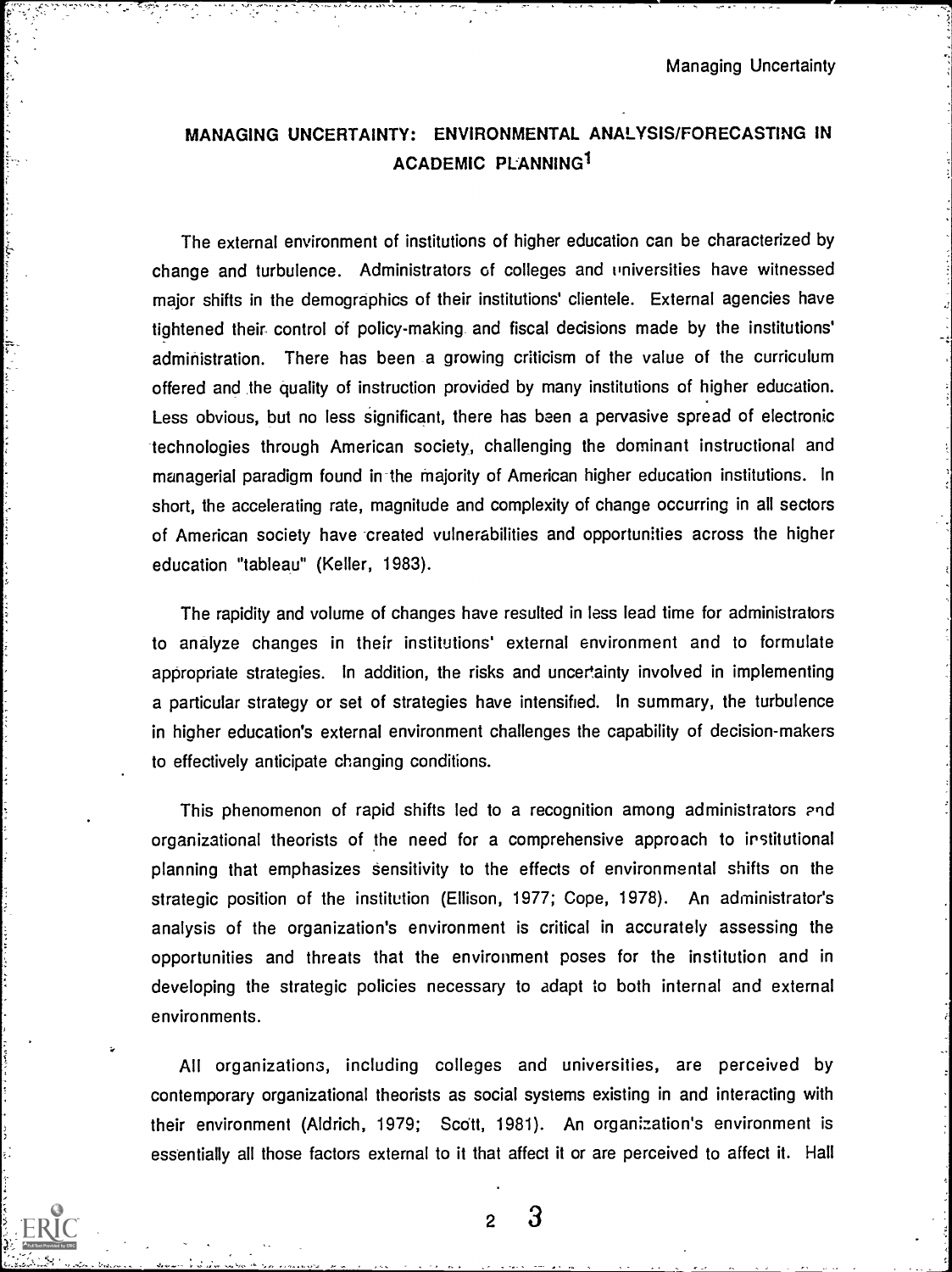## MANAGING UNCERTAINTY: ENVIRONMENTAL ANALYSIS/FORECASTING IN ACADEMIC PLANNING[1]

The external environment of institutions of higher education can be characterized by change and turbulence. Administrators of colleges and universities have witnessed major shifts in the demographics of their institutions' clientele. External agencies have tightened their control of policy-making and fiscal decisions made by the institutions' administration. There has been a growing criticism of the value of the curriculum offered and the quality of instruction provided by many institutions of higher education. Less obvious, but no less significant, there has been a pervasive spread of electronic technologies through American society, challenging the dominant instructional and managerial paradigm found in the majority of American higher education institutions. In short, the accelerating rate, magnitude and complexity of change occurring in all sectors of American society have created vulnerabilities and opportunities across the higher education "tableau" (Keller, 1983).

The rapidity and volume of changes have resulted in less lead time for administrators to analyze changes in their institutions' external environment and to formulate appropriate strategies. In addition, the risks and uncertainty involved in implementing a particular strategy or set of strategies have intensified. In summary, the turbulence in higher education's external environment challenges the capability of decision-makers to effectively anticipate changing conditions.

This phenomenon of rapid shifts led to a recognition among administrators and organizational theorists of the need for a comprehensive approach to institutional planning that emphasizes sensitivity to the effects of environmental shifts on the strategic position of the institution (Ellison, 1977; Cope, 1978). An administrator's analysis of the organization's environment is critical in accurately assessing the opportunities and threats that the environment poses for the institution and in developing the strategic policies necessary to adapt to both internal and external environments.

All organizations, including colleges and universities, are perceived by contemporary organizational theorists as social systems existing in and interacting with their environment (Aldrich, 1979; Scott, 1981). An organization's environment is essentially all those factors external to it that affect it or are perceived to affect it. Hall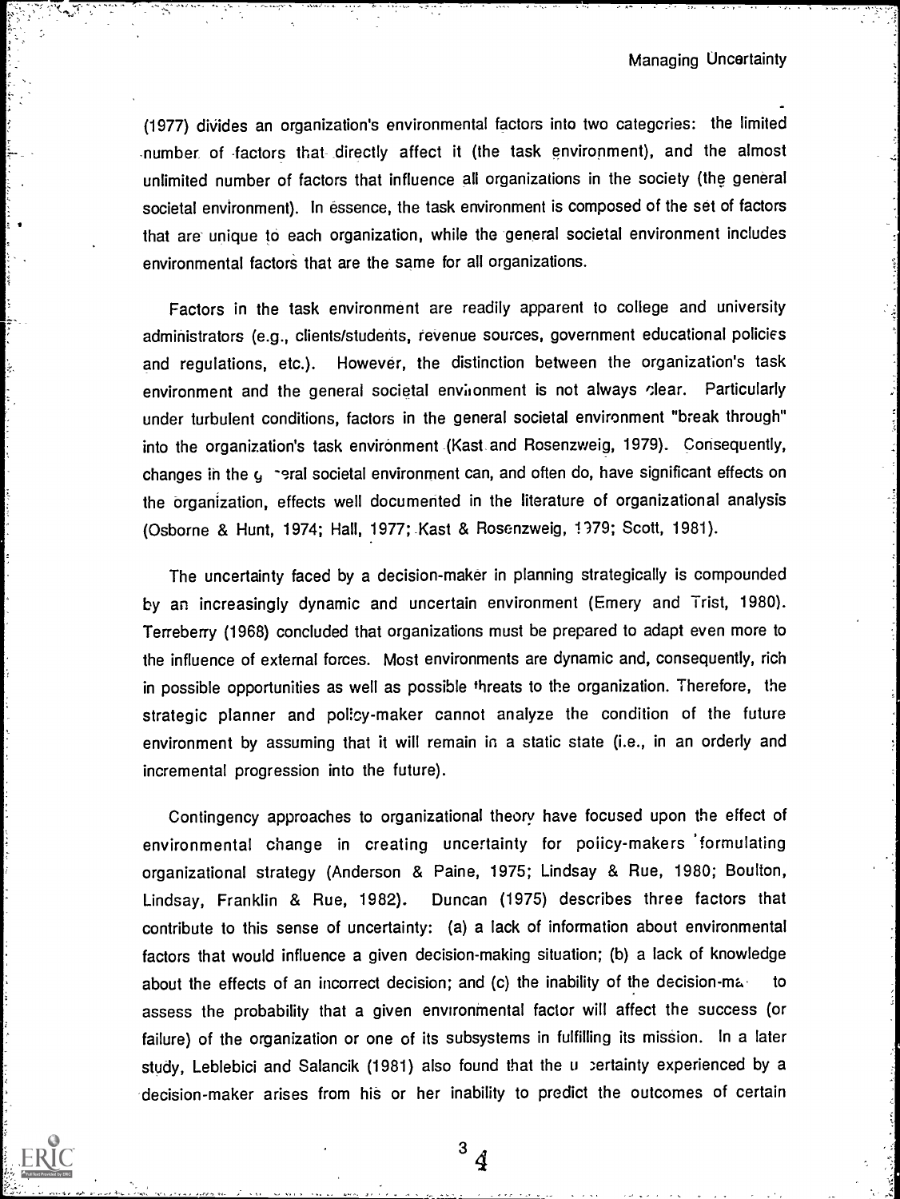(1977) divides an organization's environmental factors into two categories: the limited number of factors that directly affect it (the task environment), and the almost unlimited number of factors that influence all organizations in the society (the general societal environment). In essence, the task environment is composed of the set of factors that are unique to each organization, while the general societal environment includes environmental factors that are the same for all organizations.

Factors in the task environment are readily apparent to college and university administrators (e.g., clients/students, revenue sources, government educational policies and regulations, etc.). However, the distinction between the organization's task environment and the general societal environment is not always clear. Particularly under turbulent conditions, factors in the general societal environment "break through" into the organization's task environment (Kast and Rosenzweig, 1979). Consequently, changes in the general societal environment can, and often do, have significant effects on the organization, effects well documented in the literature of organizational analysis (Osborne & Hunt, 1974; Hall, 1977; Kast & Rosenzweig, 1979; Scott, 1981).

The uncertainty faced by a decision-maker in planning strategically is compounded by an increasingly dynamic and uncertain environment (Emery and Trist, 1980). Terreberry (1968) concluded that organizations must be prepared to adapt even more to the influence of external forces. Most environments are dynamic and, consequently, rich in possible opportunities as well as possible threats to the organization. Therefore, the strategic planner and policy-maker cannot analyze the condition of the future environment by assuming that it will remain in a static state (i.e., in an orderly and incremental progression into the future).

Contingency approaches to organizational theory have focused upon the effect of environmental change in creating uncertainty for policy-makers formulating organizational strategy (Anderson & Paine, 1975; Lindsay & Rue, 1980; Boulton, Lindsay, Franklin & Rue, 1982). Duncan (1975) describes three factors that contribute to this sense of uncertainty: (a) a lack of information about environmental factors that would influence a given decision-making situation; (b) a lack of knowledge about the effects of an incorrect decision; and (c) the inability of the decision-maker to assess the probability that a given environmental factor will affect the success (or failure) of the organization or one of its subsystems in fulfilling its mission. In a later study, Leblebici and Salancik (1981) also found that the uncertainty experienced by a decision-maker arises from his or her inability to predict the outcomes of certain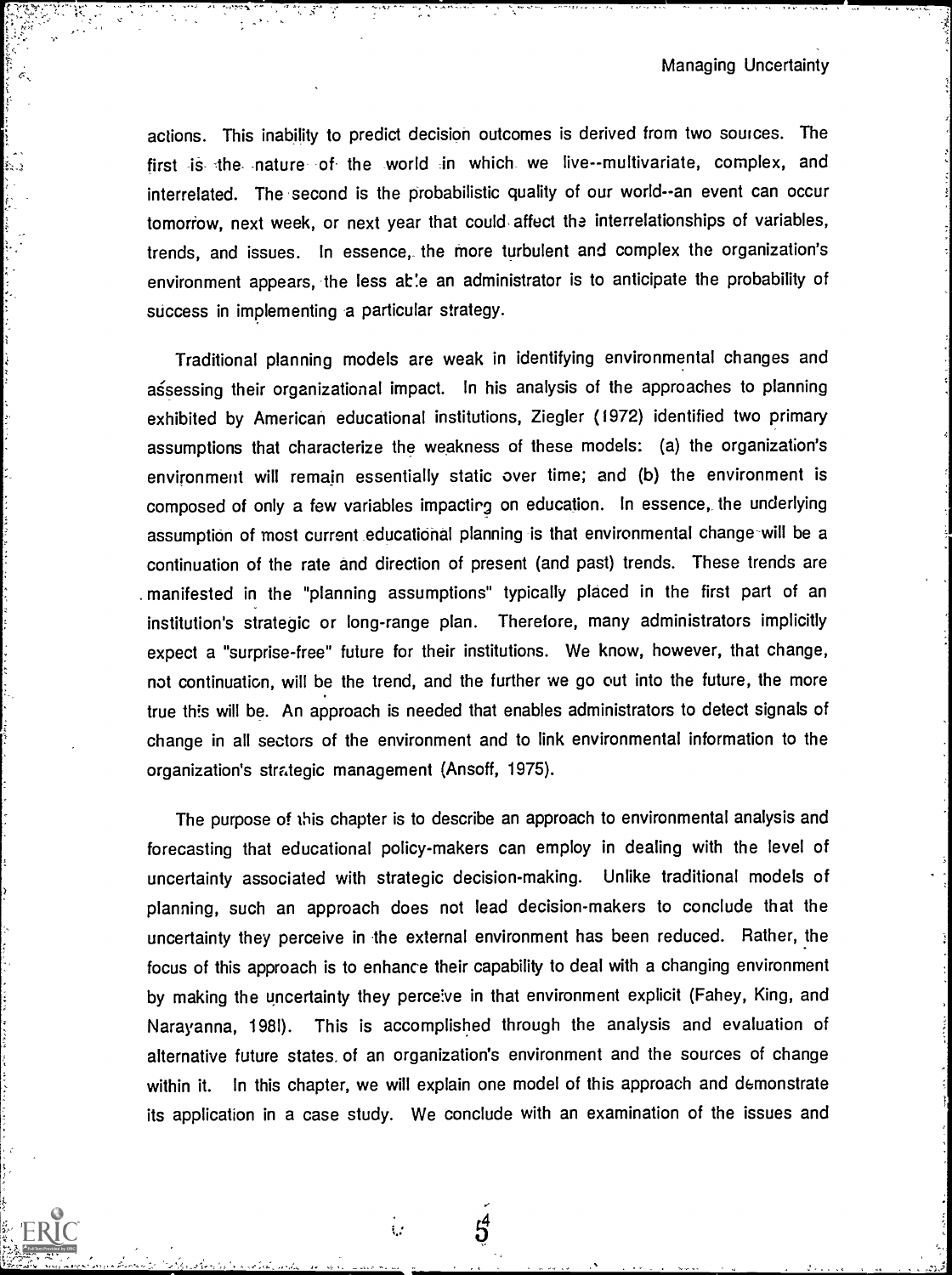actions. This inability to predict decision outcomes is derived from two sources. The first is the nature of the world in which we live--multivariate, complex, and interrelated. The second is the probabilistic quality of our world--an event can occur tomorrow, next week, or next year that could affect the interrelationships of variables, trends, and issues. In essence, the more turbulent and complex the organization's environment appears, the less able an administrator is to anticipate the probability of success in implementing a particular strategy.

Traditional planning models are weak in identifying environmental changes and assessing their organizational impact. In his analysis of the approaches to planning exhibited by American educational institutions, Ziegler (1972) identified two primary assumptions that characterize the weakness of these models: (a) the organization's environment will remain essentially static over time; and (b) the environment is composed of only a few variables impacting on education. In essence, the underlying assumption of most current educational planning is that environmental change will be a continuation of the rate and direction of present (and past) trends. These trends are manifested in the "planning assumptions" typically placed in the first part of an institution's strategic or long-range plan. Therefore, many administrators implicitly expect a "surprise-free" future for their institutions. We know, however, that change, not continuation, will be the trend, and the further we go out into the future, the more true this will be. An approach is needed that enables administrators to detect signals of change in all sectors of the environment and to link environmental information to the organization's strategic management (Ansoff, 1975).

The purpose of this chapter is to describe an approach to environmental analysis and forecasting that educational policy-makers can employ in dealing with the level of uncertainty associated with strategic decision-making. Unlike traditional models of planning, such an approach does not lead decision-makers to conclude that the uncertainty they perceive in the external environment has been reduced. Rather, the focus of this approach is to enhance their capability to deal with a changing environment by making the uncertainty they perceive in that environment explicit (Fahey, King, and Narayanna, 1981). This is accomplished through the analysis and evaluation of alternative future states of an organization's environment and the sources of change within it. In this chapter, we will explain one model of this approach and demonstrate its application in a case study. We conclude with an examination of the issues and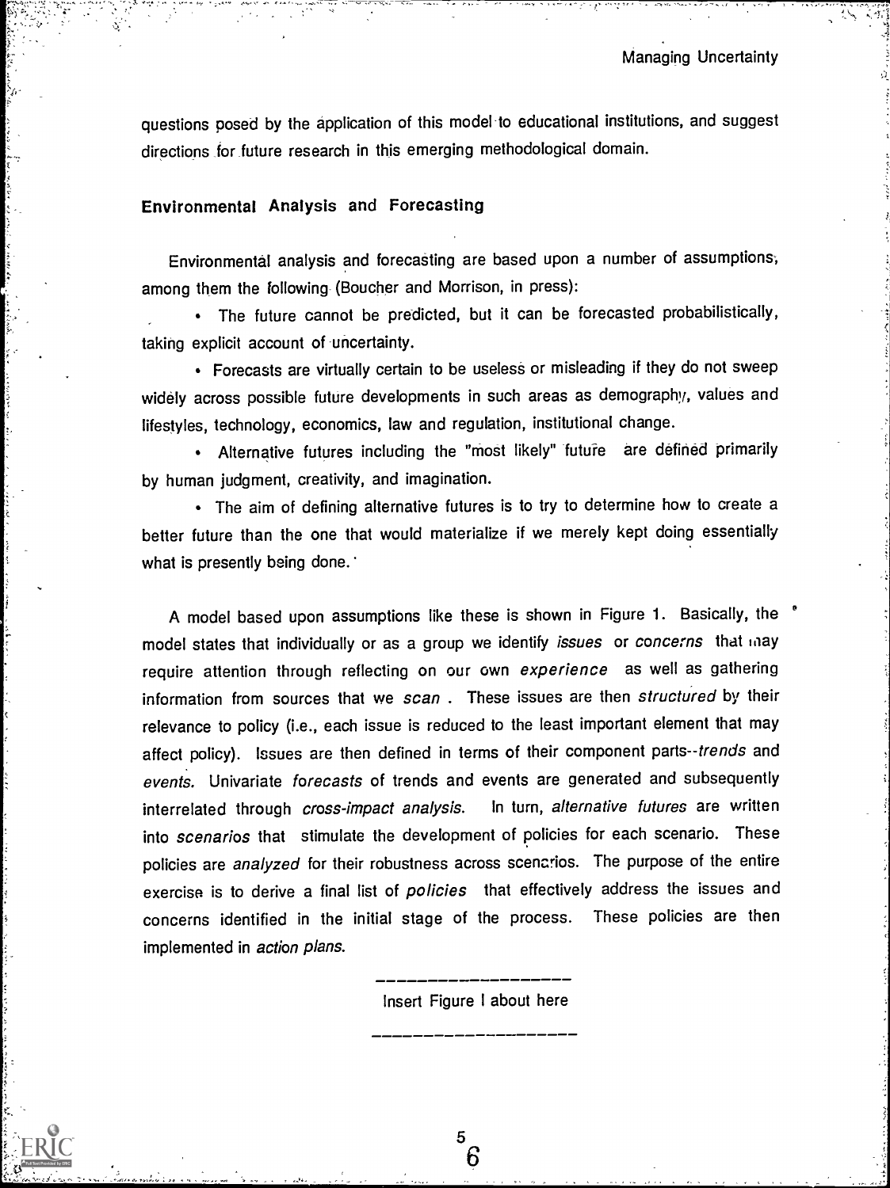questions posed by the application of this model to educational institutions, and suggest directions for future research in this emerging methodological domain.

## Environmental Analysis and Forecasting

Environmental analysis and forecasting are based upon a number of assumptions, among them the following (Boucher and Morrison, in press):

- The future cannot be predicted, but it can be forecasted probabilistically, taking explicit account of uncertainty.
- Forecasts are virtually certain to be useless or misleading if they do not sweep widely across possible future developments in such areas as demography, values and lifestyles, technology, economics, law and regulation, institutional change.
- Alternative futures including the "most likely" future are defined primarily by human judgment, creativity, and imagination.
- The aim of defining alternative futures is to try to determine how to create a better future than the one that would materialize if we merely kept doing essentially what is presently being done.

A model based upon assumptions like these is shown in Figure 1. Basically, the model states that individually or as a group we identify *issues* or *concerns* that may require attention through reflecting on our own *experience* as well as gathering information from sources that we *scan* . These issues are then *structured* by their relevance to policy (i.e., each issue is reduced to the least important element that may affect policy). Issues are then defined in terms of their component parts--*trends* and *events*. Univariate *forecasts* of trends and events are generated and subsequently interrelated through *cross-impact analysis*. In turn, *alternative futures* are written into *scenarios* that stimulate the development of policies for each scenario. These policies are *analyzed* for their robustness across scenarios. The purpose of the entire exercise is to derive a final list of *policies* that effectively address the issues and concerns identified in the initial stage of the process. These policies are then implemented in *action plans*.

---

Insert Figure I about here

---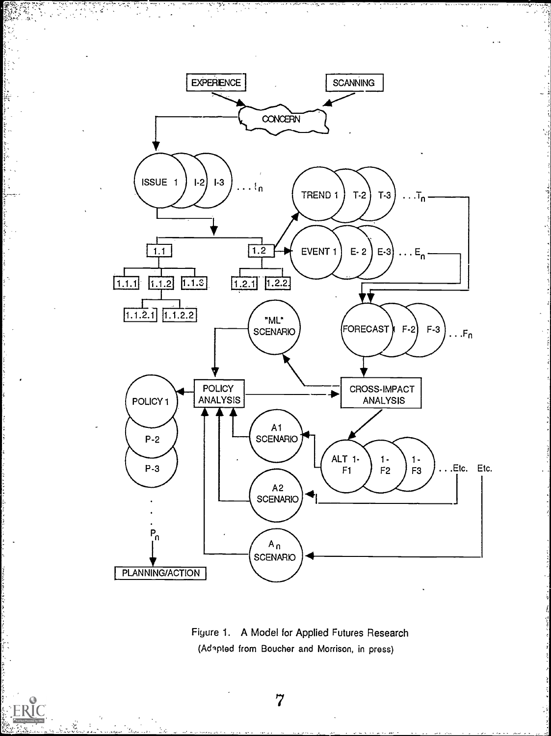Figure 1. A Model for Applied Futures Research
(Adapted from Boucher and Morrison, in press)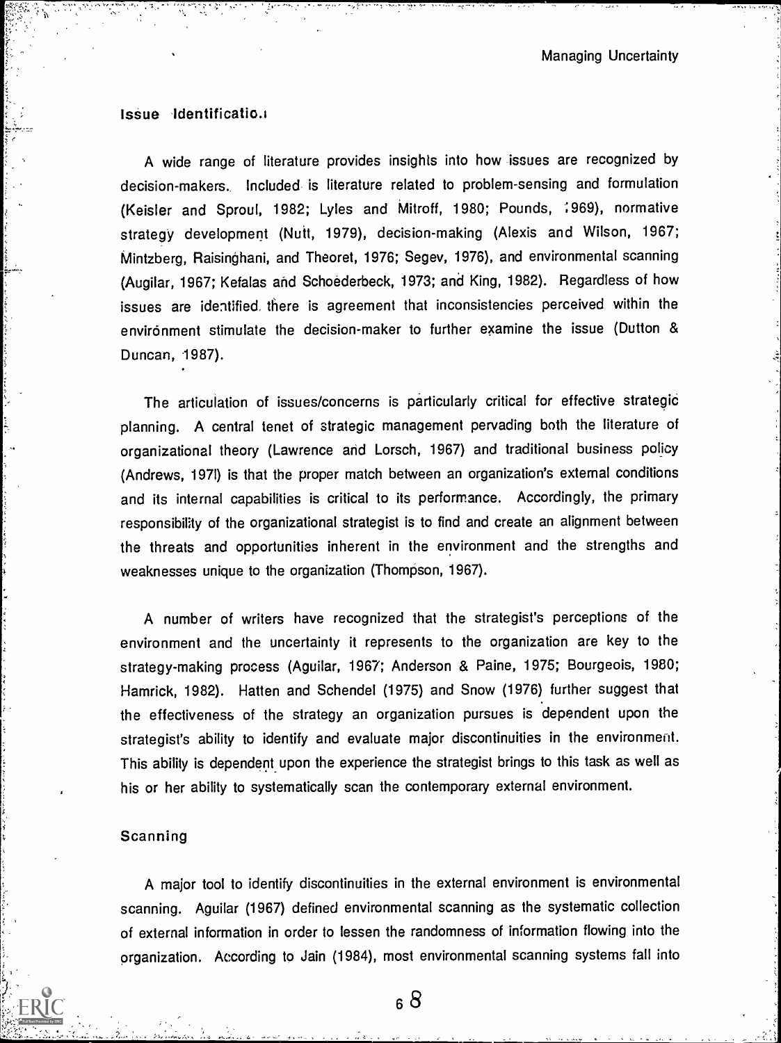## Issue Identification

A wide range of literature provides insights into how issues are recognized by decision-makers. Included is literature related to problem-sensing and formulation (Keisler and Sproul, 1982; Lyles and Mitroff, 1980; Pounds, 1969), normative strategy development (Nutt, 1979), decision-making (Alexis and Wilson, 1967; Mintzberg, Raisinghani, and Theoret, 1976; Segev, 1976), and environmental scanning (Augilar, 1967; Kefalas and Schoederbeck, 1973; and King, 1982). Regardless of how issues are identified, there is agreement that inconsistencies perceived within the environment stimulate the decision-maker to further examine the issue (Dutton & Duncan, 1987).

The articulation of issues/concerns is particularly critical for effective strategic planning. A central tenet of strategic management pervading both the literature of organizational theory (Lawrence and Lorsch, 1967) and traditional business policy (Andrews, 1971) is that the proper match between an organization's external conditions and its internal capabilities is critical to its performance. Accordingly, the primary responsibility of the organizational strategist is to find and create an alignment between the threats and opportunities inherent in the environment and the strengths and weaknesses unique to the organization (Thompson, 1967).

A number of writers have recognized that the strategist's perceptions of the environment and the uncertainty it represents to the organization are key to the strategy-making process (Aguilar, 1967; Anderson & Paine, 1975; Bourgeois, 1980; Hamrick, 1982). Hatten and Schendel (1975) and Snow (1976) further suggest that the effectiveness of the strategy an organization pursues is dependent upon the strategist's ability to identify and evaluate major discontinuities in the environment. This ability is dependent upon the experience the strategist brings to this task as well as his or her ability to systematically scan the contemporary external environment.

## Scanning

A major tool to identify discontinuities in the external environment is environmental scanning. Aguilar (1967) defined environmental scanning as the systematic collection of external information in order to lessen the randomness of information flowing into the organization. According to Jain (1984), most environmental scanning systems fall into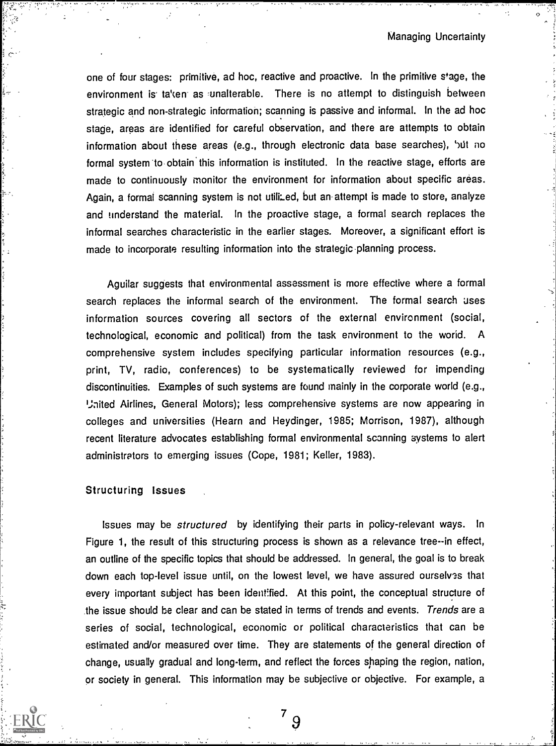one of four stages: primitive, ad hoc, reactive and proactive. In the primitive stage, the environment is taken as unalterable. There is no attempt to distinguish between strategic and non-strategic information; scanning is passive and informal. In the ad hoc stage, areas are identified for careful observation, and there are attempts to obtain information about these areas (e.g., through electronic data base searches), but no formal system to obtain this information is instituted. In the reactive stage, efforts are made to continuously monitor the environment for information about specific areas. Again, a formal scanning system is not utilized, but an attempt is made to store, analyze and understand the material. In the proactive stage, a formal search replaces the informal searches characteristic in the earlier stages. Moreover, a significant effort is made to incorporate resulting information into the strategic planning process.

Aguilar suggests that environmental assessment is more effective where a formal search replaces the informal search of the environment. The formal search uses information sources covering all sectors of the external environment (social, technological, economic and political) from the task environment to the world. A comprehensive system includes specifying particular information resources (e.g., print, TV, radio, conferences) to be systematically reviewed for impending discontinuities. Examples of such systems are found mainly in the corporate world (e.g., United Airlines, General Motors); less comprehensive systems are now appearing in colleges and universities (Hearn and Heydinger, 1985; Morrison, 1987), although recent literature advocates establishing formal environmental scanning systems to alert administrators to emerging issues (Cope, 1981; Keller, 1983).

### Structuring Issues

Issues may be *structured* by identifying their parts in policy-relevant ways. In Figure 1, the result of this structuring process is shown as a relevance tree--in effect, an outline of the specific topics that should be addressed. In general, the goal is to break down each top-level issue until, on the lowest level, we have assured ourselves that every important subject has been identified. At this point, the conceptual structure of the issue should be clear and can be stated in terms of trends and events. *Trends* are a series of social, technological, economic or political characteristics that can be estimated and/or measured over time. They are statements of the general direction of change, usually gradual and long-term, and reflect the forces shaping the region, nation, or society in general. This information may be subjective or objective. For example, a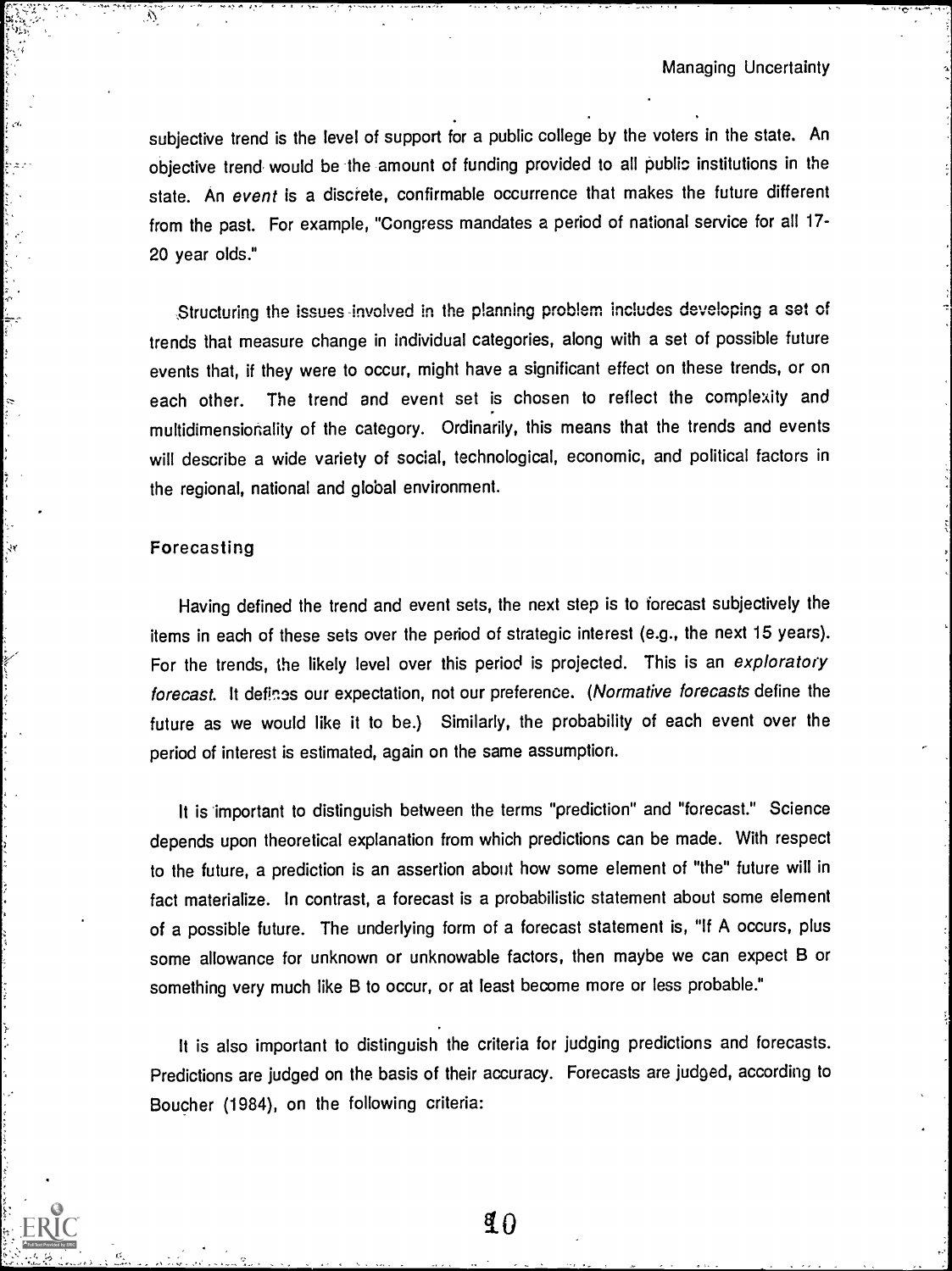subjective trend is the level of support for a public college by the voters in the state. An objective trend would be the amount of funding provided to all public institutions in the state. An *event* is a discrete, confirmable occurrence that makes the future different from the past. For example, "Congress mandates a period of national service for all 17-20 year olds."

Structuring the issues involved in the planning problem includes developing a set of trends that measure change in individual categories, along with a set of possible future events that, if they were to occur, might have a significant effect on these trends, or on each other. The trend and event set is chosen to reflect the complexity and multidimensionality of the category. Ordinarily, this means that the trends and events will describe a wide variety of social, technological, economic, and political factors in the regional, national and global environment.

## Forecasting

Having defined the trend and event sets, the next step is to forecast subjectively the items in each of these sets over the period of strategic interest (e.g., the next 15 years). For the trends, the likely level over this period is projected. This is an *exploratory forecast*. It defines our expectation, not our preference. (*Normative forecasts* define the future as we would like it to be.) Similarly, the probability of each event over the period of interest is estimated, again on the same assumption.

It is important to distinguish between the terms "prediction" and "forecast." Science depends upon theoretical explanation from which predictions can be made. With respect to the future, a prediction is an assertion about how some element of "the" future will in fact materialize. In contrast, a forecast is a probabilistic statement about some element of a possible future. The underlying form of a forecast statement is, "If A occurs, plus some allowance for unknown or unknowable factors, then maybe we can expect B or something very much like B to occur, or at least become more or less probable."

It is also important to distinguish the criteria for judging predictions and forecasts. Predictions are judged on the basis of their accuracy. Forecasts are judged, according to Boucher (1984), on the following criteria: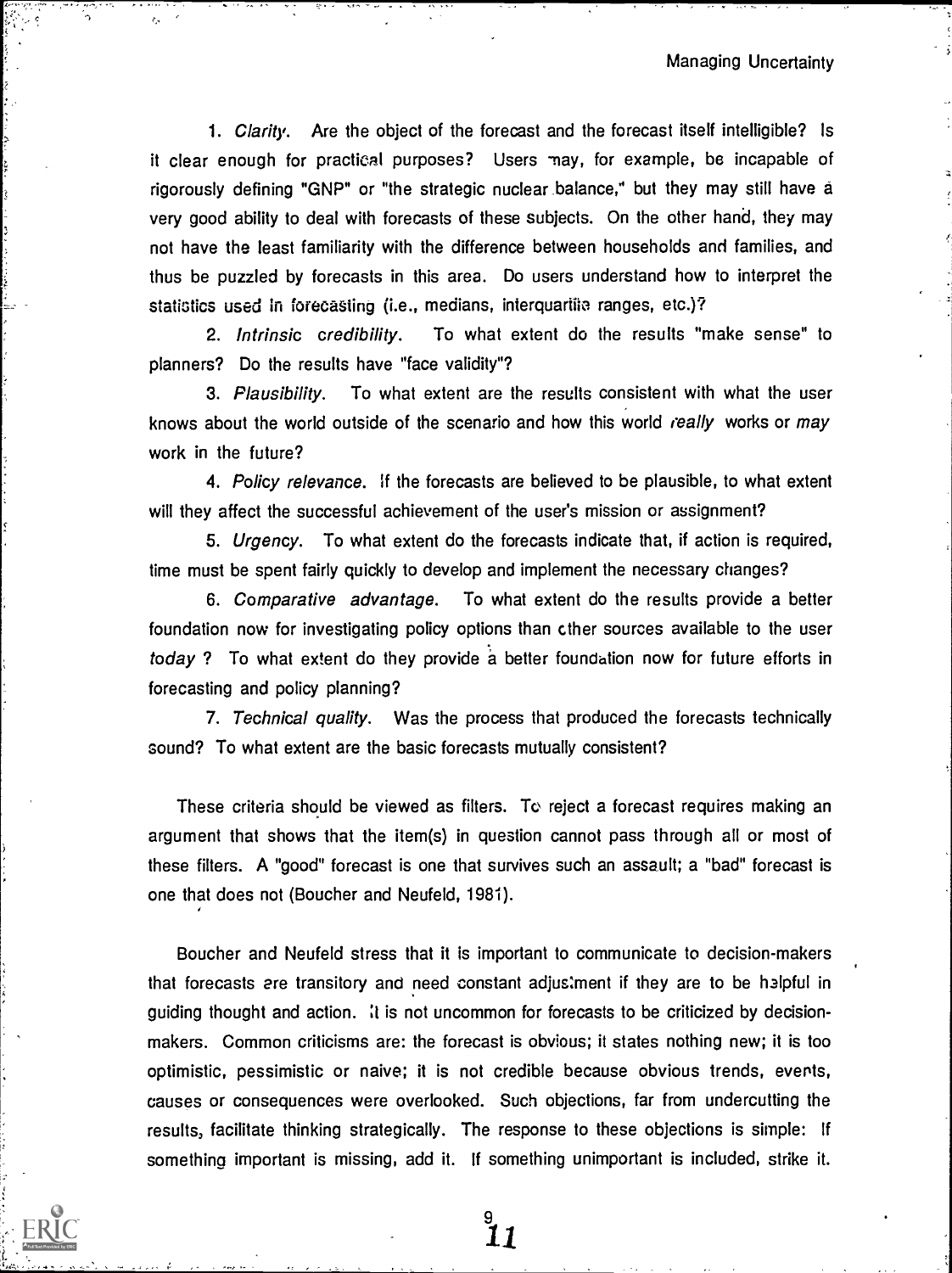1. *Clarity*. Are the object of the forecast and the forecast itself intelligible? Is it clear enough for practical purposes? Users may, for example, be incapable of rigorously defining "GNP" or "the strategic nuclear balance," but they may still have a very good ability to deal with forecasts of these subjects. On the other hand, they may not have the least familiarity with the difference between households and families, and thus be puzzled by forecasts in this area. Do users understand how to interpret the statistics used in forecasting (i.e., medians, interquartile ranges, etc.)?

2. *Intrinsic credibility*. To what extent do the results "make sense" to planners? Do the results have "face validity"?

3. *Plausibility*. To what extent are the results consistent with what the user knows about the world outside of the scenario and how this world *really* works or *may* work in the future?

4. *Policy relevance*. If the forecasts are believed to be plausible, to what extent will they affect the successful achievement of the user's mission or assignment?

5. *Urgency*. To what extent do the forecasts indicate that, if action is required, time must be spent fairly quickly to develop and implement the necessary changes?

6. *Comparative advantage*. To what extent do the results provide a better foundation now for investigating policy options than other sources available to the user *today* ? To what extent do they provide a better foundation now for future efforts in forecasting and policy planning?

7. *Technical quality*. Was the process that produced the forecasts technically sound? To what extent are the basic forecasts mutually consistent?

These criteria should be viewed as filters. To reject a forecast requires making an argument that shows that the item(s) in question cannot pass through all or most of these filters. A "good" forecast is one that survives such an assault; a "bad" forecast is one that does not (Boucher and Neufeld, 1981).

Boucher and Neufeld stress that it is important to communicate to decision-makers that forecasts are transitory and need constant adjustment if they are to be helpful in guiding thought and action. It is not uncommon for forecasts to be criticized by decision-makers. Common criticisms are: the forecast is obvious; it states nothing new; it is too optimistic, pessimistic or naive; it is not credible because obvious trends, events, causes or consequences were overlooked. Such objections, far from undercutting the results, facilitate thinking strategically. The response to these objections is simple: If something important is missing, add it. If something unimportant is included, strike it.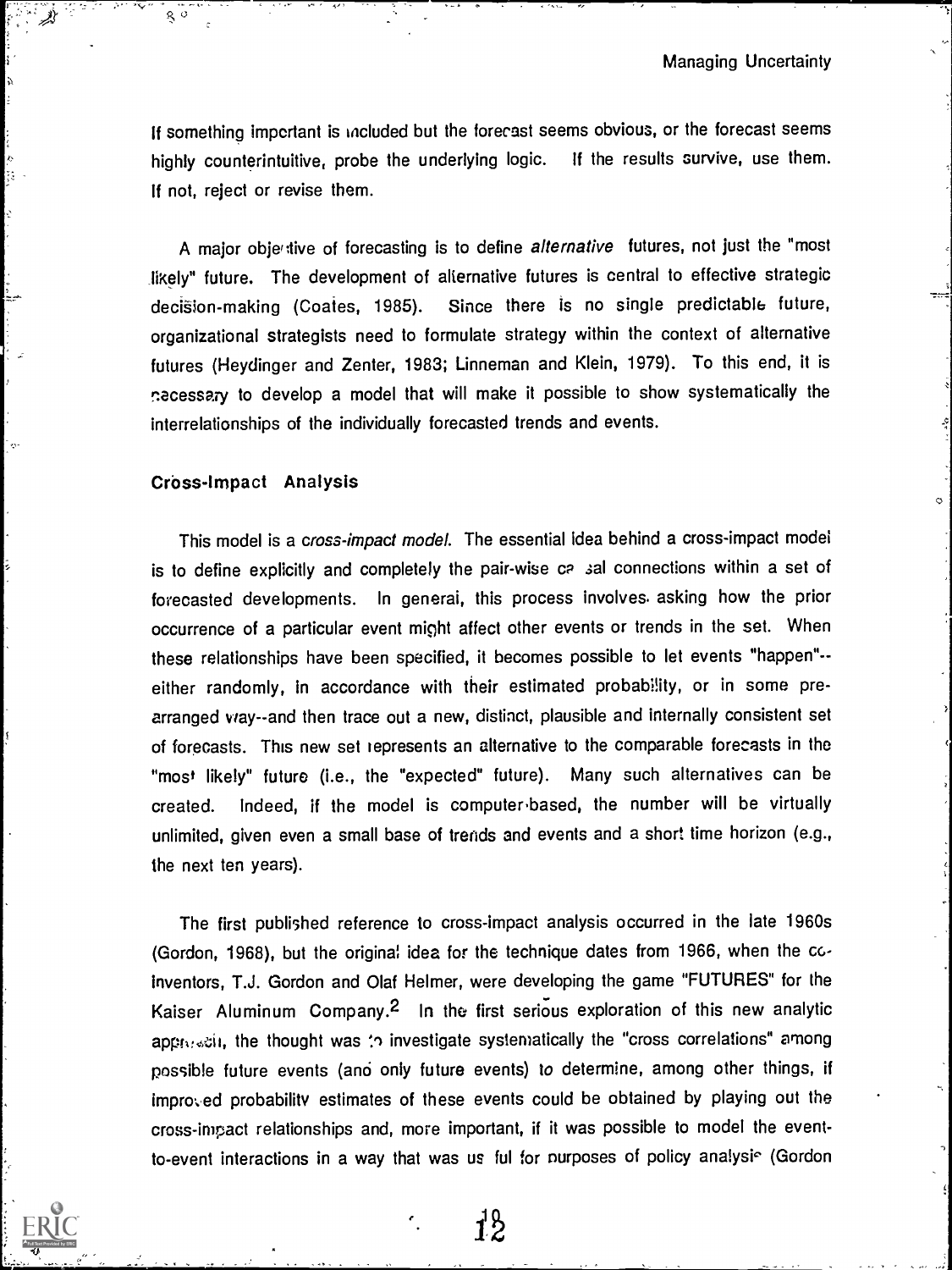If something important is included but the forecast seems obvious, or the forecast seems highly counterintuitive, probe the underlying logic. If the results survive, use them. If not, reject or revise them.

A major objective of forecasting is to define *alternative* futures, not just the "most likely" future. The development of alternative futures is central to effective strategic decision-making (Coates, 1985). Since there is no single predictable future, organizational strategists need to formulate strategy within the context of alternative futures (Heydinger and Zenter, 1983; Linneman and Klein, 1979). To this end, it is necessary to develop a model that will make it possible to show systematically the interrelationships of the individually forecasted trends and events.

### Cross-Impact Analysis

This model is a *cross-impact model*. The essential idea behind a cross-impact model is to define explicitly and completely the pair-wise causal connections within a set of forecasted developments. In general, this process involves asking how the prior occurrence of a particular event might affect other events or trends in the set. When these relationships have been specified, it becomes possible to let events "happen"--either randomly, in accordance with their estimated probability, or in some pre-arranged way--and then trace out a new, distinct, plausible and internally consistent set of forecasts. This new set represents an alternative to the comparable forecasts in the "most likely" future (i.e., the "expected" future). Many such alternatives can be created. Indeed, if the model is computer-based, the number will be virtually unlimited, given even a small base of trends and events and a short time horizon (e.g., the next ten years).

The first published reference to cross-impact analysis occurred in the late 1960s (Gordon, 1968), but the original idea for the technique dates from 1966, when the co-inventors, T.J. Gordon and Olaf Helmer, were developing the game "FUTURES" for the Kaiser Aluminum Company.[2] In the first serious exploration of this new analytic approach, the thought was to investigate systematically the "cross correlations" among possible future events (and only future events) to determine, among other things, if improved probability estimates of these events could be obtained by playing out the cross-impact relationships and, more important, if it was possible to model the event-to-event interactions in a way that was useful for purposes of policy analysis (Gordon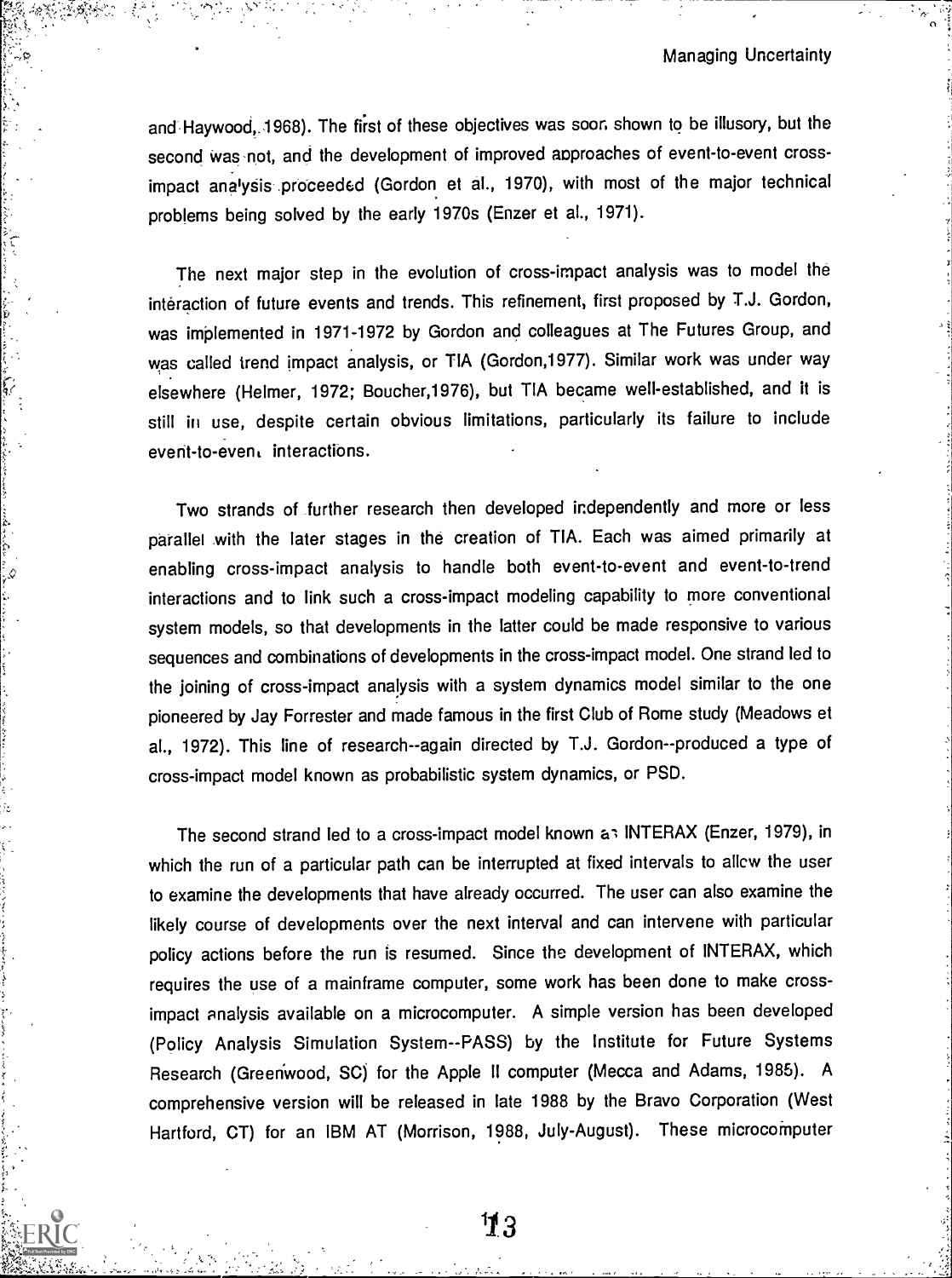and Haywood, 1968). The first of these objectives was soon shown to be illusory, but the second was not, and the development of improved approaches of event-to-event cross-impact analysis proceeded (Gordon et al., 1970), with most of the major technical problems being solved by the early 1970s (Enzer et al., 1971).

The next major step in the evolution of cross-impact analysis was to model the interaction of future events and trends. This refinement, first proposed by T.J. Gordon, was implemented in 1971-1972 by Gordon and colleagues at The Futures Group, and was called trend impact analysis, or TIA (Gordon,1977). Similar work was under way elsewhere (Helmer, 1972; Boucher,1976), but TIA became well-established, and it is still in use, despite certain obvious limitations, particularly its failure to include event-to-event interactions.

Two strands of further research then developed independently and more or less parallel with the later stages in the creation of TIA. Each was aimed primarily at enabling cross-impact analysis to handle both event-to-event and event-to-trend interactions and to link such a cross-impact modeling capability to more conventional system models, so that developments in the latter could be made responsive to various sequences and combinations of developments in the cross-impact model. One strand led to the joining of cross-impact analysis with a system dynamics model similar to the one pioneered by Jay Forrester and made famous in the first Club of Rome study (Meadows et al., 1972). This line of research--again directed by T.J. Gordon--produced a type of cross-impact model known as probabilistic system dynamics, or PSD.

The second strand led to a cross-impact model known as INTERAX (Enzer, 1979), in which the run of a particular path can be interrupted at fixed intervals to allow the user to examine the developments that have already occurred. The user can also examine the likely course of developments over the next interval and can intervene with particular policy actions before the run is resumed. Since the development of INTERAX, which requires the use of a mainframe computer, some work has been done to make cross-impact analysis available on a microcomputer. A simple version has been developed (Policy Analysis Simulation System--PASS) by the Institute for Future Systems Research (Greenwood, SC) for the Apple II computer (Mecca and Adams, 1985). A comprehensive version will be released in late 1988 by the Bravo Corporation (West Hartford, CT) for an IBM AT (Morrison, 1988, July-August). These microcomputer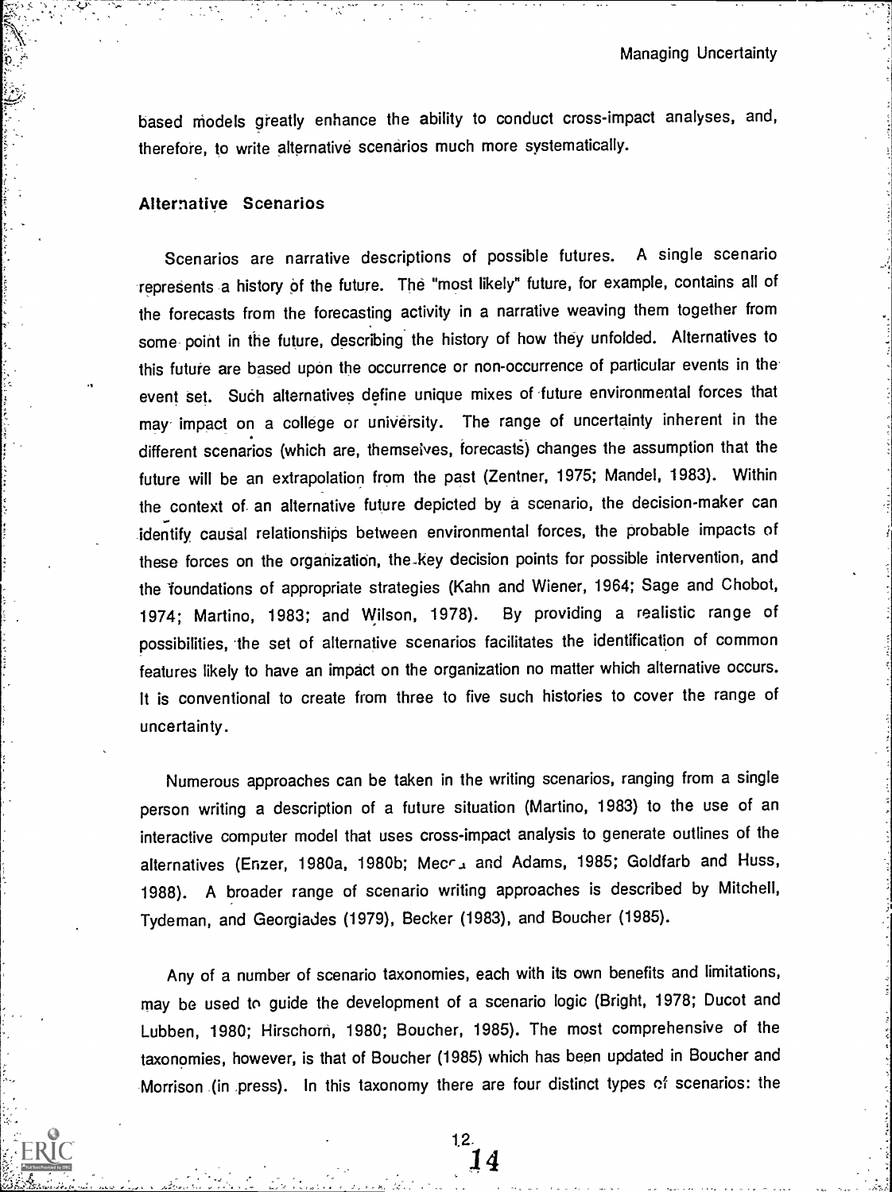based models greatly enhance the ability to conduct cross-impact analyses, and, therefore, to write alternative scenarios much more systematically.

## Alternative Scenarios

Scenarios are narrative descriptions of possible futures. A single scenario represents a history of the future. The "most likely" future, for example, contains all of the forecasts from the forecasting activity in a narrative weaving them together from some point in the future, describing the history of how they unfolded. Alternatives to this future are based upon the occurrence or non-occurrence of particular events in the event set. Such alternatives define unique mixes of future environmental forces that may impact on a college or university. The range of uncertainty inherent in the different scenarios (which are, themselves, forecasts) changes the assumption that the future will be an extrapolation from the past (Zentner, 1975; Mandel, 1983). Within the context of an alternative future depicted by a scenario, the decision-maker can identify causal relationships between environmental forces, the probable impacts of these forces on the organization, the key decision points for possible intervention, and the foundations of appropriate strategies (Kahn and Wiener, 1964; Sage and Chobot, 1974; Martino, 1983; and Wilson, 1978). By providing a realistic range of possibilities, the set of alternative scenarios facilitates the identification of common features likely to have an impact on the organization no matter which alternative occurs. It is conventional to create from three to five such histories to cover the range of uncertainty.

Numerous approaches can be taken in the writing scenarios, ranging from a single person writing a description of a future situation (Martino, 1983) to the use of an interactive computer model that uses cross-impact analysis to generate outlines of the alternatives (Enzer, 1980a, 1980b; Mecca and Adams, 1985; Goldfarb and Huss, 1988). A broader range of scenario writing approaches is described by Mitchell, Tydeman, and Georgiades (1979), Becker (1983), and Boucher (1985).

Any of a number of scenario taxonomies, each with its own benefits and limitations, may be used to guide the development of a scenario logic (Bright, 1978; Ducot and Lubben, 1980; Hirschorn, 1980; Boucher, 1985). The most comprehensive of the taxonomies, however, is that of Boucher (1985) which has been updated in Boucher and Morrison (in press). In this taxonomy there are four distinct types of scenarios: the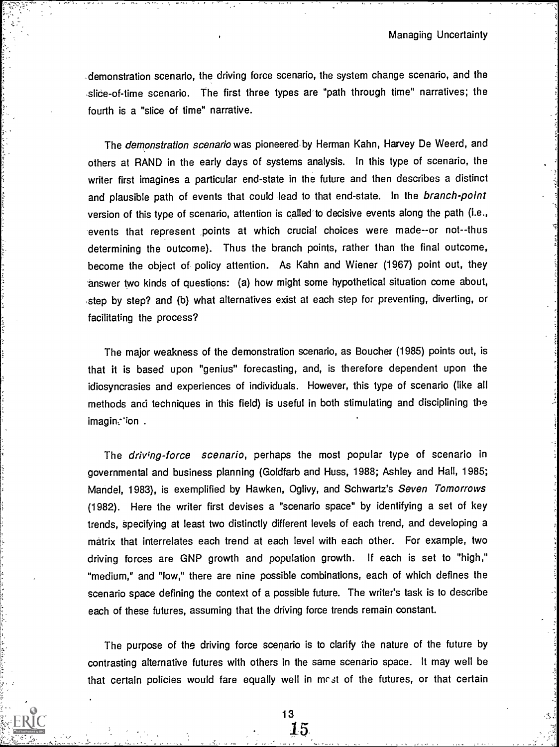demonstration scenario, the driving force scenario, the system change scenario, and the slice-of-time scenario. The first three types are "path through time" narratives; the fourth is a "slice of time" narrative.

The *demonstration scenario* was pioneered by Herman Kahn, Harvey De Weerd, and others at RAND in the early days of systems analysis. In this type of scenario, the writer first imagines a particular end-state in the future and then describes a distinct and plausible path of events that could lead to that end-state. In the *branch-point* version of this type of scenario, attention is called to decisive events along the path (i.e., events that represent points at which crucial choices were made--or not--thus determining the outcome). Thus the branch points, rather than the final outcome, become the object of policy attention. As Kahn and Wiener (1967) point out, they answer two kinds of questions: (a) how might some hypothetical situation come about, step by step? and (b) what alternatives exist at each step for preventing, diverting, or facilitating the process?

The major weakness of the demonstration scenario, as Boucher (1985) points out, is that it is based upon "genius" forecasting, and, is therefore dependent upon the idiosyncrasies and experiences of individuals. However, this type of scenario (like all methods and techniques in this field) is useful in both stimulating and disciplining the imagination.

The *driving-force scenario*, perhaps the most popular type of scenario in governmental and business planning (Goldfarb and Huss, 1988; Ashley and Hall, 1985; Mandel, 1983), is exemplified by Hawken, Oglivy, and Schwartz's *Seven Tomorrows* (1982). Here the writer first devises a "scenario space" by identifying a set of key trends, specifying at least two distinctly different levels of each trend, and developing a matrix that interrelates each trend at each level with each other. For example, two driving forces are GNP growth and population growth. If each is set to "high," "medium," and "low," there are nine possible combinations, each of which defines the scenario space defining the context of a possible future. The writer's task is to describe each of these futures, assuming that the driving force trends remain constant.

The purpose of the driving force scenario is to clarify the nature of the future by contrasting alternative futures with others in the same scenario space. It may well be that certain policies would fare equally well in most of the futures, or that certain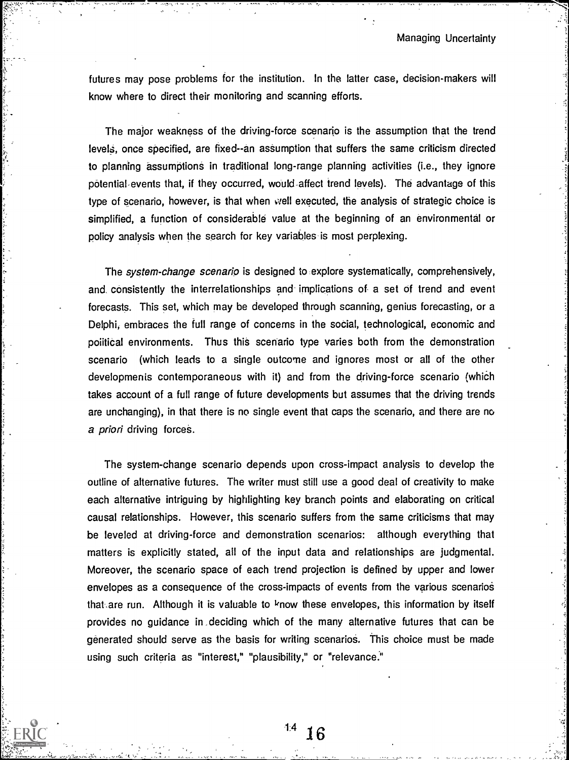futures may pose problems for the institution. In the latter case, decision-makers will know where to direct their monitoring and scanning efforts.

The major weakness of the driving-force scenario is the assumption that the trend levels, once specified, are fixed--an assumption that suffers the same criticism directed to planning assumptions in traditional long-range planning activities (i.e., they ignore potential events that, if they occurred, would affect trend levels). The advantage of this type of scenario, however, is that when well executed, the analysis of strategic choice is simplified, a function of considerable value at the beginning of an environmental or policy analysis when the search for key variables is most perplexing.

The *system-change scenario* is designed to explore systematically, comprehensively, and consistently the interrelationships and implications of a set of trend and event forecasts. This set, which may be developed through scanning, genius forecasting, or a Delphi, embraces the full range of concerns in the social, technological, economic and political environments. Thus this scenario type varies both from the demonstration scenario (which leads to a single outcome and ignores most or all of the other developments contemporaneous with it) and from the driving-force scenario (which takes account of a full range of future developments but assumes that the driving trends are unchanging), in that there is no single event that caps the scenario, and there are no *a priori* driving forces.

The system-change scenario depends upon cross-impact analysis to develop the outline of alternative futures. The writer must still use a good deal of creativity to make each alternative intriguing by highlighting key branch points and elaborating on critical causal relationships. However, this scenario suffers from the same criticisms that may be leveled at driving-force and demonstration scenarios: although everything that matters is explicitly stated, all of the input data and relationships are judgmental. Moreover, the scenario space of each trend projection is defined by upper and lower envelopes as a consequence of the cross-impacts of events from the various scenarios that are run. Although it is valuable to know these envelopes, this information by itself provides no guidance in deciding which of the many alternative futures that can be generated should serve as the basis for writing scenarios. This choice must be made using such criteria as "interest," "plausibility," or "relevance."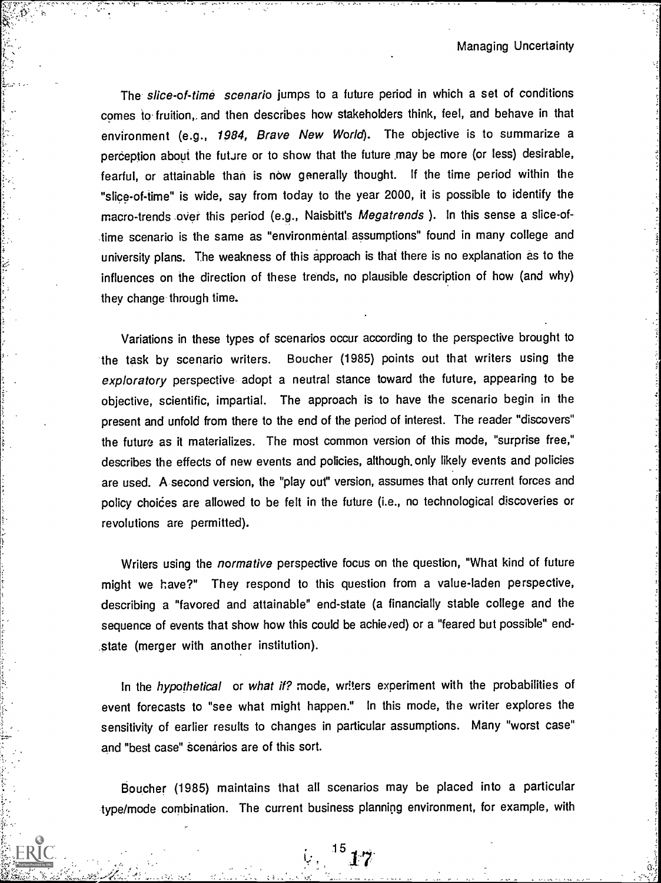The *slice-of-time scenario* jumps to a future period in which a set of conditions comes to fruition, and then describes how stakeholders think, feel, and behave in that environment (e.g., *1984, Brave New World*). The objective is to summarize a perception about the future or to show that the future may be more (or less) desirable, fearful, or attainable than is now generally thought. If the time period within the "slice-of-time" is wide, say from today to the year 2000, it is possible to identify the macro-trends over this period (e.g., Naisbitt's *Megatrends* ). In this sense a slice-of-time scenario is the same as "environmental assumptions" found in many college and university plans. The weakness of this approach is that there is no explanation as to the influences on the direction of these trends, no plausible description of how (and why) they change through time.

Variations in these types of scenarios occur according to the perspective brought to the task by scenario writers. Boucher (1985) points out that writers using the *exploratory* perspective adopt a neutral stance toward the future, appearing to be objective, scientific, impartial. The approach is to have the scenario begin in the present and unfold from there to the end of the period of interest. The reader "discovers" the future as it materializes. The most common version of this mode, "surprise free," describes the effects of new events and policies, although only likely events and policies are used. A second version, the "play out" version, assumes that only current forces and policy choices are allowed to be felt in the future (i.e., no technological discoveries or revolutions are permitted).

Writers using the *normative* perspective focus on the question, "What kind of future might we have?" They respond to this question from a value-laden perspective, describing a "favored and attainable" end-state (a financially stable college and the sequence of events that show how this could be achieved) or a "feared but possible" end-state (merger with another institution).

In the *hypothetical* or *what if?* mode, writers experiment with the probabilities of event forecasts to "see what might happen." In this mode, the writer explores the sensitivity of earlier results to changes in particular assumptions. Many "worst case" and "best case" scenarios are of this sort.

Boucher (1985) maintains that all scenarios may be placed into a particular type/mode combination. The current business planning environment, for example, with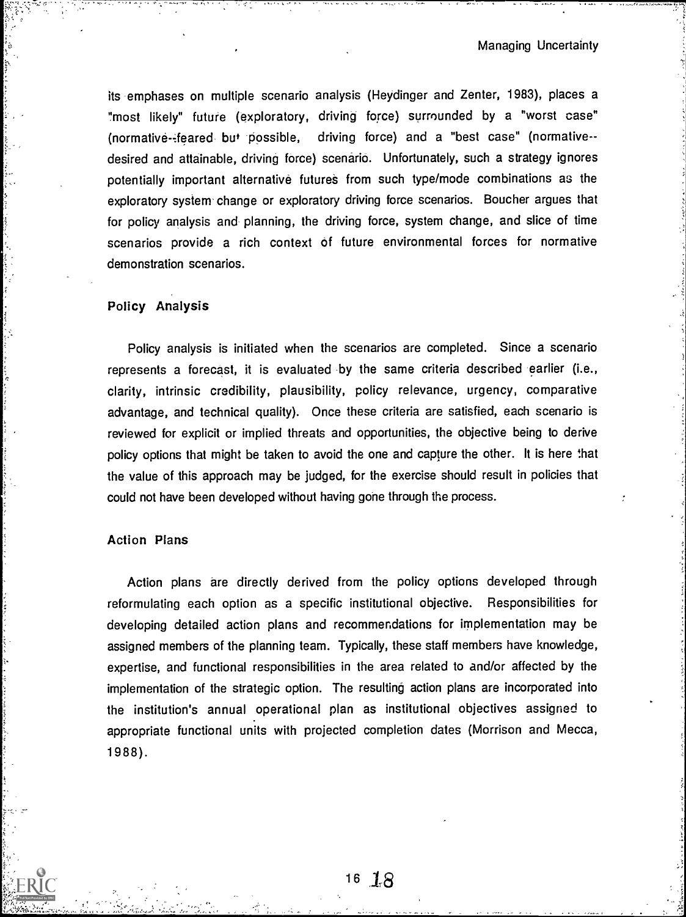its emphases on multiple scenario analysis (Heydinger and Zenter, 1983), places a "most likely" future (exploratory, driving force) surrounded by a "worst case" (normative--feared but possible, driving force) and a "best case" (normative--desired and attainable, driving force) scenario. Unfortunately, such a strategy ignores potentially important alternative futures from such type/mode combinations as the exploratory system change or exploratory driving force scenarios. Boucher argues that for policy analysis and planning, the driving force, system change, and slice of time scenarios provide a rich context of future environmental forces for normative demonstration scenarios.

### Policy Analysis

Policy analysis is initiated when the scenarios are completed. Since a scenario represents a forecast, it is evaluated by the same criteria described earlier (i.e., clarity, intrinsic credibility, plausibility, policy relevance, urgency, comparative advantage, and technical quality). Once these criteria are satisfied, each scenario is reviewed for explicit or implied threats and opportunities, the objective being to derive policy options that might be taken to avoid the one and capture the other. It is here that the value of this approach may be judged, for the exercise should result in policies that could not have been developed without having gone through the process.

### Action Plans

Action plans are directly derived from the policy options developed through reformulating each option as a specific institutional objective. Responsibilities for developing detailed action plans and recommendations for implementation may be assigned members of the planning team. Typically, these staff members have knowledge, expertise, and functional responsibilities in the area related to and/or affected by the implementation of the strategic option. The resulting action plans are incorporated into the institution's annual operational plan as institutional objectives assigned to appropriate functional units with projected completion dates (Morrison and Mecca, 1988).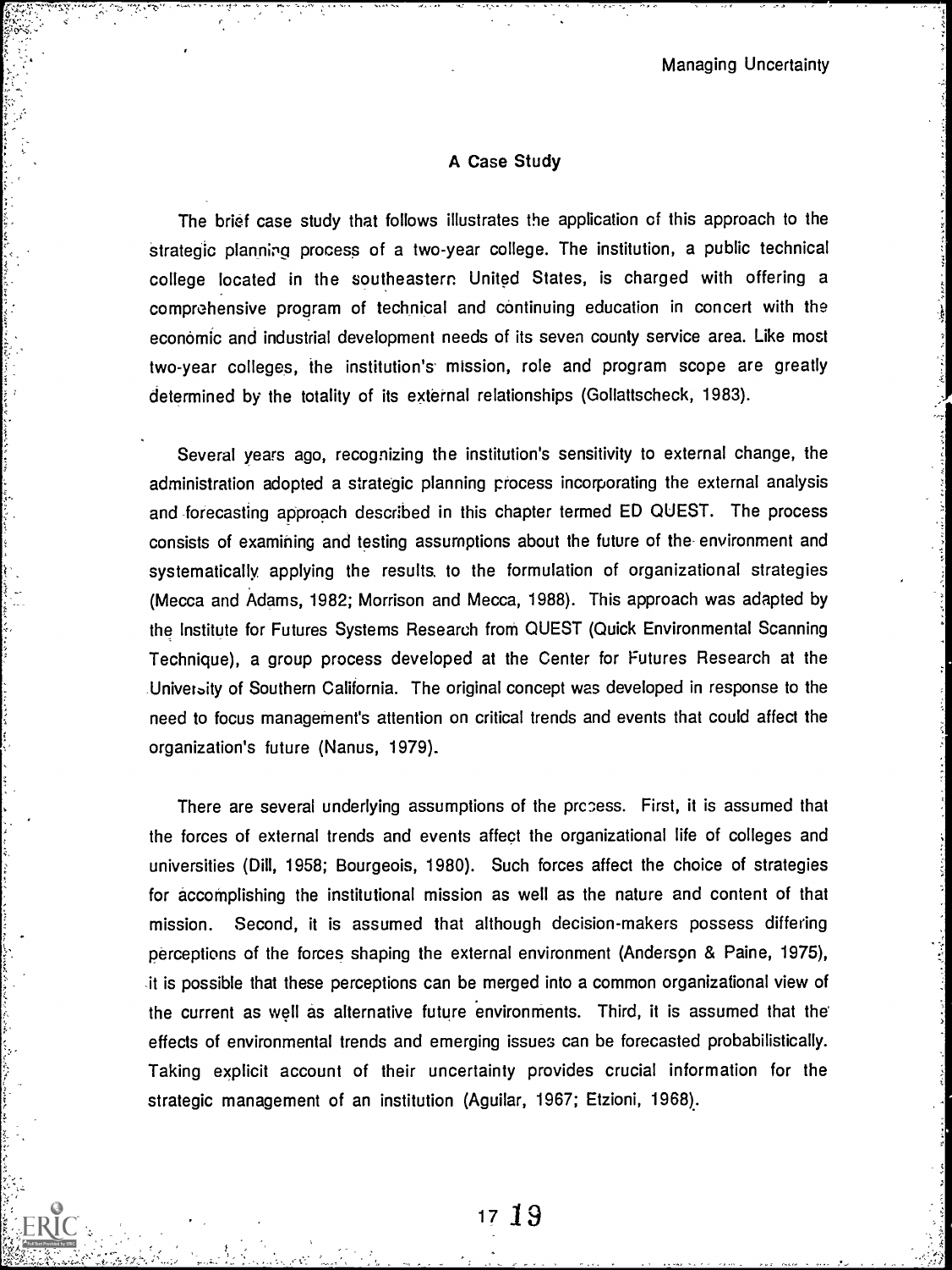## A Case Study

The brief case study that follows illustrates the application of this approach to the strategic planning process of a two-year college. The institution, a public technical college located in the southeastern United States, is charged with offering a comprehensive program of technical and continuing education in concert with the economic and industrial development needs of its seven county service area. Like most two-year colleges, the institution's mission, role and program scope are greatly determined by the totality of its external relationships (Gollattscheck, 1983).

Several years ago, recognizing the institution's sensitivity to external change, the administration adopted a strategic planning process incorporating the external analysis and forecasting approach described in this chapter termed ED QUEST. The process consists of examining and testing assumptions about the future of the environment and systematically applying the results to the formulation of organizational strategies (Mecca and Adams, 1982; Morrison and Mecca, 1988). This approach was adapted by the Institute for Futures Systems Research from QUEST (Quick Environmental Scanning Technique), a group process developed at the Center for Futures Research at the University of Southern California. The original concept was developed in response to the need to focus management's attention on critical trends and events that could affect the organization's future (Nanus, 1979).

There are several underlying assumptions of the process. First, it is assumed that the forces of external trends and events affect the organizational life of colleges and universities (Dill, 1958; Bourgeois, 1980). Such forces affect the choice of strategies for accomplishing the institutional mission as well as the nature and content of that mission. Second, it is assumed that although decision-makers possess differing perceptions of the forces shaping the external environment (Anderson & Paine, 1975), it is possible that these perceptions can be merged into a common organizational view of the current as well as alternative future environments. Third, it is assumed that the effects of environmental trends and emerging issues can be forecasted probabilistically. Taking explicit account of their uncertainty provides crucial information for the strategic management of an institution (Aguilar, 1967; Etzioni, 1968).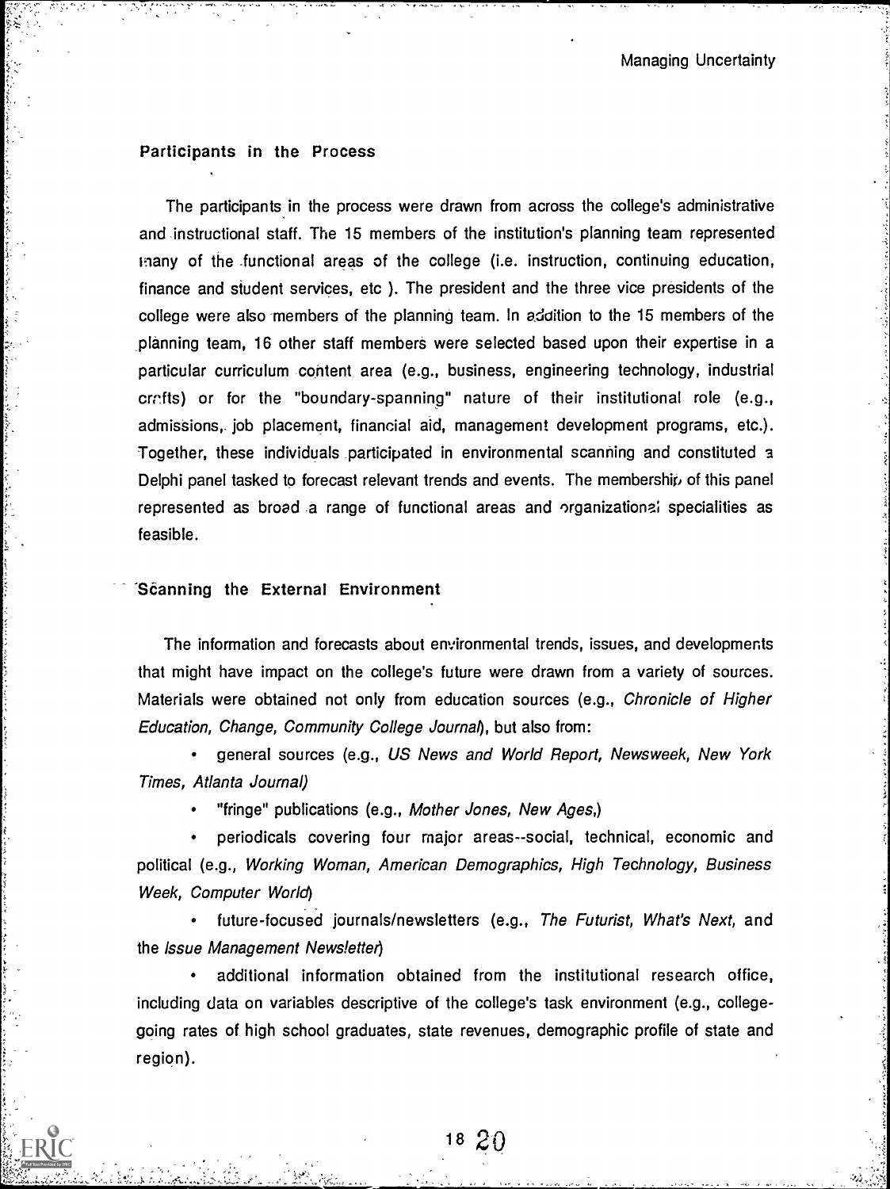### Participants in the Process

The participants in the process were drawn from across the college's administrative and instructional staff. The 15 members of the institution's planning team represented many of the functional areas of the college (i.e. instruction, continuing education, finance and student services, etc ). The president and the three vice presidents of the college were also members of the planning team. In addition to the 15 members of the planning team, 16 other staff members were selected based upon their expertise in a particular curriculum content area (e.g., business, engineering technology, industrial crafts) or for the "boundary-spanning" nature of their institutional role (e.g., admissions, job placement, financial aid, management development programs, etc.). Together, these individuals participated in environmental scanning and constituted a Delphi panel tasked to forecast relevant trends and events. The membership of this panel represented as broad a range of functional areas and organizational specialities as feasible.

### Scanning the External Environment

The information and forecasts about environmental trends, issues, and developments that might have impact on the college's future were drawn from a variety of sources. Materials were obtained not only from education sources (e.g., *Chronicle of Higher Education, Change, Community College Journal*), but also from:

- general sources (e.g., *US News and World Report, Newsweek, New York Times, Atlanta Journal)*
- "fringe" publications (e.g., *Mother Jones, New Ages,*)
- periodicals covering four major areas--social, technical, economic and political (e.g., *Working Woman, American Demographics, High Technology, Business Week, Computer World*)
- future-focused journals/newsletters (e.g., *The Futurist, What's Next,* and the *Issue Management Newsletter*)
- additional information obtained from the institutional research office, including data on variables descriptive of the college's task environment (e.g., college-going rates of high school graduates, state revenues, demographic profile of state and region).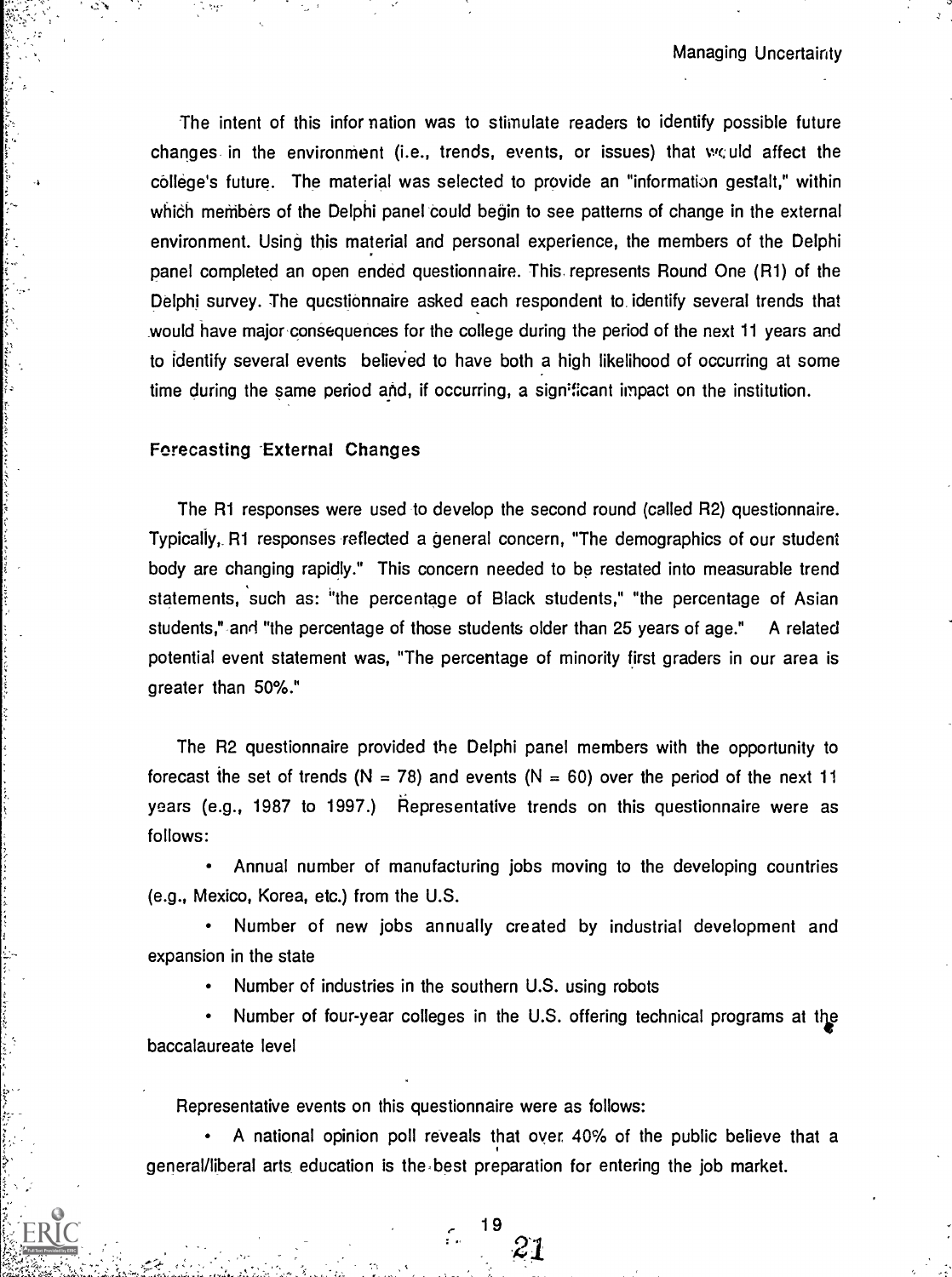The intent of this information was to stimulate readers to identify possible future changes in the environment (i.e., trends, events, or issues) that would affect the college's future. The material was selected to provide an "information gestalt," within which members of the Delphi panel could begin to see patterns of change in the external environment. Using this material and personal experience, the members of the Delphi panel completed an open ended questionnaire. This represents Round One (R1) of the Delphi survey. The questionnaire asked each respondent to identify several trends that would have major consequences for the college during the period of the next 11 years and to identify several events believed to have both a high likelihood of occurring at some time during the same period and, if occurring, a significant impact on the institution.

## Forecasting External Changes

The R1 responses were used to develop the second round (called R2) questionnaire. Typically, R1 responses reflected a general concern, "The demographics of our student body are changing rapidly." This concern needed to be restated into measurable trend statements, such as: "the percentage of Black students," "the percentage of Asian students," and "the percentage of those students older than 25 years of age." A related potential event statement was, "The percentage of minority first graders in our area is greater than 50%."

The R2 questionnaire provided the Delphi panel members with the opportunity to forecast the set of trends (N = 78) and events (N = 60) over the period of the next 11 years (e.g., 1987 to 1997.) Representative trends on this questionnaire were as follows:

- Annual number of manufacturing jobs moving to the developing countries (e.g., Mexico, Korea, etc.) from the U.S.
- Number of new jobs annually created by industrial development and expansion in the state
- Number of industries in the southern U.S. using robots
- Number of four-year colleges in the U.S. offering technical programs at the baccalaureate level

Representative events on this questionnaire were as follows:

- A national opinion poll reveals that over 40% of the public believe that a general/liberal arts education is the best preparation for entering the job market.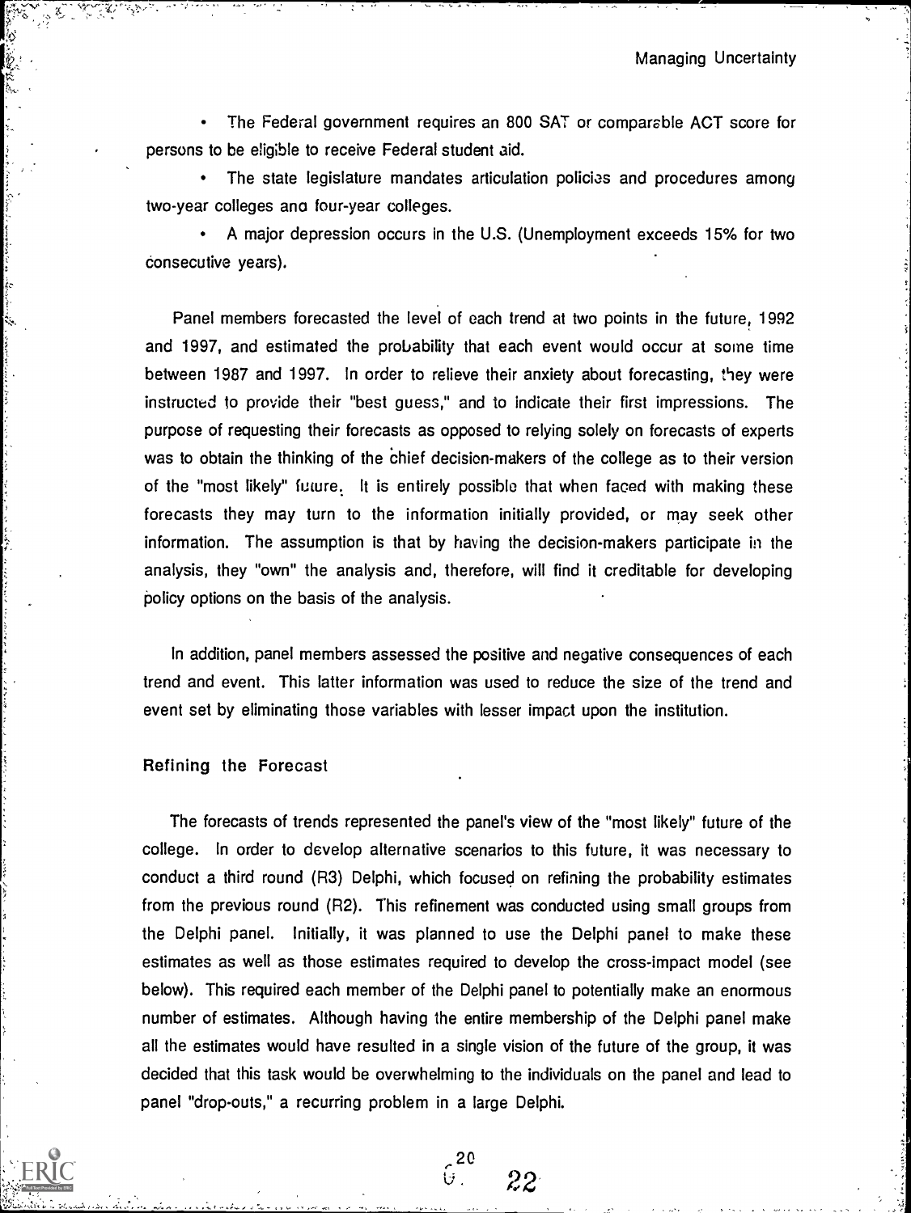- The Federal government requires an 800 SAT or comparable ACT score for persons to be eligible to receive Federal student aid.
- The state legislature mandates articulation policies and procedures among two-year colleges and four-year colleges.
- A major depression occurs in the U.S. (Unemployment exceeds 15% for two consecutive years).

Panel members forecasted the level of each trend at two points in the future, 1992 and 1997, and estimated the probability that each event would occur at some time between 1987 and 1997. In order to relieve their anxiety about forecasting, they were instructed to provide their "best guess," and to indicate their first impressions. The purpose of requesting their forecasts as opposed to relying solely on forecasts of experts was to obtain the thinking of the chief decision-makers of the college as to their version of the "most likely" future. It is entirely possible that when faced with making these forecasts they may turn to the information initially provided, or may seek other information. The assumption is that by having the decision-makers participate in the analysis, they "own" the analysis and, therefore, will find it creditable for developing policy options on the basis of the analysis.

In addition, panel members assessed the positive and negative consequences of each trend and event. This latter information was used to reduce the size of the trend and event set by eliminating those variables with lesser impact upon the institution.

### Refining the Forecast

The forecasts of trends represented the panel's view of the "most likely" future of the college. In order to develop alternative scenarios to this future, it was necessary to conduct a third round (R3) Delphi, which focused on refining the probability estimates from the previous round (R2). This refinement was conducted using small groups from the Delphi panel. Initially, it was planned to use the Delphi panel to make these estimates as well as those estimates required to develop the cross-impact model (see below). This required each member of the Delphi panel to potentially make an enormous number of estimates. Although having the entire membership of the Delphi panel make all the estimates would have resulted in a single vision of the future of the group, it was decided that this task would be overwhelming to the individuals on the panel and lead to panel "drop-outs," a recurring problem in a large Delphi.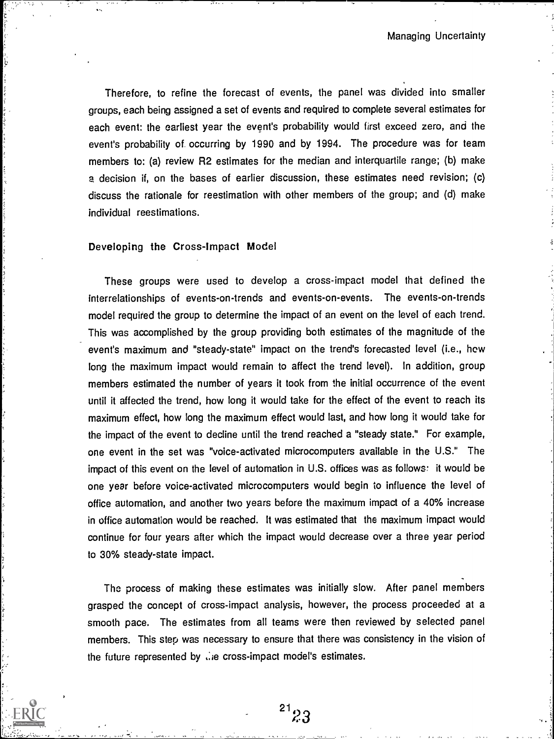Therefore, to refine the forecast of events, the panel was divided into smaller groups, each being assigned a set of events and required to complete several estimates for each event: the earliest year the event's probability would first exceed zero, and the event's probability of occurring by 1990 and by 1994. The procedure was for team members to: (a) review R2 estimates for the median and interquartile range; (b) make a decision if, on the bases of earlier discussion, these estimates need revision; (c) discuss the rationale for reestimation with other members of the group; and (d) make individual reestimations.

### Developing the Cross-Impact Model

These groups were used to develop a cross-impact model that defined the interrelationships of events-on-trends and events-on-events. The events-on-trends model required the group to determine the impact of an event on the level of each trend. This was accomplished by the group providing both estimates of the magnitude of the event's maximum and "steady-state" impact on the trend's forecasted level (i.e., how long the maximum impact would remain to affect the trend level). In addition, group members estimated the number of years it took from the initial occurrence of the event until it affected the trend, how long it would take for the effect of the event to reach its maximum effect, how long the maximum effect would last, and how long it would take for the impact of the event to decline until the trend reached a "steady state." For example, one event in the set was "voice-activated microcomputers available in the U.S." The impact of this event on the level of automation in U.S. offices was as follows: it would be one year before voice-activated microcomputers would begin to influence the level of office automation, and another two years before the maximum impact of a 40% increase in office automation would be reached. It was estimated that the maximum impact would continue for four years after which the impact would decrease over a three year period to 30% steady-state impact.

The process of making these estimates was initially slow. After panel members grasped the concept of cross-impact analysis, however, the process proceeded at a smooth pace. The estimates from all teams were then reviewed by selected panel members. This step was necessary to ensure that there was consistency in the vision of the future represented by the cross-impact model's estimates.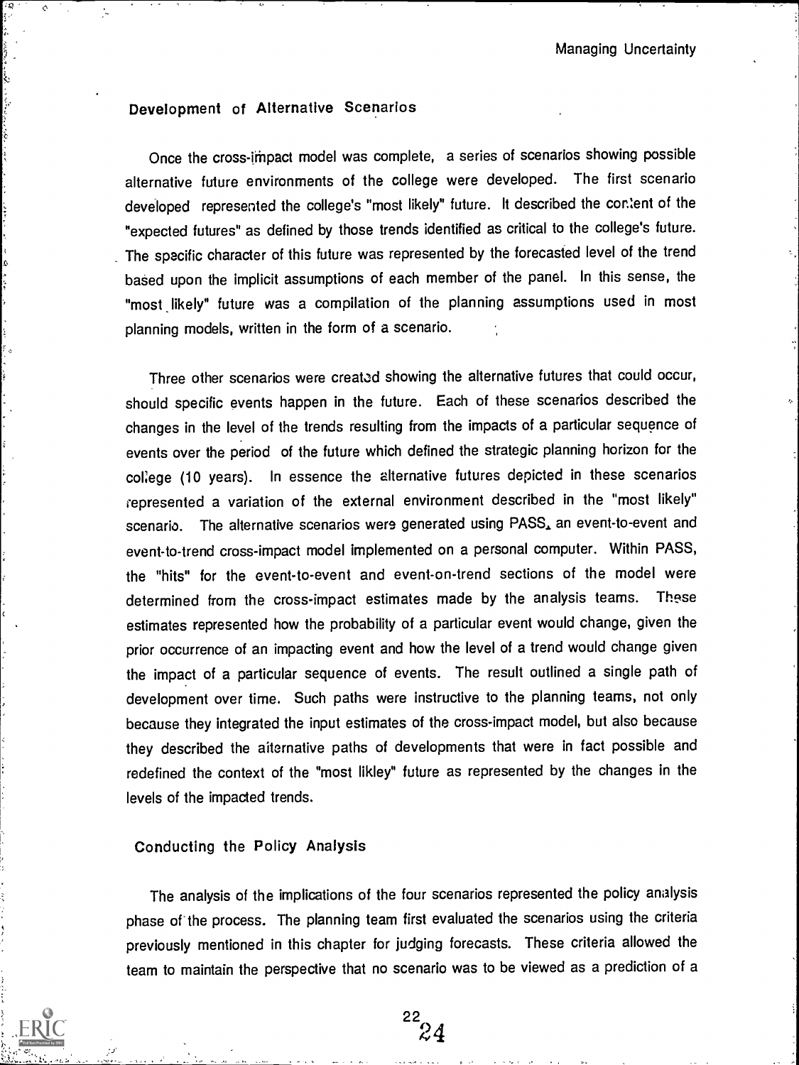## Development of Alternative Scenarios

Once the cross-impact model was complete, a series of scenarios showing possible alternative future environments of the college were developed. The first scenario developed represented the college's "most likely" future. It described the content of the "expected futures" as defined by those trends identified as critical to the college's future. The specific character of this future was represented by the forecasted level of the trend based upon the implicit assumptions of each member of the panel. In this sense, the "most likely" future was a compilation of the planning assumptions used in most planning models, written in the form of a scenario.

Three other scenarios were created showing the alternative futures that could occur, should specific events happen in the future. Each of these scenarios described the changes in the level of the trends resulting from the impacts of a particular sequence of events over the period of the future which defined the strategic planning horizon for the college (10 years). In essence the alternative futures depicted in these scenarios represented a variation of the external environment described in the "most likely" scenario. The alternative scenarios were generated using PASS, an event-to-event and event-to-trend cross-impact model implemented on a personal computer. Within PASS, the "hits" for the event-to-event and event-on-trend sections of the model were determined from the cross-impact estimates made by the analysis teams. These estimates represented how the probability of a particular event would change, given the prior occurrence of an impacting event and how the level of a trend would change given the impact of a particular sequence of events. The result outlined a single path of development over time. Such paths were instructive to the planning teams, not only because they integrated the input estimates of the cross-impact model, but also because they described the alternative paths of developments that were in fact possible and redefined the context of the "most likley" future as represented by the changes in the levels of the impacted trends.

## Conducting the Policy Analysis

The analysis of the implications of the four scenarios represented the policy analysis phase of the process. The planning team first evaluated the scenarios using the criteria previously mentioned in this chapter for judging forecasts. These criteria allowed the team to maintain the perspective that no scenario was to be viewed as a prediction of a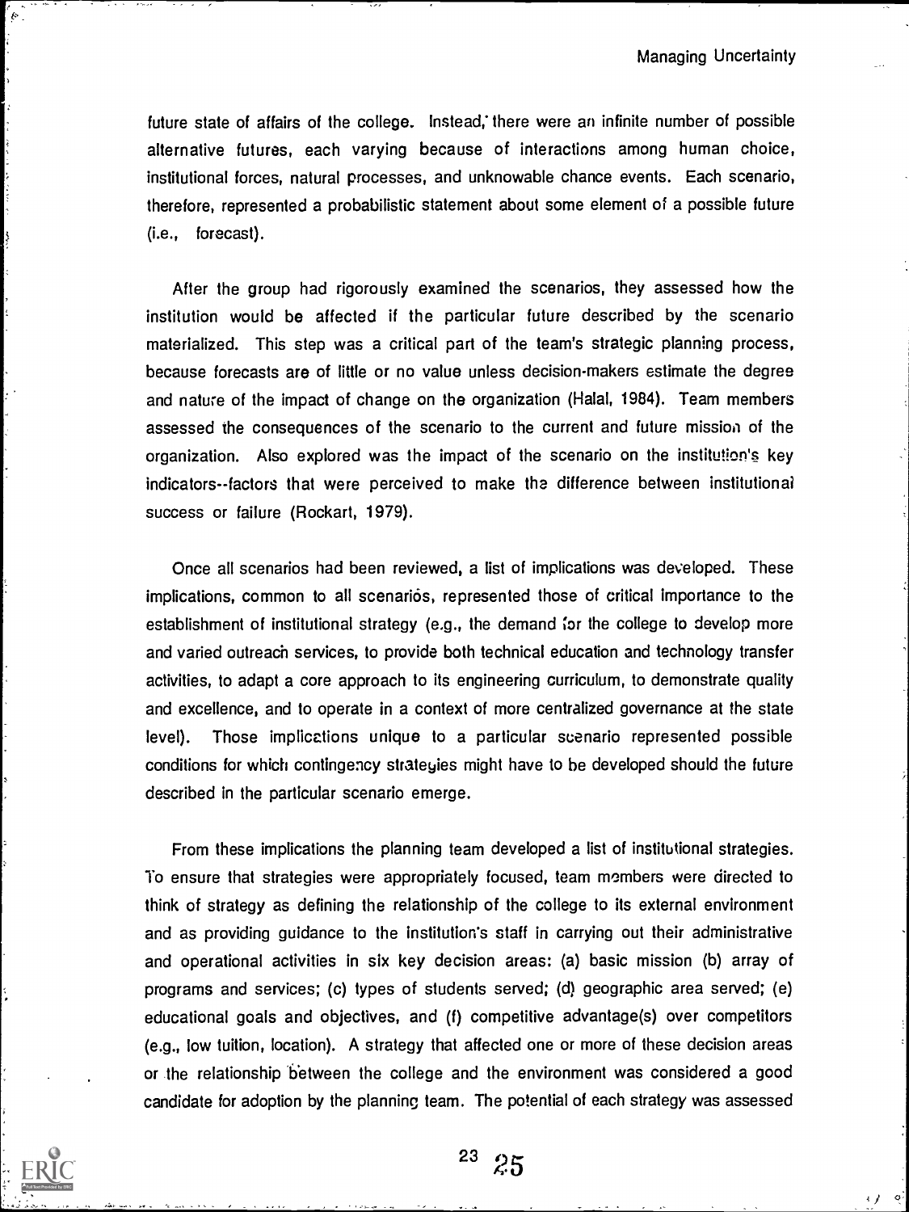future state of affairs of the college. Instead, there were an infinite number of possible alternative futures, each varying because of interactions among human choice, institutional forces, natural processes, and unknowable chance events. Each scenario, therefore, represented a probabilistic statement about some element of a possible future (i.e., forecast).

After the group had rigorously examined the scenarios, they assessed how the institution would be affected if the particular future described by the scenario materialized. This step was a critical part of the team's strategic planning process, because forecasts are of little or no value unless decision-makers estimate the degree and nature of the impact of change on the organization (Halal, 1984). Team members assessed the consequences of the scenario to the current and future mission of the organization. Also explored was the impact of the scenario on the institution's key indicators--factors that were perceived to make the difference between institutional success or failure (Rockart, 1979).

Once all scenarios had been reviewed, a list of implications was developed. These implications, common to all scenarios, represented those of critical importance to the establishment of institutional strategy (e.g., the demand for the college to develop more and varied outreach services, to provide both technical education and technology transfer activities, to adapt a core approach to its engineering curriculum, to demonstrate quality and excellence, and to operate in a context of more centralized governance at the state level). Those implications unique to a particular scenario represented possible conditions for which contingency strategies might have to be developed should the future described in the particular scenario emerge.

From these implications the planning team developed a list of institutional strategies. To ensure that strategies were appropriately focused, team members were directed to think of strategy as defining the relationship of the college to its external environment and as providing guidance to the institution's staff in carrying out their administrative and operational activities in six key decision areas: (a) basic mission (b) array of programs and services; (c) types of students served; (d) geographic area served; (e) educational goals and objectives, and (f) competitive advantage(s) over competitors (e.g., low tuition, location). A strategy that affected one or more of these decision areas or the relationship between the college and the environment was considered a good candidate for adoption by the planning team. The potential of each strategy was assessed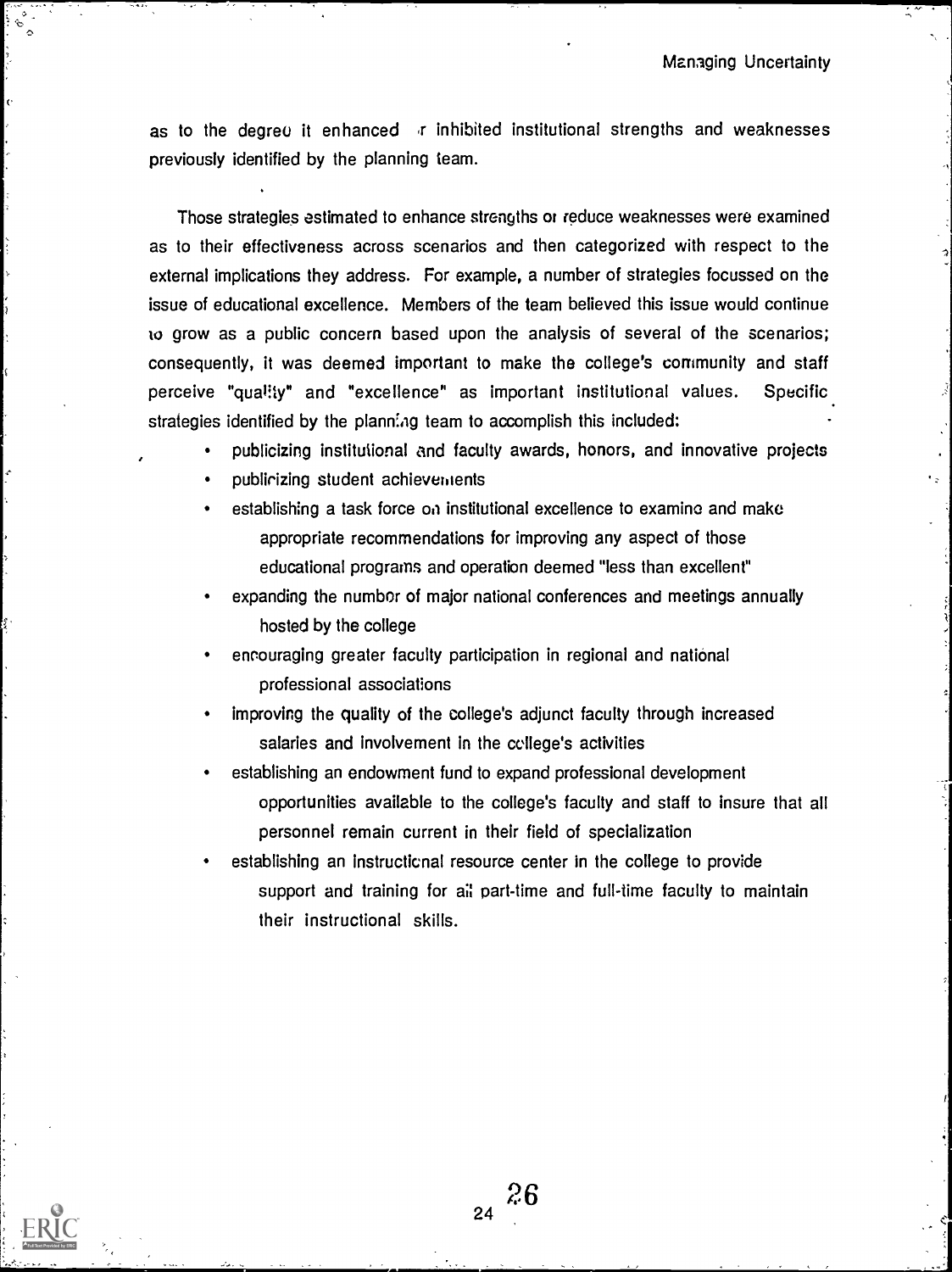as to the degree it enhanced or inhibited institutional strengths and weaknesses previously identified by the planning team.

Those strategies estimated to enhance strengths or reduce weaknesses were examined as to their effectiveness across scenarios and then categorized with respect to the external implications they address. For example, a number of strategies focussed on the issue of educational excellence. Members of the team believed this issue would continue to grow as a public concern based upon the analysis of several of the scenarios; consequently, it was deemed important to make the college's community and staff perceive "quality" and "excellence" as important institutional values. Specific strategies identified by the planning team to accomplish this included:

- publicizing institutional and faculty awards, honors, and innovative projects
- publicizing student achievements
- establishing a task force on institutional excellence to examine and make appropriate recommendations for improving any aspect of those educational programs and operation deemed "less than excellent"
- expanding the number of major national conferences and meetings annually hosted by the college
- encouraging greater faculty participation in regional and national professional associations
- improving the quality of the college's adjunct faculty through increased salaries and involvement in the college's activities
- establishing an endowment fund to expand professional development opportunities available to the college's faculty and staff to insure that all personnel remain current in their field of specialization
- establishing an instructional resource center in the college to provide support and training for all part-time and full-time faculty to maintain their instructional skills.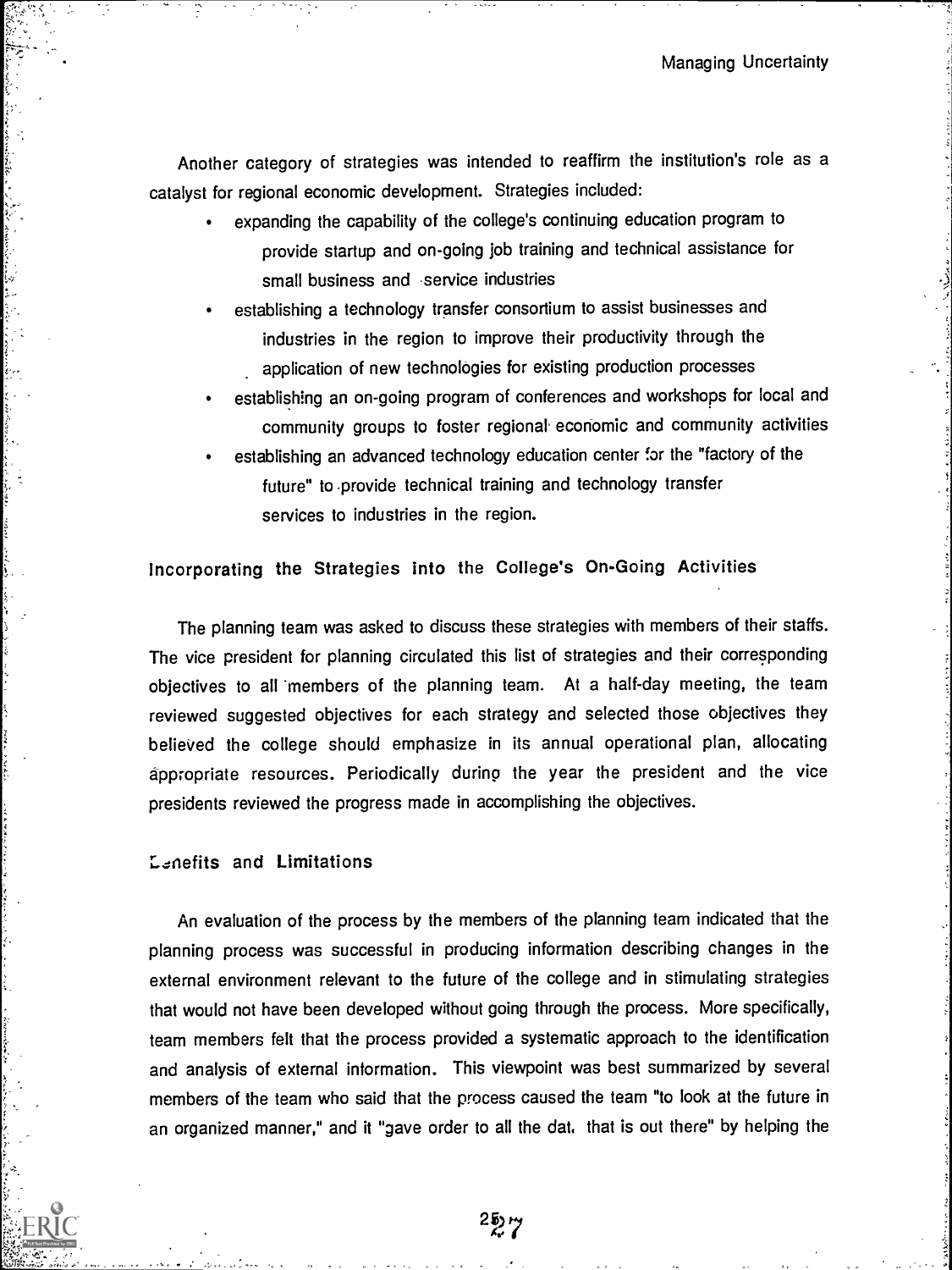Another category of strategies was intended to reaffirm the institution's role as a catalyst for regional economic development. Strategies included:

- expanding the capability of the college's continuing education program to provide startup and on-going job training and technical assistance for small business and service industries
- establishing a technology transfer consortium to assist businesses and industries in the region to improve their productivity through the application of new technologies for existing production processes
- establishing an on-going program of conferences and workshops for local and community groups to foster regional economic and community activities
- establishing an advanced technology education center for the "factory of the future" to provide technical training and technology transfer services to industries in the region.

## Incorporating the Strategies into the College's On-Going Activities

The planning team was asked to discuss these strategies with members of their staffs. The vice president for planning circulated this list of strategies and their corresponding objectives to all members of the planning team. At a half-day meeting, the team reviewed suggested objectives for each strategy and selected those objectives they believed the college should emphasize in its annual operational plan, allocating appropriate resources. Periodically during the year the president and the vice presidents reviewed the progress made in accomplishing the objectives.

## Benefits and Limitations

An evaluation of the process by the members of the planning team indicated that the planning process was successful in producing information describing changes in the external environment relevant to the future of the college and in stimulating strategies that would not have been developed without going through the process. More specifically, team members felt that the process provided a systematic approach to the identification and analysis of external information. This viewpoint was best summarized by several members of the team who said that the process caused the team "to look at the future in an organized manner," and it "gave order to all the data that is out there" by helping the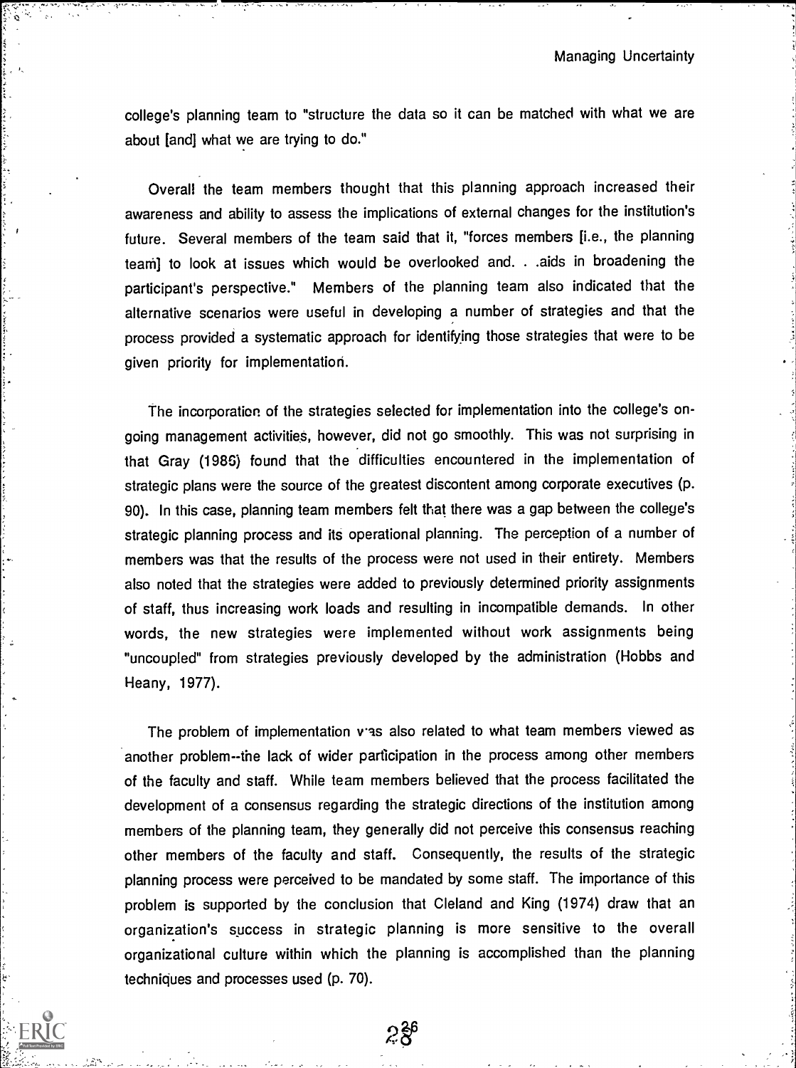college's planning team to "structure the data so it can be matched with what we are about [and] what we are trying to do."

Overall the team members thought that this planning approach increased their awareness and ability to assess the implications of external changes for the institution's future. Several members of the team said that it, "forces members [i.e., the planning team] to look at issues which would be overlooked and. . .aids in broadening the participant's perspective." Members of the planning team also indicated that the alternative scenarios were useful in developing a number of strategies and that the process provided a systematic approach for identifying those strategies that were to be given priority for implementation.

The incorporation of the strategies selected for implementation into the college's on-going management activities, however, did not go smoothly. This was not surprising in that Gray (1986) found that the difficulties encountered in the implementation of strategic plans were the source of the greatest discontent among corporate executives (p. 90). In this case, planning team members felt that there was a gap between the college's strategic planning process and its operational planning. The perception of a number of members was that the results of the process were not used in their entirety. Members also noted that the strategies were added to previously determined priority assignments of staff, thus increasing work loads and resulting in incompatible demands. In other words, the new strategies were implemented without work assignments being "uncoupled" from strategies previously developed by the administration (Hobbs and Heany, 1977).

The problem of implementation was also related to what team members viewed as another problem--the lack of wider participation in the process among other members of the faculty and staff. While team members believed that the process facilitated the development of a consensus regarding the strategic directions of the institution among members of the planning team, they generally did not perceive this consensus reaching other members of the faculty and staff. Consequently, the results of the strategic planning process were perceived to be mandated by some staff. The importance of this problem is supported by the conclusion that Cleland and King (1974) draw that an organization's success in strategic planning is more sensitive to the overall organizational culture within which the planning is accomplished than the planning techniques and processes used (p. 70).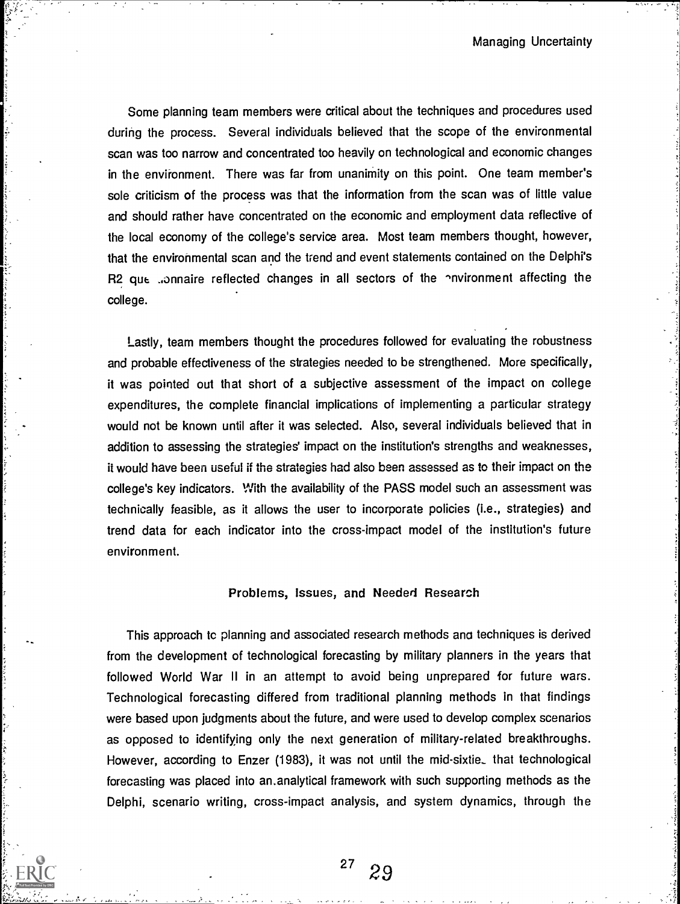Some planning team members were critical about the techniques and procedures used during the process. Several individuals believed that the scope of the environmental scan was too narrow and concentrated too heavily on technological and economic changes in the environment. There was far from unanimity on this point. One team member's sole criticism of the process was that the information from the scan was of little value and should rather have concentrated on the economic and employment data reflective of the local economy of the college's service area. Most team members thought, however, that the environmental scan and the trend and event statements contained on the Delphi's R2 questionnaire reflected changes in all sectors of the environment affecting the college.

Lastly, team members thought the procedures followed for evaluating the robustness and probable effectiveness of the strategies needed to be strengthened. More specifically, it was pointed out that short of a subjective assessment of the impact on college expenditures, the complete financial implications of implementing a particular strategy would not be known until after it was selected. Also, several individuals believed that in addition to assessing the strategies' impact on the institution's strengths and weaknesses, it would have been useful if the strategies had also been assessed as to their impact on the college's key indicators. With the availability of the PASS model such an assessment was technically feasible, as it allows the user to incorporate policies (i.e., strategies) and trend data for each indicator into the cross-impact model of the institution's future environment.

## Problems, Issues, and Needed Research

This approach to planning and associated research methods and techniques is derived from the development of technological forecasting by military planners in the years that followed World War II in an attempt to avoid being unprepared for future wars. Technological forecasting differed from traditional planning methods in that findings were based upon judgments about the future, and were used to develop complex scenarios as opposed to identifying only the next generation of military-related breakthroughs. However, according to Enzer (1983), it was not until the mid-sixties that technological forecasting was placed into an analytical framework with such supporting methods as the Delphi, scenario writing, cross-impact analysis, and system dynamics, through the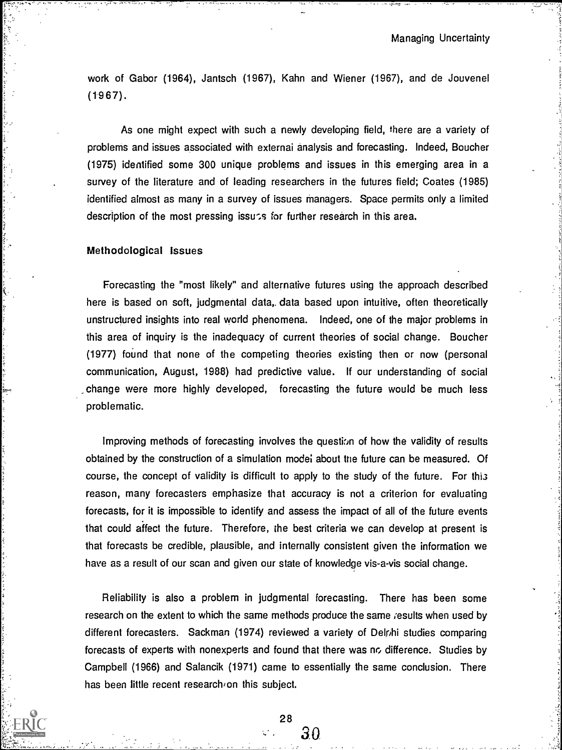work of Gabor (1964), Jantsch (1967), Kahn and Wiener (1967), and de Jouvenel (1967).

As one might expect with such a newly developing field, there are a variety of problems and issues associated with external analysis and forecasting. Indeed, Boucher (1975) identified some 300 unique problems and issues in this emerging area in a survey of the literature and of leading researchers in the futures field; Coates (1985) identified almost as many in a survey of issues managers. Space permits only a limited description of the most pressing issues for further research in this area.

### Methodological Issues

Forecasting the "most likely" and alternative futures using the approach described here is based on soft, judgmental data, data based upon intuitive, often theoretically unstructured insights into real world phenomena. Indeed, one of the major problems in this area of inquiry is the inadequacy of current theories of social change. Boucher (1977) found that none of the competing theories existing then or now (personal communication, August, 1988) had predictive value. If our understanding of social change were more highly developed, forecasting the future would be much less problematic.

Improving methods of forecasting involves the question of how the validity of results obtained by the construction of a simulation model about the future can be measured. Of course, the concept of validity is difficult to apply to the study of the future. For this reason, many forecasters emphasize that accuracy is not a criterion for evaluating forecasts, for it is impossible to identify and assess the impact of all of the future events that could affect the future. Therefore, the best criteria we can develop at present is that forecasts be credible, plausible, and internally consistent given the information we have as a result of our scan and given our state of knowledge vis-a-vis social change.

Reliability is also a problem in judgmental forecasting. There has been some research on the extent to which the same methods produce the same results when used by different forecasters. Sackman (1974) reviewed a variety of Delphi studies comparing forecasts of experts with nonexperts and found that there was no difference. Studies by Campbell (1966) and Salancik (1971) came to essentially the same conclusion. There has been little recent research on this subject.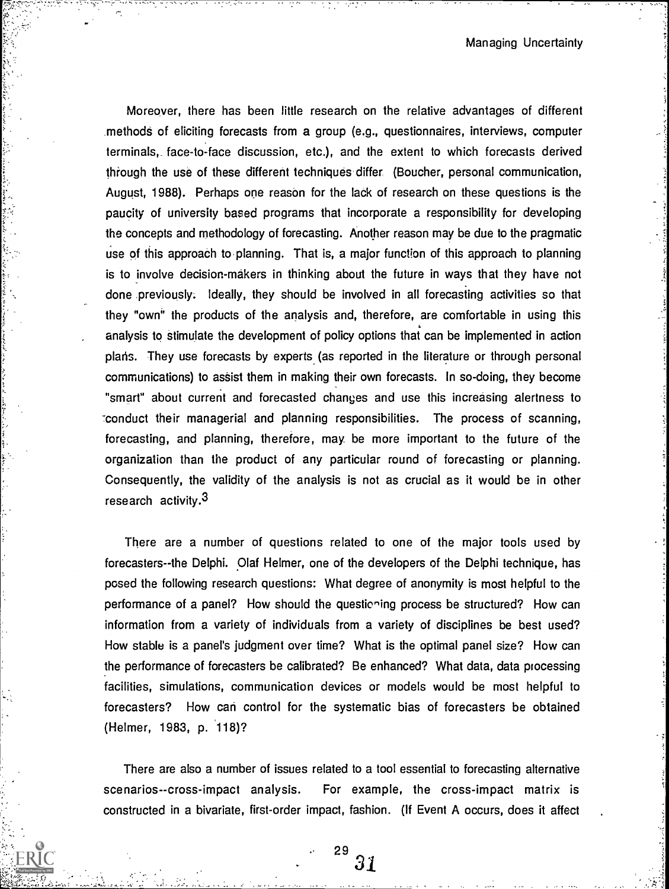Moreover, there has been little research on the relative advantages of different methods of eliciting forecasts from a group (e.g., questionnaires, interviews, computer terminals, face-to-face discussion, etc.), and the extent to which forecasts derived through the use of these different techniques differ (Boucher, personal communication, August, 1988). Perhaps one reason for the lack of research on these questions is the paucity of university based programs that incorporate a responsibility for developing the concepts and methodology of forecasting. Another reason may be due to the pragmatic use of this approach to planning. That is, a major function of this approach to planning is to involve decision-makers in thinking about the future in ways that they have not done previously. Ideally, they should be involved in all forecasting activities so that they "own" the products of the analysis and, therefore, are comfortable in using this analysis to stimulate the development of policy options that can be implemented in action plans. They use forecasts by experts (as reported in the literature or through personal communications) to assist them in making their own forecasts. In so-doing, they become "smart" about current and forecasted changes and use this increasing alertness to conduct their managerial and planning responsibilities. The process of scanning, forecasting, and planning, therefore, may be more important to the future of the organization than the product of any particular round of forecasting or planning. Consequently, the validity of the analysis is not as crucial as it would be in other research activity.[3]

There are a number of questions related to one of the major tools used by forecasters--the Delphi. Olaf Helmer, one of the developers of the Delphi technique, has posed the following research questions: What degree of anonymity is most helpful to the performance of a panel? How should the questioning process be structured? How can information from a variety of individuals from a variety of disciplines be best used? How stable is a panel's judgment over time? What is the optimal panel size? How can the performance of forecasters be calibrated? Be enhanced? What data, data processing facilities, simulations, communication devices or models would be most helpful to forecasters? How can control for the systematic bias of forecasters be obtained (Helmer, 1983, p. 118)?

There are also a number of issues related to a tool essential to forecasting alternative scenarios--cross-impact analysis. For example, the cross-impact matrix is constructed in a bivariate, first-order impact, fashion. (If Event A occurs, does it affect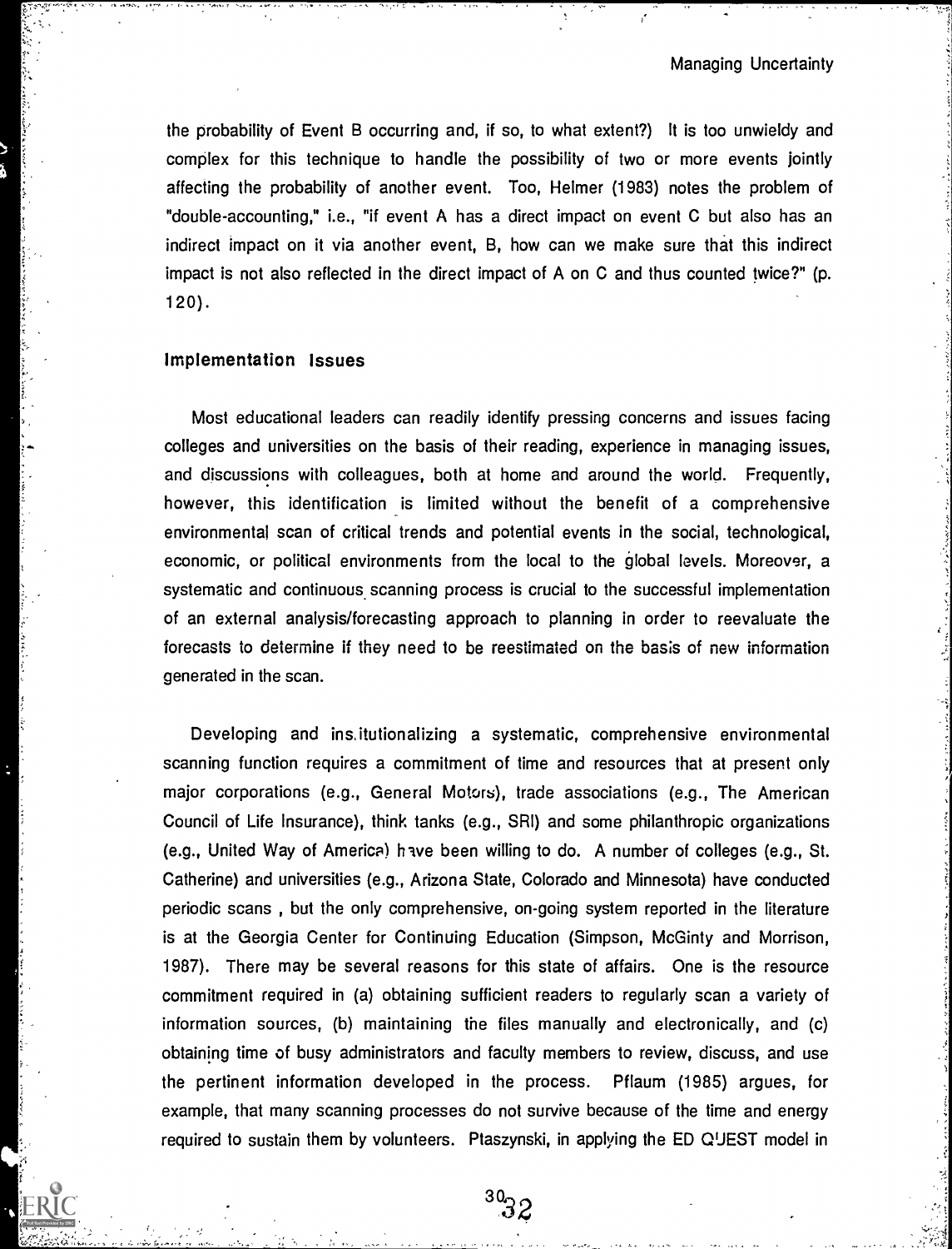the probability of Event B occurring and, if so, to what extent?) It is too unwieldy and complex for this technique to handle the possibility of two or more events jointly affecting the probability of another event. Too, Helmer (1983) notes the problem of "double-accounting," i.e., "if event A has a direct impact on event C but also has an indirect impact on it via another event, B, how can we make sure that this indirect impact is not also reflected in the direct impact of A on C and thus counted twice?" (p. 120).

### Implementation Issues

Most educational leaders can readily identify pressing concerns and issues facing colleges and universities on the basis of their reading, experience in managing issues, and discussions with colleagues, both at home and around the world. Frequently, however, this identification is limited without the benefit of a comprehensive environmental scan of critical trends and potential events in the social, technological, economic, or political environments from the local to the global levels. Moreover, a systematic and continuous scanning process is crucial to the successful implementation of an external analysis/forecasting approach to planning in order to reevaluate the forecasts to determine if they need to be reestimated on the basis of new information generated in the scan.

Developing and institutionalizing a systematic, comprehensive environmental scanning function requires a commitment of time and resources that at present only major corporations (e.g., General Motors), trade associations (e.g., The American Council of Life Insurance), think tanks (e.g., SRI) and some philanthropic organizations (e.g., United Way of America) have been willing to do. A number of colleges (e.g., St. Catherine) and universities (e.g., Arizona State, Colorado and Minnesota) have conducted periodic scans , but the only comprehensive, on-going system reported in the literature is at the Georgia Center for Continuing Education (Simpson, McGinty and Morrison, 1987). There may be several reasons for this state of affairs. One is the resource commitment required in (a) obtaining sufficient readers to regularly scan a variety of information sources, (b) maintaining the files manually and electronically, and (c) obtaining time of busy administrators and faculty members to review, discuss, and use the pertinent information developed in the process. Pflaum (1985) argues, for example, that many scanning processes do not survive because of the time and energy required to sustain them by volunteers. Ptaszynski, in applying the ED QUEST model in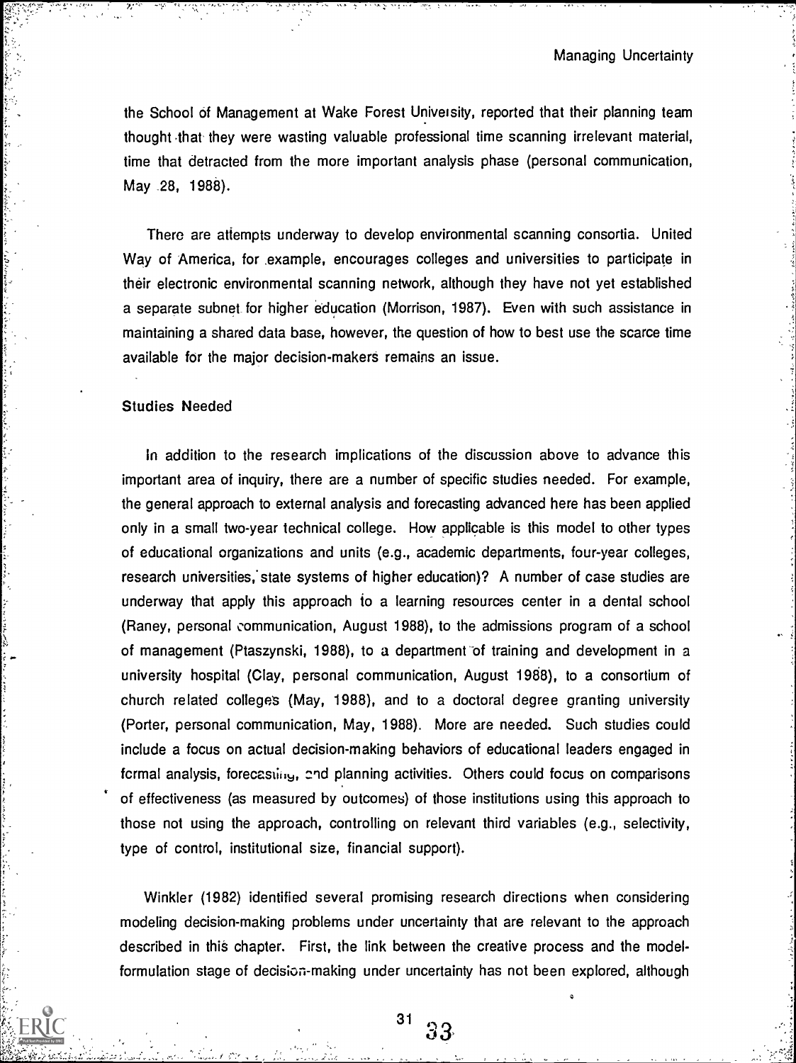the School of Management at Wake Forest University, reported that their planning team thought that they were wasting valuable professional time scanning irrelevant material, time that detracted from the more important analysis phase (personal communication, May 28, 1988).

There are attempts underway to develop environmental scanning consortia. United Way of America, for example, encourages colleges and universities to participate in their electronic environmental scanning network, although they have not yet established a separate subnet for higher education (Morrison, 1987). Even with such assistance in maintaining a shared data base, however, the question of how to best use the scarce time available for the major decision-makers remains an issue.

### Studies Needed

In addition to the research implications of the discussion above to advance this important area of inquiry, there are a number of specific studies needed. For example, the general approach to external analysis and forecasting advanced here has been applied only in a small two-year technical college. How applicable is this model to other types of educational organizations and units (e.g., academic departments, four-year colleges, research universities, state systems of higher education)? A number of case studies are underway that apply this approach to a learning resources center in a dental school (Raney, personal communication, August 1988), to the admissions program of a school of management (Ptaszynski, 1988), to a department of training and development in a university hospital (Clay, personal communication, August 1988), to a consortium of church related colleges (May, 1988), and to a doctoral degree granting university (Porter, personal communication, May, 1988). More are needed. Such studies could include a focus on actual decision-making behaviors of educational leaders engaged in formal analysis, forecasting, and planning activities. Others could focus on comparisons of effectiveness (as measured by outcomes) of those institutions using this approach to those not using the approach, controlling on relevant third variables (e.g., selectivity, type of control, institutional size, financial support).

Winkler (1982) identified several promising research directions when considering modeling decision-making problems under uncertainty that are relevant to the approach described in this chapter. First, the link between the creative process and the model-formulation stage of decision-making under uncertainty has not been explored, although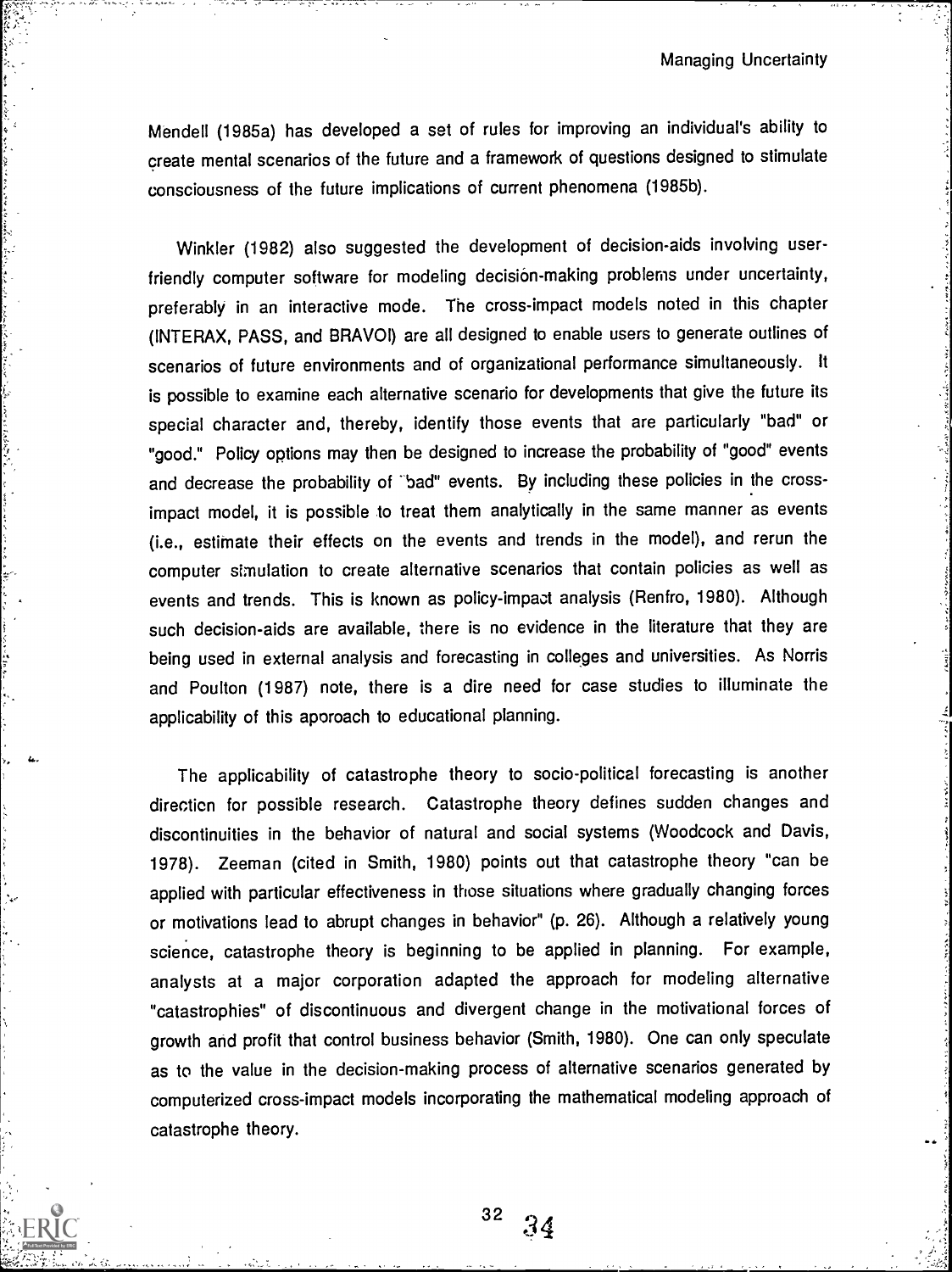Mendell (1985a) has developed a set of rules for improving an individual's ability to create mental scenarios of the future and a framework of questions designed to stimulate consciousness of the future implications of current phenomena (1985b).

Winkler (1982) also suggested the development of decision-aids involving user-friendly computer software for modeling decision-making problems under uncertainty, preferably in an interactive mode. The cross-impact models noted in this chapter (INTERAX, PASS, and BRAVOI) are all designed to enable users to generate outlines of scenarios of future environments and of organizational performance simultaneously. It is possible to examine each alternative scenario for developments that give the future its special character and, thereby, identify those events that are particularly "bad" or "good." Policy options may then be designed to increase the probability of "good" events and decrease the probability of "bad" events. By including these policies in the cross-impact model, it is possible to treat them analytically in the same manner as events (i.e., estimate their effects on the events and trends in the model), and rerun the computer simulation to create alternative scenarios that contain policies as well as events and trends. This is known as policy-impact analysis (Renfro, 1980). Although such decision-aids are available, there is no evidence in the literature that they are being used in external analysis and forecasting in colleges and universities. As Norris and Poulton (1987) note, there is a dire need for case studies to illuminate the applicability of this approach to educational planning.

The applicability of catastrophe theory to socio-political forecasting is another direction for possible research. Catastrophe theory defines sudden changes and discontinuities in the behavior of natural and social systems (Woodcock and Davis, 1978). Zeeman (cited in Smith, 1980) points out that catastrophe theory "can be applied with particular effectiveness in those situations where gradually changing forces or motivations lead to abrupt changes in behavior" (p. 26). Although a relatively young science, catastrophe theory is beginning to be applied in planning. For example, analysts at a major corporation adapted the approach for modeling alternative "catastrophies" of discontinuous and divergent change in the motivational forces of growth and profit that control business behavior (Smith, 1980). One can only speculate as to the value in the decision-making process of alternative scenarios generated by computerized cross-impact models incorporating the mathematical modeling approach of catastrophe theory.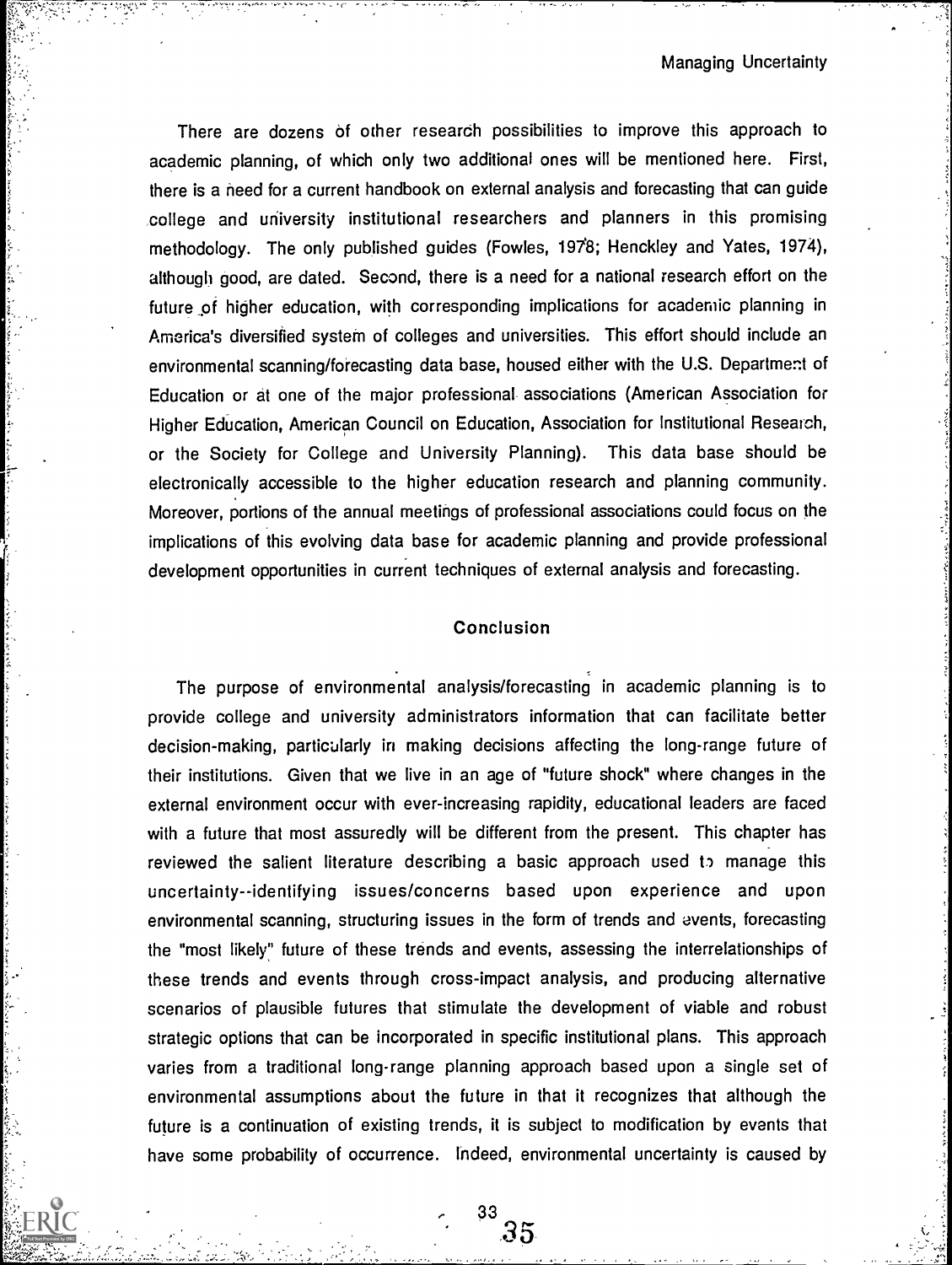There are dozens of other research possibilities to improve this approach to academic planning, of which only two additional ones will be mentioned here. First, there is a need for a current handbook on external analysis and forecasting that can guide college and university institutional researchers and planners in this promising methodology. The only published guides (Fowles, 1978; Henckley and Yates, 1974), although good, are dated. Second, there is a need for a national research effort on the future of higher education, with corresponding implications for academic planning in America's diversified system of colleges and universities. This effort should include an environmental scanning/forecasting data base, housed either with the U.S. Department of Education or at one of the major professional associations (American Association for Higher Education, American Council on Education, Association for Institutional Research, or the Society for College and University Planning). This data base should be electronically accessible to the higher education research and planning community. Moreover, portions of the annual meetings of professional associations could focus on the implications of this evolving data base for academic planning and provide professional development opportunities in current techniques of external analysis and forecasting.

## Conclusion

The purpose of environmental analysis/forecasting in academic planning is to provide college and university administrators information that can facilitate better decision-making, particularly in making decisions affecting the long-range future of their institutions. Given that we live in an age of "future shock" where changes in the external environment occur with ever-increasing rapidity, educational leaders are faced with a future that most assuredly will be different from the present. This chapter has reviewed the salient literature describing a basic approach used to manage this uncertainty--identifying issues/concerns based upon experience and upon environmental scanning, structuring issues in the form of trends and events, forecasting the "most likely" future of these trends and events, assessing the interrelationships of these trends and events through cross-impact analysis, and producing alternative scenarios of plausible futures that stimulate the development of viable and robust strategic options that can be incorporated in specific institutional plans. This approach varies from a traditional long-range planning approach based upon a single set of environmental assumptions about the future in that it recognizes that although the future is a continuation of existing trends, it is subject to modification by events that have some probability of occurrence. Indeed, environmental uncertainty is caused by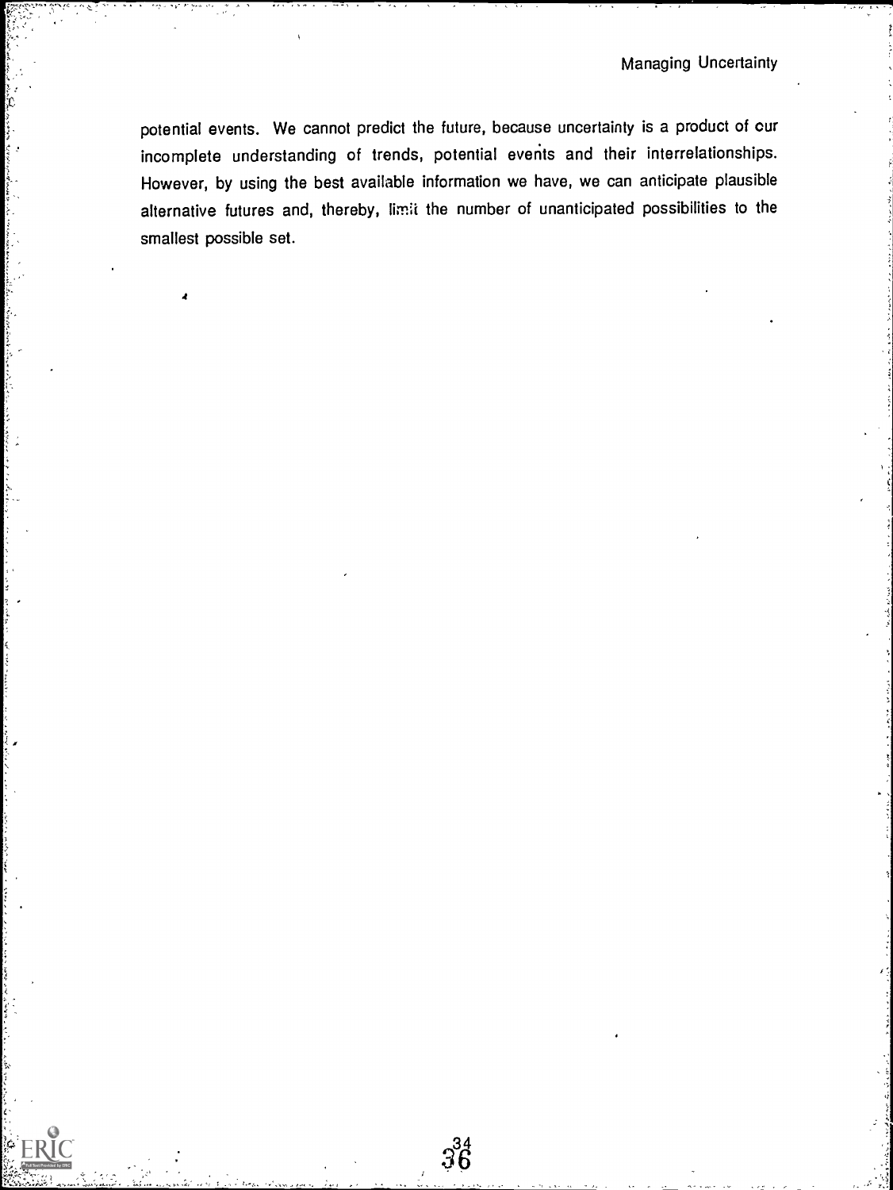potential events. We cannot predict the future, because uncertainty is a product of our incomplete understanding of trends, potential events and their interrelationships. However, by using the best available information we have, we can anticipate plausible alternative futures and, thereby, limit the number of unanticipated possibilities to the smallest possible set.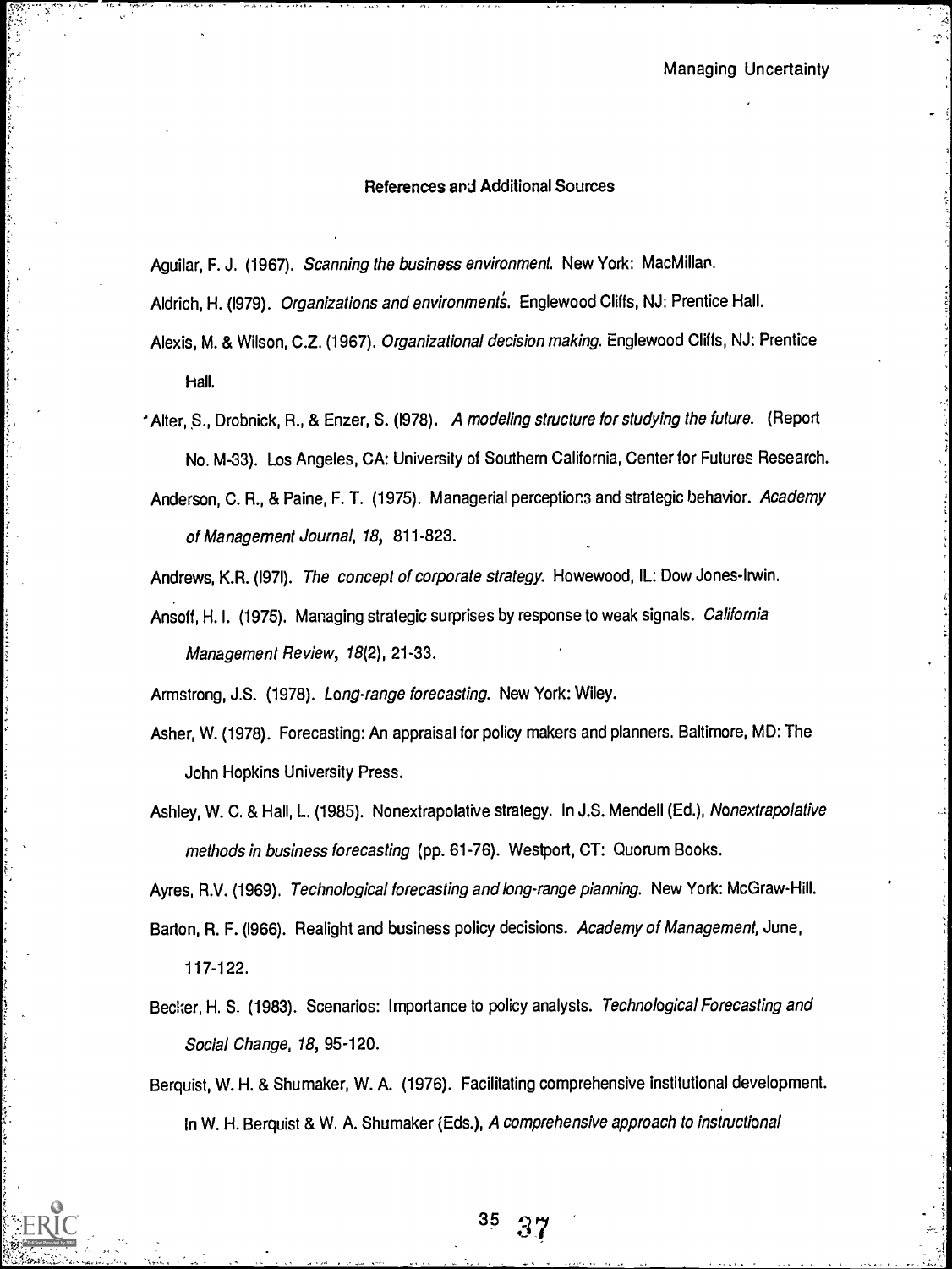## References and Additional Sources

Aguilar, F. J. (1967). *Scanning the business environment.* New York: MacMillan.

Aldrich, H. (1979). *Organizations and environments.* Englewood Cliffs, NJ: Prentice Hall.

Alexis, M. & Wilson, C.Z. (1967). *Organizational decision making.* Englewood Cliffs, NJ: Prentice Hall.

Alter, S., Drobnick, R., & Enzer, S. (1978). *A modeling structure for studying the future.* (Report No. M-33). Los Angeles, CA: University of Southern California, Center for Futures Research.

Anderson, C. R., & Paine, F. T. (1975). Managerial perceptions and strategic behavior. *Academy of Management Journal, 18,* 811-823.

Andrews, K.R. (1971). *The concept of corporate strategy.* Howewood, IL: Dow Jones-Irwin.

Ansoff, H. I. (1975). Managing strategic surprises by response to weak signals. *California Management Review, 18*(2), 21-33.

Armstrong, J.S. (1978). *Long-range forecasting.* New York: Wiley.

Asher, W. (1978). Forecasting: An appraisal for policy makers and planners. Baltimore, MD: The John Hopkins University Press.

Ashley, W. C. & Hall, L. (1985). Nonextrapolative strategy. In J.S. Mendell (Ed.), *Nonextrapolative methods in business forecasting* (pp. 61-76). Westport, CT: Quorum Books.

Ayres, R.V. (1969). *Technological forecasting and long-range planning.* New York: McGraw-Hill.

Barton, R. F. (1966). Realight and business policy decisions. *Academy of Management,* June, 117-122.

Becker, H. S. (1983). Scenarios: Importance to policy analysts. *Technological Forecasting and Social Change, 18,* 95-120.

Berquist, W. H. & Shumaker, W. A. (1976). Facilitating comprehensive institutional development. In W. H. Berquist & W. A. Shumaker (Eds.), *A comprehensive approach to instructional*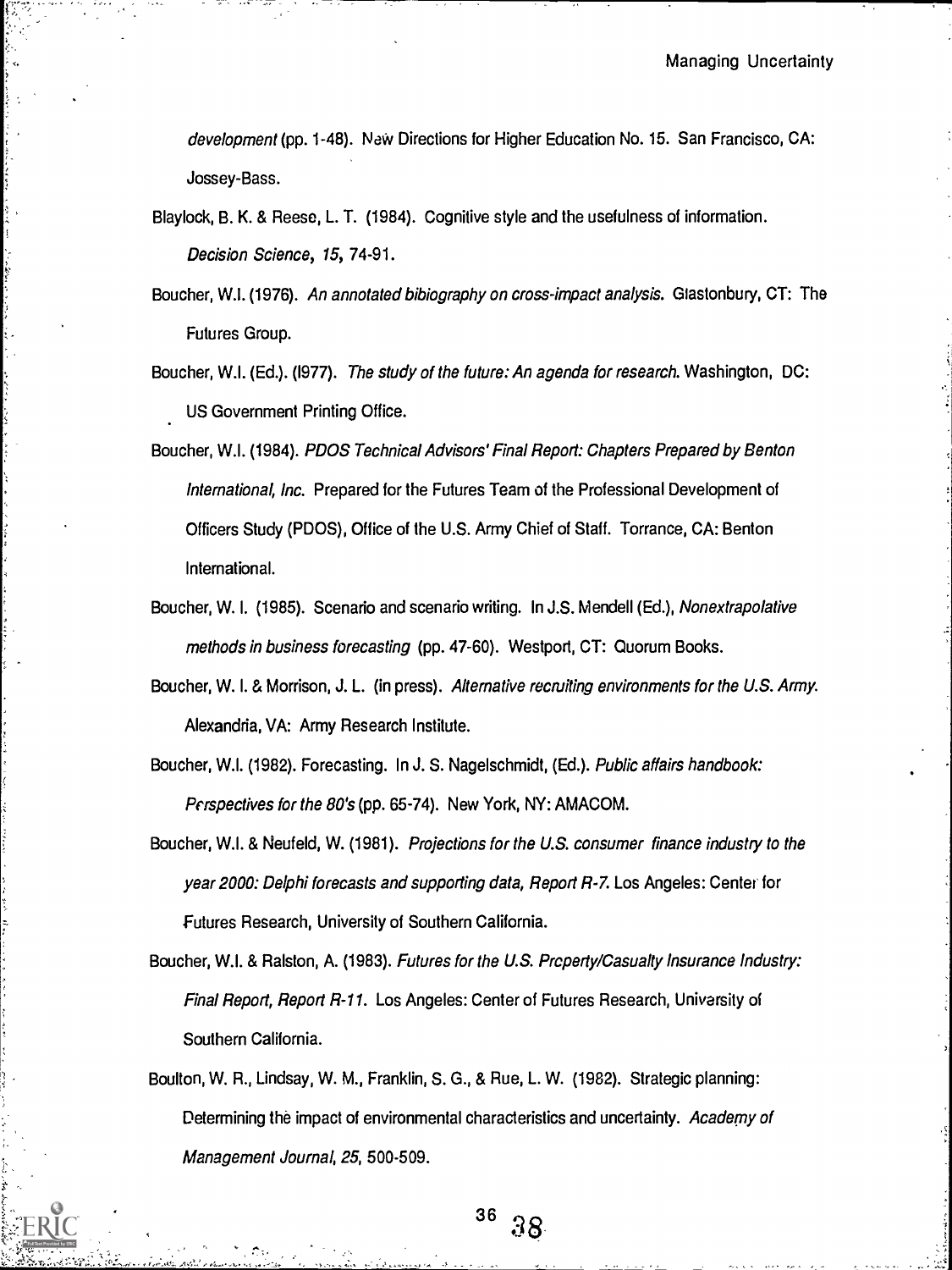*development* (pp. 1-48). New Directions for Higher Education No. 15. San Francisco, CA: Jossey-Bass.

Blaylock, B. K. & Reese, L. T. (1984). Cognitive style and the usefulness of information. *Decision Science, 15,* 74-91.

Boucher, W.I. (1976). *An annotated bibiography on cross-impact analysis.* Glastonbury, CT: The Futures Group.

Boucher, W.I. (Ed.). (l977). *The study of the future: An agenda for research.* Washington, DC: US Government Printing Office.

Boucher, W.I. (1984). *PDOS Technical Advisors' Final Report: Chapters Prepared by Benton International, Inc.* Prepared for the Futures Team of the Professional Development of Officers Study (PDOS), Office of the U.S. Army Chief of Staff. Torrance, CA: Benton International.

Boucher, W. I. (1985). Scenario and scenario writing. In J.S. Mendell (Ed.), *Nonextrapolative methods in business forecasting* (pp. 47-60). Westport, CT: Quorum Books.

Boucher, W. I. & Morrison, J. L. (in press). *Alternative recruiting environments for the U.S. Army.* Alexandria, VA: Army Research Institute.

Boucher, W.I. (1982). Forecasting. In J. S. Nagelschmidt, (Ed.). *Public affairs handbook: Perspectives for the 80's* (pp. 65-74). New York, NY: AMACOM.

Boucher, W.I. & Neufeld, W. (1981). *Projections for the U.S. consumer finance industry to the year 2000: Delphi forecasts and supporting data, Report R-7.* Los Angeles: Center for Futures Research, University of Southern California.

Boucher, W.I. & Ralston, A. (1983). *Futures for the U.S. Property/Casualty Insurance Industry: Final Report, Report R-11.* Los Angeles: Center of Futures Research, University of Southern California.

Boulton, W. R., Lindsay, W. M., Franklin, S. G., & Rue, L. W. (1982). Strategic planning: Determining the impact of environmental characteristics and uncertainty. *Academy of Management Journal, 25,* 500-509.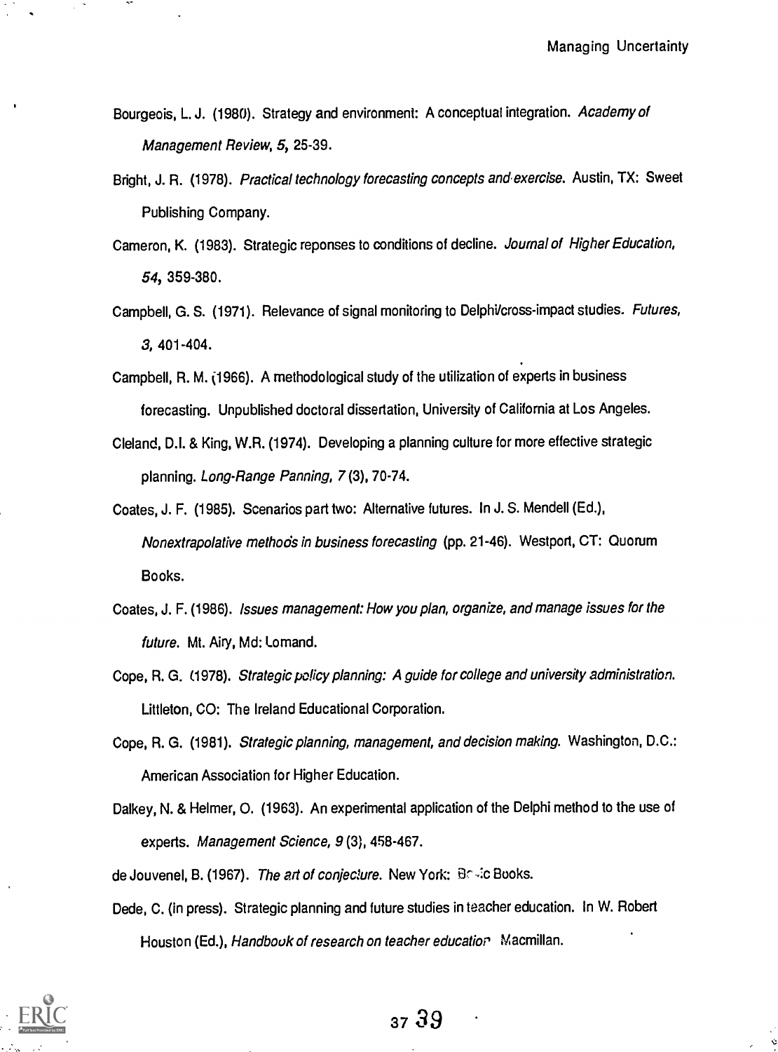Bourgeois, L. J. (1980). Strategy and environment: A conceptual integration. *Academy of Management Review, 5*, 25-39.

Bright, J. R. (1978). *Practical technology forecasting concepts and exercise*. Austin, TX: Sweet Publishing Company.

Cameron, K. (1983). Strategic reponses to conditions of decline. *Journal of Higher Education, 54*, 359-380.

Campbell, G. S. (1971). Relevance of signal monitoring to Delphi/cross-impact studies. *Futures, 3*, 401-404.

Campbell, R. M. (1966). A methodological study of the utilization of experts in business forecasting. Unpublished doctoral dissertation, University of California at Los Angeles.

Cleland, D.I. & King, W.R. (1974). Developing a planning culture for more effective strategic planning. *Long-Range Panning, 7* (3), 70-74.

Coates, J. F. (1985). Scenarios part two: Alternative futures. In J. S. Mendell (Ed.), *Nonextrapolative methods in business forecasting* (pp. 21-46). Westport, CT: Quorum Books.

Coates, J. F. (1986). *Issues management: How you plan, organize, and manage issues for the future*. Mt. Airy, Md: Lomand.

Cope, R. G. (1978). *Strategic policy planning: A guide for college and university administration*. Littleton, CO: The Ireland Educational Corporation.

Cope, R. G. (1981). *Strategic planning, management, and decision making*. Washington, D.C.: American Association for Higher Education.

Dalkey, N. & Helmer, O. (1963). An experimental application of the Delphi method to the use of experts. *Management Science, 9* (3), 458-467.

de Jouvenel, B. (1967). *The art of conjecture*. New York: Basic Books.

Dede, C. (in press). Strategic planning and future studies in teacher education. In W. Robert Houston (Ed.), *Handbook of research on teacher education* Macmillan.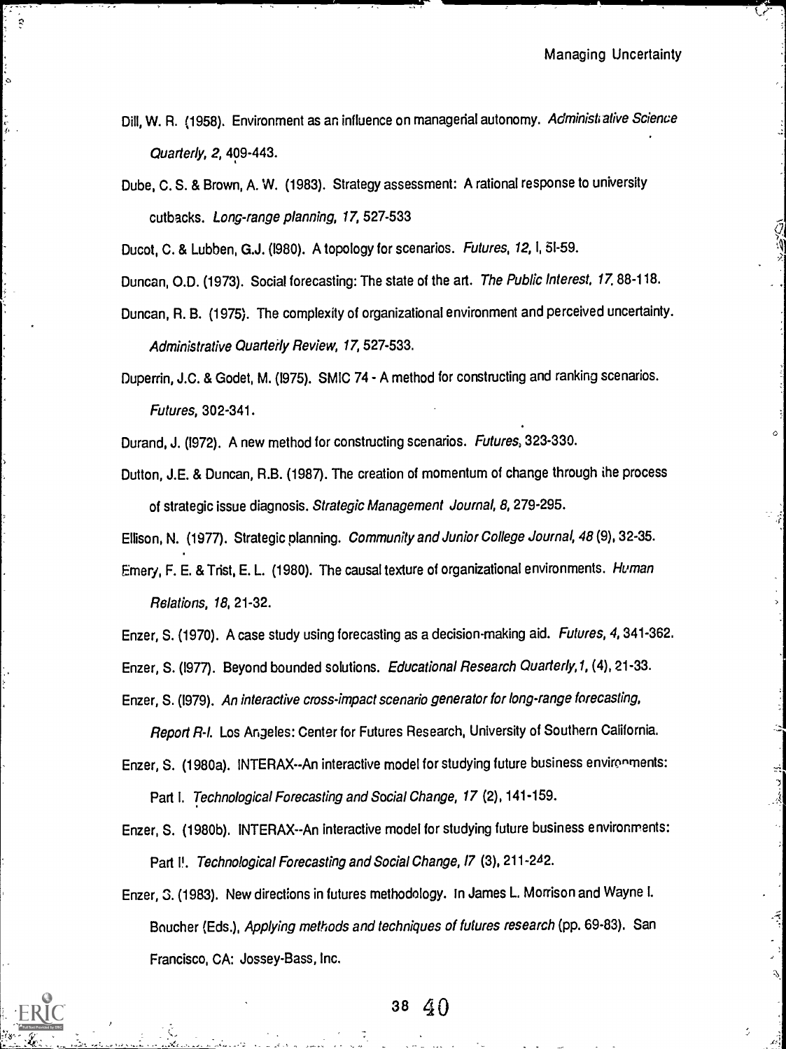Dill, W. R. (1958). Environment as an influence on managerial autonomy. *Administrative Science Quarterly, 2*, 409-443.

Dube, C. S. & Brown, A. W. (1983). Strategy assessment: A rational response to university cutbacks. *Long-range planning, 17*, 527-533

Ducot, C. & Lubben, G.J. (1980). A topology for scenarios. *Futures, 12*, I, 51-59.

Duncan, O.D. (1973). Social forecasting: The state of the art. *The Public Interest, 17*, 88-118.

Duncan, R. B. (1975). The complexity of organizational environment and perceived uncertainty. *Administrative Quarterly Review, 17*, 527-533.

Duperrin, J.C. & Godet, M. (1975). SMIC 74 - A method for constructing and ranking scenarios. *Futures*, 302-341.

Durand, J. (1972). A new method for constructing scenarios. *Futures*, 323-330.

Dutton, J.E. & Duncan, R.B. (1987). The creation of momentum of change through the process of strategic issue diagnosis. *Strategic Management Journal, 8*, 279-295.

Ellison, N. (1977). Strategic planning. *Community and Junior College Journal, 48* (9), 32-35.

Emery, F. E. & Trist, E. L. (1980). The causal texture of organizational environments. *Human Relations, 18*, 21-32.

Enzer, S. (1970). A case study using forecasting as a decision-making aid. *Futures, 4*, 341-362.

Enzer, S. (1977). Beyond bounded solutions. *Educational Research Quarterly, 1*, (4), 21-33.

Enzer, S. (1979). *An interactive cross-impact scenario generator for long-range forecasting, Report R-I.* Los Angeles: Center for Futures Research, University of Southern California.

Enzer, S. (1980a). INTERAX--An interactive model for studying future business environments: Part I. *Technological Forecasting and Social Change, 17* (2), 141-159.

Enzer, S. (1980b). INTERAX--An interactive model for studying future business environments: Part II. *Technological Forecasting and Social Change, 17* (3), 211-242.

Enzer, S. (1983). New directions in futures methodology. In James L. Morrison and Wayne I. Boucher (Eds.), *Applying methods and techniques of futures research* (pp. 69-83). San Francisco, CA: Jossey-Bass, Inc.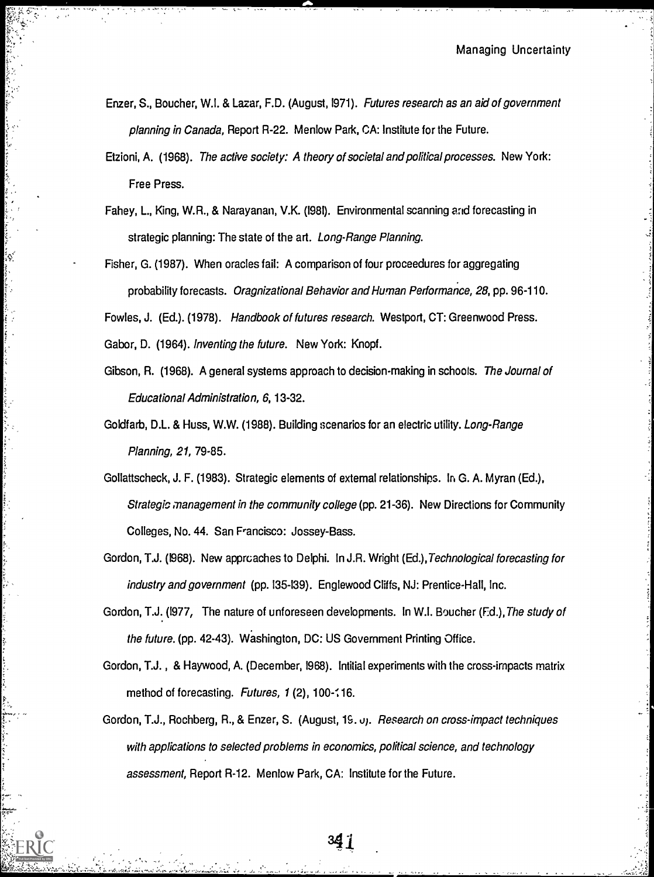Enzer, S., Boucher, W.I. & Lazar, F.D. (August, 1971). *Futures research as an aid of government planning in Canada*, Report R-22. Menlow Park, CA: Institute for the Future.

Etzioni, A. (1968). *The active society: A theory of societal and political processes*. New York: Free Press.

Fahey, L., King, W.R., & Narayanan, V.K. (1981). Environmental scanning and forecasting in strategic planning: The state of the art. *Long-Range Planning*.

Fisher, G. (1987). When oracles fail: A comparison of four proceedures for aggregating probability forecasts. *Oragnizational Behavior and Human Performance, 28*, pp. 96-110.

Fowles, J. (Ed.). (1978). *Handbook of futures research*. Westport, CT: Greenwood Press.

Gabor, D. (1964). *Inventing the future*. New York: Knopf.

Gibson, R. (1968). A general systems approach to decision-making in schools. *The Journal of Educational Administration, 6*, 13-32.

Goldfarb, D.L. & Huss, W.W. (1988). Building scenarios for an electric utility. *Long-Range Planning, 21*, 79-85.

Gollattscheck, J. F. (1983). Strategic elements of external relationships. In G. A. Myran (Ed.), *Strategic management in the community college* (pp. 21-36). New Directions for Community Colleges, No. 44. San Francisco: Jossey-Bass.

Gordon, T.J. (1968). New approaches to Delphi. In J.R. Wright (Ed.), *Technological forecasting for industry and government* (pp. 135-139). Englewood Cliffs, NJ: Prentice-Hall, Inc.

Gordon, T.J. (1977, The nature of unforeseen developments. In W.I. Boucher (Ed.), *The study of the future*. (pp. 42-43). Washington, DC: US Government Printing Office.

Gordon, T.J. , & Haywood, A. (December, 1968). Intitial experiments with the cross-impacts matrix method of forecasting. *Futures, 1* (2), 100-116.

Gordon, T.J., Rochberg, R., & Enzer, S. (August, 19. o). *Research on cross-impact techniques with applications to selected problems in economics, political science, and technology assessment*, Report R-12. Menlow Park, CA: Institute for the Future.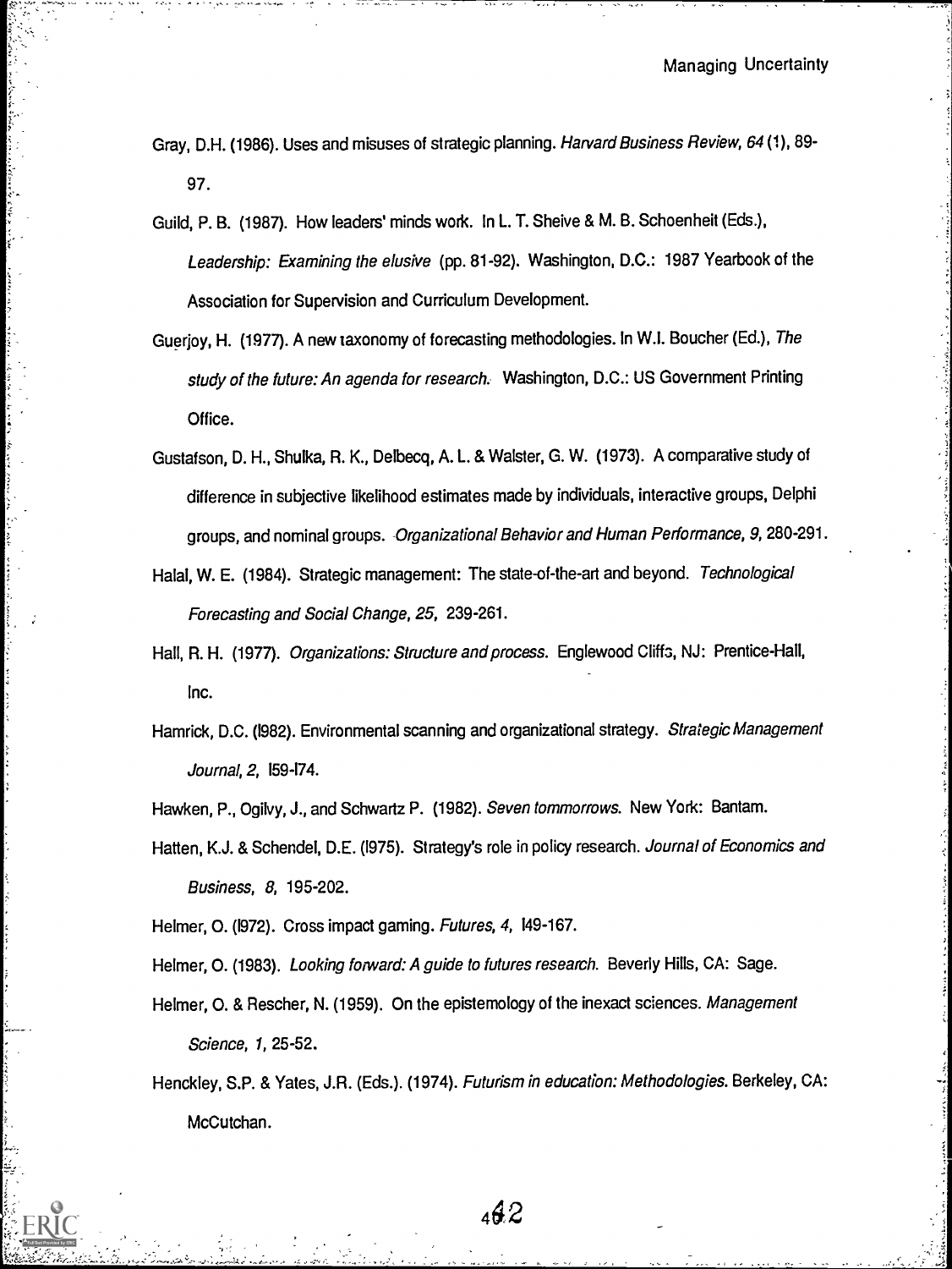Gray, D.H. (1986). Uses and misuses of strategic planning. *Harvard Business Review, 64* (1), 89-97.

Guild, P. B. (1987). How leaders' minds work. In L. T. Sheive & M. B. Schoenheit (Eds.), *Leadership: Examining the elusive* (pp. 81-92). Washington, D.C.: 1987 Yearbook of the Association for Supervision and Curriculum Development.

Guerjoy, H. (1977). A new taxonomy of forecasting methodologies. In W.I. Boucher (Ed.), *The study of the future: An agenda for research.* Washington, D.C.: US Government Printing Office.

Gustafson, D. H., Shulka, R. K., Delbecq, A. L. & Walster, G. W. (1973). A comparative study of difference in subjective likelihood estimates made by individuals, interactive groups, Delphi groups, and nominal groups. *Organizational Behavior and Human Performance, 9,* 280-291.

Halal, W. E. (1984). Strategic management: The state-of-the-art and beyond. *Technological Forecasting and Social Change, 25,* 239-261.

Hall, R. H. (1977). *Organizations: Structure and process.* Englewood Cliffs, NJ: Prentice-Hall, Inc.

Hamrick, D.C. (1982). Environmental scanning and organizational strategy. *Strategic Management Journal, 2,* 159-174.

Hawken, P., Ogilvy, J., and Schwartz P. (1982). *Seven tommorrows.* New York: Bantam.

Hatten, K.J. & Schendel, D.E. (1975). Strategy's role in policy research. *Journal of Economics and Business, 8,* 195-202.

Helmer, O. (1972). Cross impact gaming. *Futures, 4,* 149-167.

Helmer, O. (1983). *Looking forward: A guide to futures research.* Beverly Hills, CA: Sage.

Helmer, O. & Rescher, N. (1959). On the epistemology of the inexact sciences. *Management Science, 1,* 25-52.

Henckley, S.P. & Yates, J.R. (Eds.). (1974). *Futurism in education: Methodologies.* Berkeley, CA: McCutchan.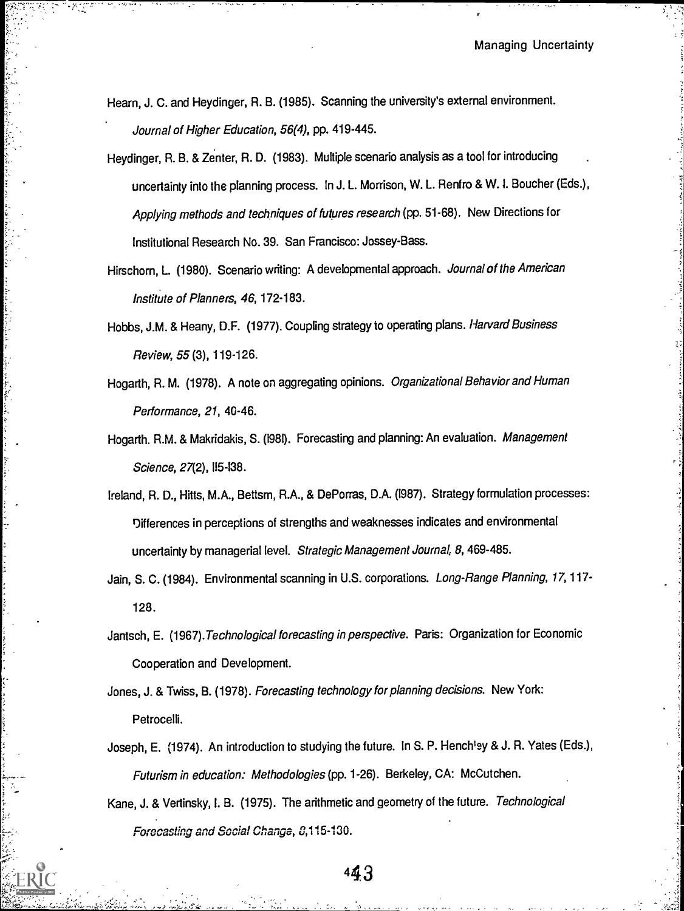Hearn, J. C. and Heydinger, R. B. (1985). Scanning the university's external environment. *Journal of Higher Education, 56(4)*, pp. 419-445.

Heydinger, R. B. & Zenter, R. D. (1983). Multiple scenario analysis as a tool for introducing uncertainty into the planning process. In J. L. Morrison, W. L. Renfro & W. I. Boucher (Eds.), *Applying methods and techniques of futures research* (pp. 51-68). New Directions for Institutional Research No. 39. San Francisco: Jossey-Bass.

Hirschorn, L. (1980). Scenario writing: A developmental approach. *Journal of the American Institute of Planners, 46*, 172-183.

Hobbs, J.M. & Heany, D.F. (1977). Coupling strategy to operating plans. *Harvard Business Review, 55* (3), 119-126.

Hogarth, R. M. (1978). A note on aggregating opinions. *Organizational Behavior and Human Performance, 21*, 40-46.

Hogarth. R.M. & Makridakis, S. (1981). Forecasting and planning: An evaluation. *Management Science, 27*(2), 115-138.

Ireland, R. D., Hitts, M.A., Bettsm, R.A., & DePorras, D.A. (1987). Strategy formulation processes: Differences in perceptions of strengths and weaknesses indicates and environmental uncertainty by managerial level. *Strategic Management Journal, 8*, 469-485.

Jain, S. C. (1984). Environmental scanning in U.S. corporations. *Long-Range Planning, 17*, 117-128.

Jantsch, E. (1967). *Technological forecasting in perspective.* Paris: Organization for Economic Cooperation and Development.

Jones, J. & Twiss, B. (1978). *Forecasting technology for planning decisions.* New York: Petrocelli.

Joseph, E. (1974). An introduction to studying the future. In S. P. Henchley & J. R. Yates (Eds.), *Futurism in education: Methodologies* (pp. 1-26). Berkeley, CA: McCutchen.

Kane, J. & Vertinsky, I. B. (1975). The arithmetic and geometry of the future. *Technological Forecasting and Social Change, 8*, 115-130.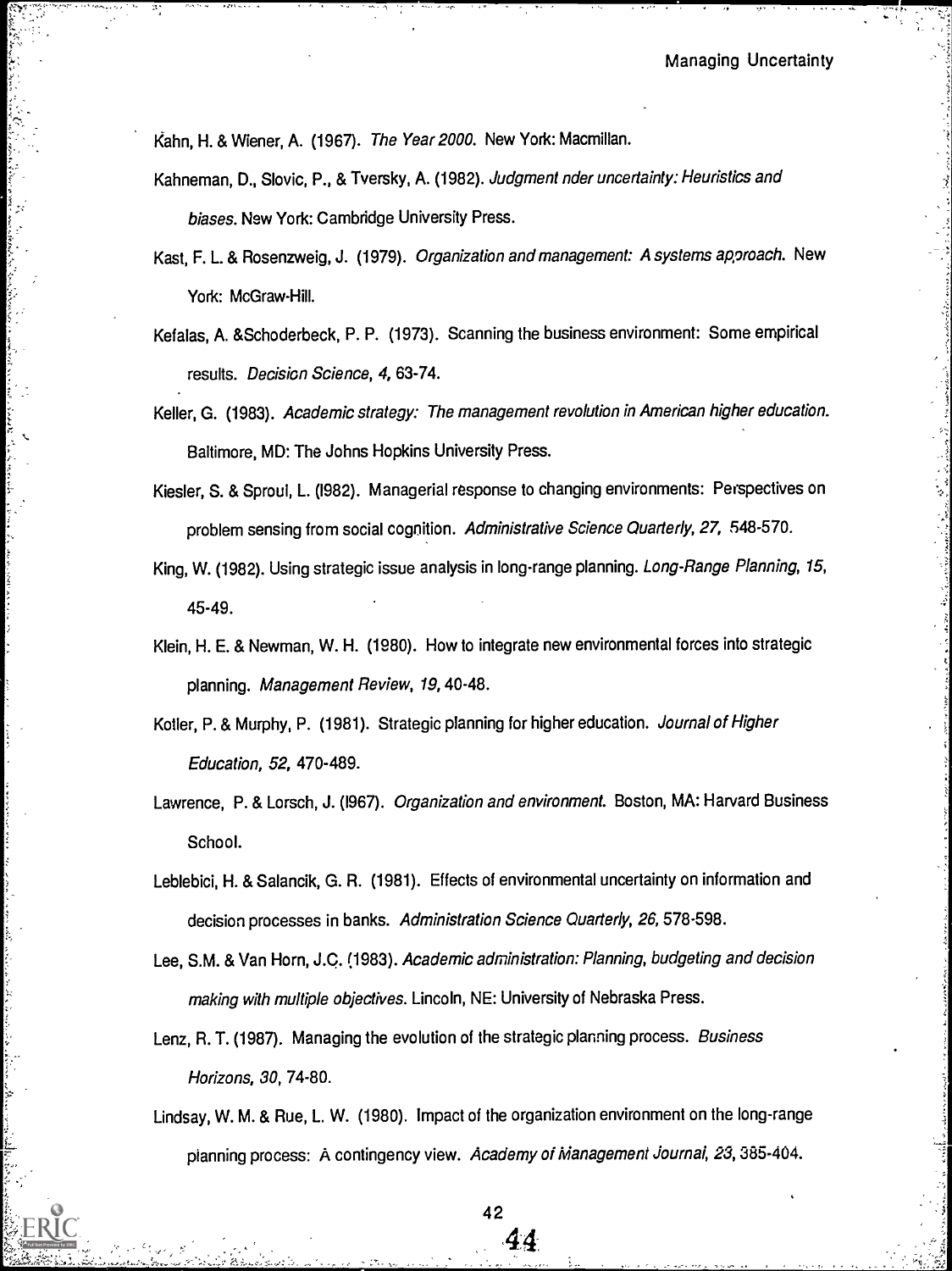Kahn, H. & Wiener, A. (1967). *The Year 2000*. New York: Macmillan.

Kahneman, D., Slovic, P., & Tversky, A. (1982). *Judgment nder uncertainty: Heuristics and biases*. New York: Cambridge University Press.

Kast, F. L. & Rosenzweig, J. (1979). *Organization and management: A systems approach*. New York: McGraw-Hill.

Kefalas, A. &Schoderbeck, P. P. (1973). Scanning the business environment: Some empirical results. *Decision Science, 4*, 63-74.

Keller, G. (1983). *Academic strategy: The management revolution in American higher education*. Baltimore, MD: The Johns Hopkins University Press.

Kiesler, S. & Sproul, L. (1982). Managerial response to changing environments: Perspectives on problem sensing from social cognition. *Administrative Science Quarterly, 27*, 548-570.

King, W. (1982). Using strategic issue analysis in long-range planning. *Long-Range Planning, 15*, 45-49.

Klein, H. E. & Newman, W. H. (1980). How to integrate new environmental forces into strategic planning. *Management Review, 19*, 40-48.

Kotler, P. & Murphy, P. (1981). Strategic planning for higher education. *Journal of Higher Education, 52*, 470-489.

Lawrence, P. & Lorsch, J. (1967). *Organization and environment*. Boston, MA: Harvard Business School.

Leblebici, H. & Salancik, G. R. (1981). Effects of environmental uncertainty on information and decision processes in banks. *Administration Science Quarterly, 26*, 578-598.

Lee, S.M. & Van Horn, J.C. (1983). *Academic administration: Planning, budgeting and decision making with multiple objectives*. Lincoln, NE: University of Nebraska Press.

Lenz, R. T. (1987). Managing the evolution of the strategic planning process. *Business Horizons, 30*, 74-80.

Lindsay, W. M. & Rue, L. W. (1980). Impact of the organization environment on the long-range planning process: A contingency view. *Academy of Management Journal, 23*, 385-404.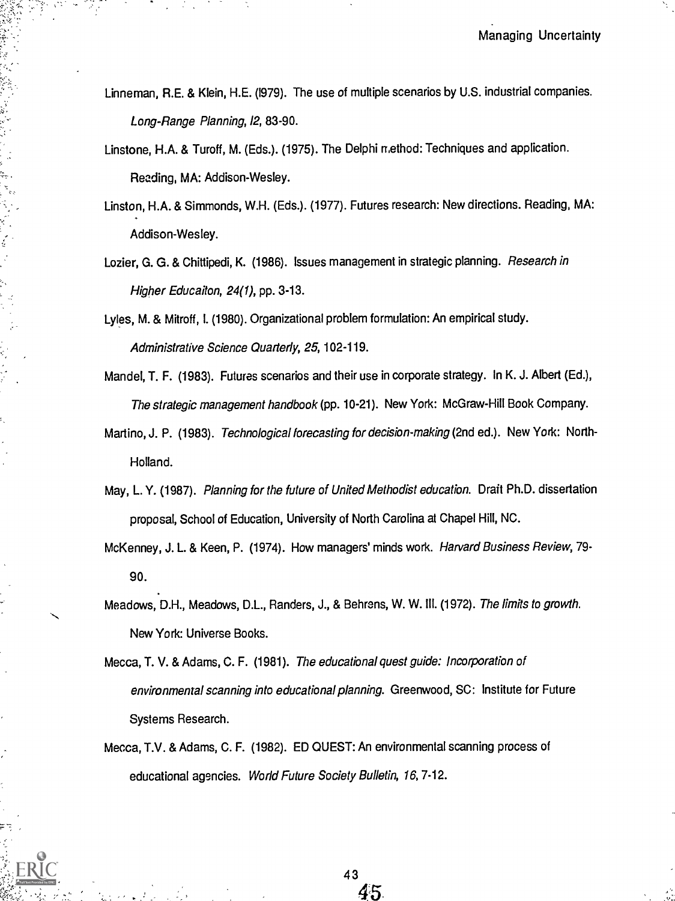Linneman, R.E. & Klein, H.E. (l979). The use of multiple scenarios by U.S. industrial companies. *Long-Range Planning, l2*, 83-90.

Linstone, H.A. & Turoff, M. (Eds.). (1975). The Delphi method: Techniques and application. Reading, MA: Addison-Wesley.

Linston, H.A. & Simmonds, W.H. (Eds.). (1977). Futures research: New directions. Reading, MA: Addison-Wesley.

Lozier, G. G. & Chittipedi, K. (1986). Issues management in strategic planning. *Research in Higher Educaiton, 24(1)*, pp. 3-13.

Lyles, M. & Mitroff, I. (1980). Organizational problem formulation: An empirical study. *Administrative Science Quarterly, 25*, 102-119.

Mandel, T. F. (1983). Futures scenarios and their use in corporate strategy. In K. J. Albert (Ed.), *The strategic management handbook* (pp. 10-21). New York: McGraw-Hill Book Company.

Martino, J. P. (1983). *Technological forecasting for decision-making* (2nd ed.). New York: North-Holland.

May, L. Y. (1987). *Planning for the future of United Methodist education.* Draft Ph.D. dissertation proposal, School of Education, University of North Carolina at Chapel Hill, NC.

McKenney, J. L. & Keen, P. (1974). How managers' minds work. *Harvard Business Review*, 79-90.

Meadows, D.H., Meadows, D.L., Randers, J., & Behrens, W. W. III. (1972). *The limits to growth.* New York: Universe Books.

Mecca, T. V. & Adams, C. F. (1981). *The educational quest guide: Incorporation of environmental scanning into educational planning.* Greenwood, SC: Institute for Future Systems Research.

Mecca, T.V. & Adams, C. F. (1982). ED QUEST: An environmental scanning process of educational agencies. *World Future Society Bulletin, 16*, 7-12.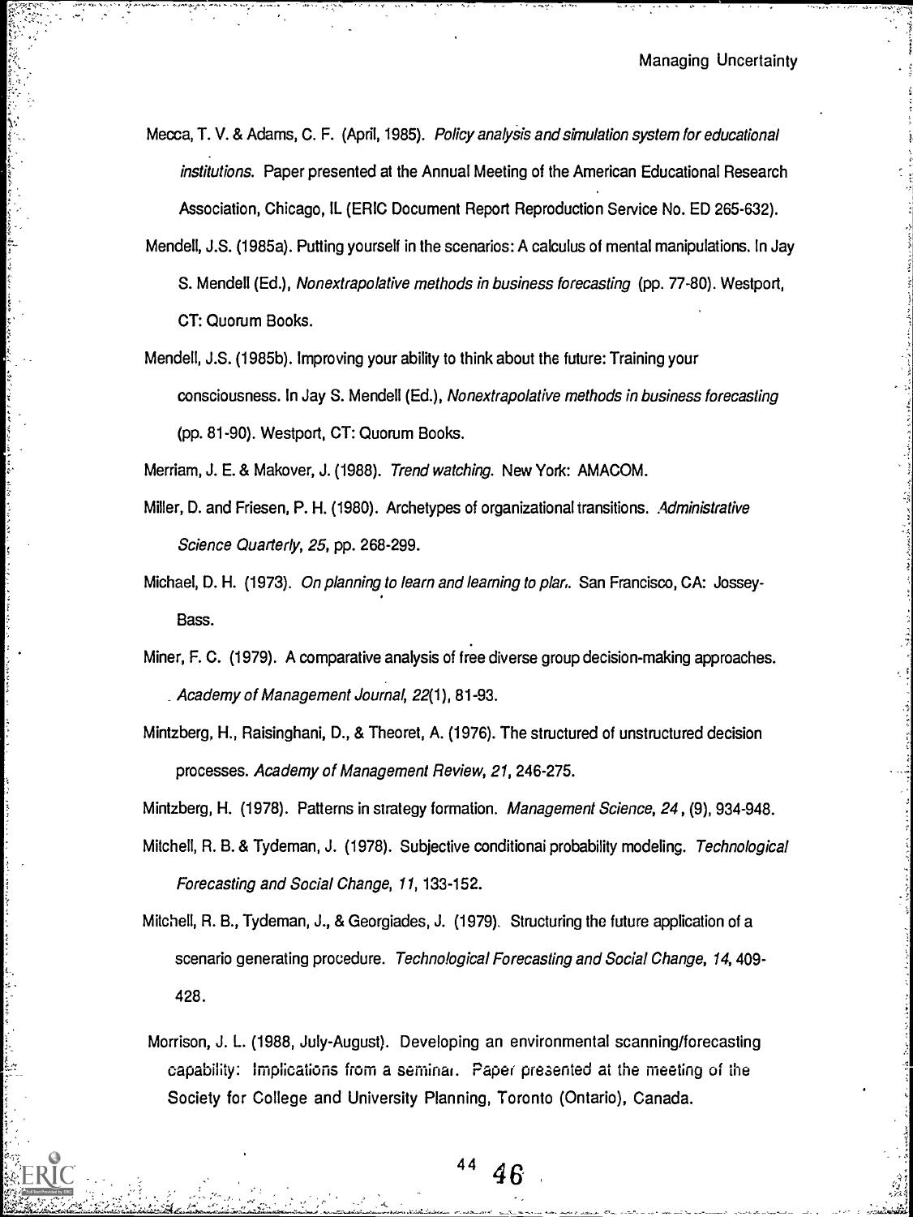Mecca, T. V. & Adams, C. F. (April, 1985). *Policy analysis and simulation system for educational institutions.* Paper presented at the Annual Meeting of the American Educational Research Association, Chicago, IL (ERIC Document Report Reproduction Service No. ED 265-632).

Mendell, J.S. (1985a). Putting yourself in the scenarios: A calculus of mental manipulations. In Jay S. Mendell (Ed.), *Nonextrapolative methods in business forecasting* (pp. 77-80). Westport, CT: Quorum Books.

Mendell, J.S. (1985b). Improving your ability to think about the future: Training your consciousness. In Jay S. Mendell (Ed.), *Nonextrapolative methods in business forecasting* (pp. 81-90). Westport, CT: Quorum Books.

Merriam, J. E. & Makover, J. (1988). *Trend watching.* New York: AMACOM.

Miller, D. and Friesen, P. H. (1980). Archetypes of organizational transitions. *Administrative Science Quarterly, 25,* pp. 268-299.

Michael, D. H. (1973). *On planning to learn and learning to plar..* San Francisco, CA: Jossey-Bass.

Miner, F. C. (1979). A comparative analysis of free diverse group decision-making approaches. *Academy of Management Journal, 22*(1), 81-93.

Mintzberg, H., Raisinghani, D., & Theoret, A. (1976). The structured of unstructured decision processes. *Academy of Management Review, 21,* 246-275.

Mintzberg, H. (1978). Patterns in strategy formation. *Management Science, 24*, (9), 934-948.

Mitchell, R. B. & Tydeman, J. (1978). Subjective conditional probability modeling. *Technological Forecasting and Social Change, 11,* 133-152.

Mitchell, R. B., Tydeman, J., & Georgiades, J. (1979). Structuring the future application of a scenario generating procedure. *Technological Forecasting and Social Change, 14,* 409-428.

Morrison, J. L. (1988, July-August). Developing an environmental scanning/forecasting capability: Implications from a seminar. Paper presented at the meeting of the Society for College and University Planning, Toronto (Ontario), Canada.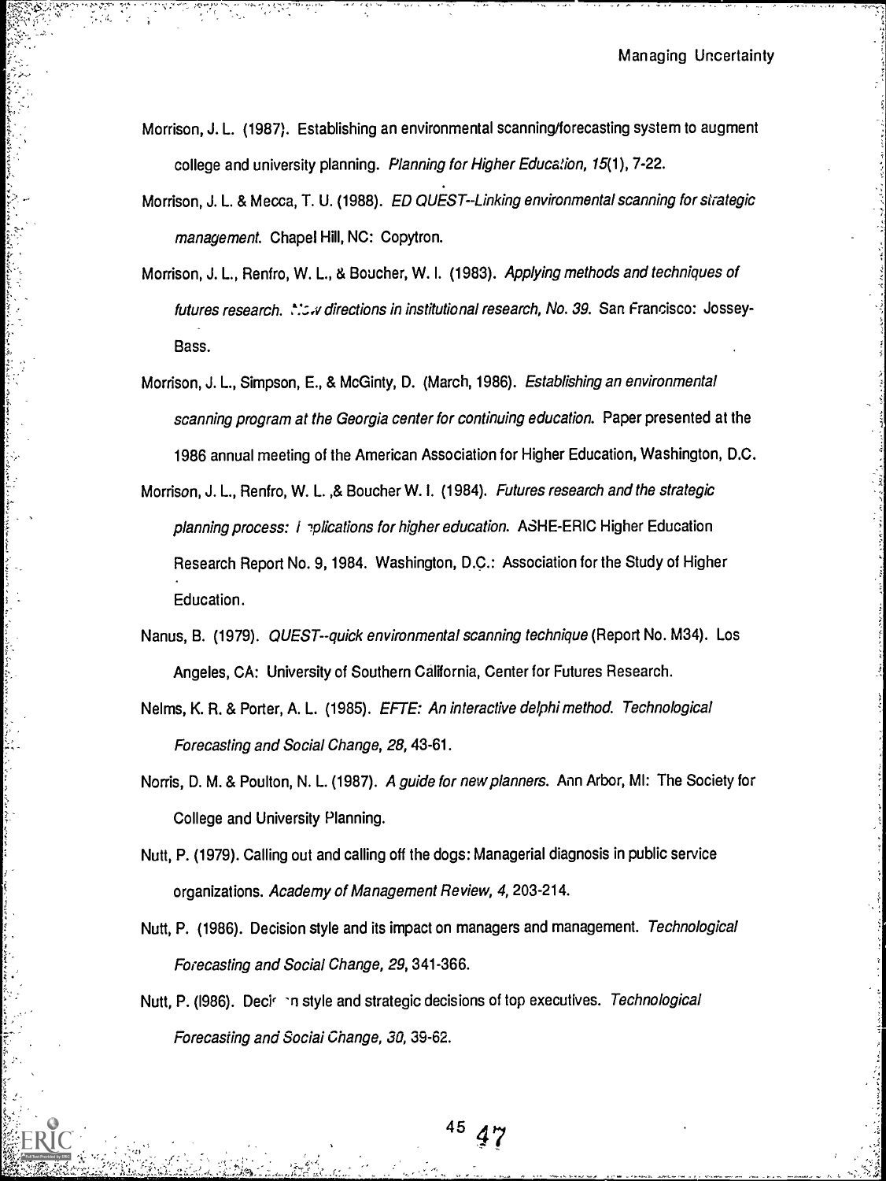Morrison, J. L. (1987). Establishing an environmental scanning/forecasting system to augment college and university planning. *Planning for Higher Education, 15*(1), 7-22.

Morrison, J. L. & Mecca, T. U. (1988). *ED QUEST--Linking environmental scanning for strategic management.* Chapel Hill, NC: Copytron.

Morrison, J. L., Renfro, W. L., & Boucher, W. I. (1983). *Applying methods and techniques of futures research. New directions in institutional research, No. 39.* San Francisco: Jossey-Bass.

Morrison, J. L., Simpson, E., & McGinty, D. (March, 1986). *Establishing an environmental scanning program at the Georgia center for continuing education.* Paper presented at the 1986 annual meeting of the American Association for Higher Education, Washington, D.C.

Morrison, J. L., Renfro, W. L. ,& Boucher W. I. (1984). *Futures research and the strategic planning process: Implications for higher education.* ASHE-ERIC Higher Education Research Report No. 9, 1984. Washington, D.C.: Association for the Study of Higher Education.

Nanus, B. (1979). *QUEST--quick environmental scanning technique* (Report No. M34). Los Angeles, CA: University of Southern California, Center for Futures Research.

Nelms, K. R. & Porter, A. L. (1985). *EFTE: An interactive delphi method. Technological Forecasting and Social Change, 28,* 43-61.

Norris, D. M. & Poulton, N. L. (1987). *A guide for new planners.* Ann Arbor, MI: The Society for College and University Planning.

Nutt, P. (1979). Calling out and calling off the dogs: Managerial diagnosis in public service organizations. *Academy of Management Review, 4,* 203-214.

Nutt, P. (1986). Decision style and its impact on managers and management. *Technological Forecasting and Social Change, 29,* 341-366.

Nutt, P. (1986). Decision style and strategic decisions of top executives. *Technological Forecasting and Social Change, 30,* 39-62.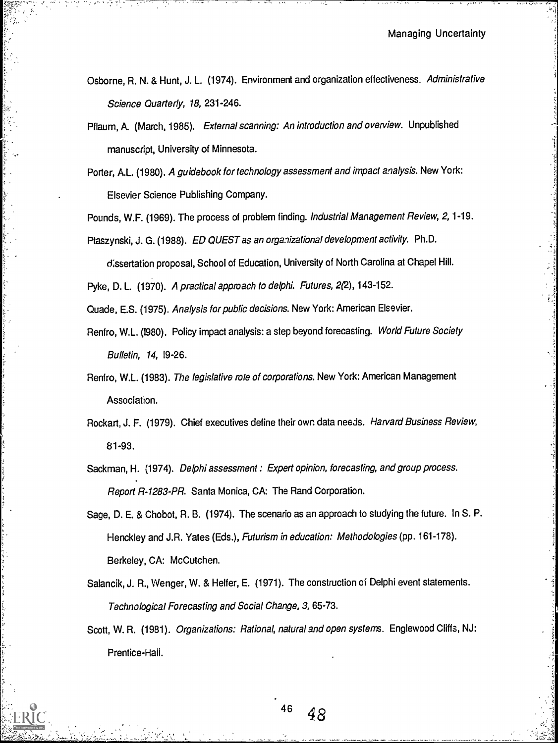Osborne, R. N. & Hunt, J. L. (1974). Environment and organization effectiveness. *Administrative Science Quarterly, 18,* 231-246.

Pflaum, A. (March, 1985). *External scanning: An introduction and overview.* Unpublished manuscript, University of Minnesota.

Porter, A.L. (1980). *A guidebook for technology assessment and impact analysis.* New York: Elsevier Science Publishing Company.

Pounds, W.F. (1969). The process of problem finding. *Industrial Management Review, 2,* 1-19.

Ptaszynski, J. G. (1988). *ED QUEST as an organizational development activity.* Ph.D. dissertation proposal, School of Education, University of North Carolina at Chapel Hill.

Pyke, D. L. (1970). *A practical approach to delphi. Futures, 2*(2), 143-152.

Quade, E.S. (1975). *Analysis for public decisions.* New York: American Elsevier.

Renfro, W.L. (1980). Policy impact analysis: a step beyond forecasting. *World Future Society Bulletin, 14,* 19-26.

Renfro, W.L. (1983). *The legislative role of corporations.* New York: American Management Association.

Rockart, J. F. (1979). Chief executives define their own data needs. *Harvard Business Review,* 81-93.

Sackman, H. (1974). *Delphi assessment : Expert opinion, forecasting, and group process. Report R-1283-PR.* Santa Monica, CA: The Rand Corporation.

Sage, D. E. & Chobot, R. B. (1974). The scenario as an approach to studying the future. In S. P. Henckley and J.R. Yates (Eds.), *Futurism in education: Methodologies* (pp. 161-178). Berkeley, CA: McCutchen.

Salancik, J. R., Wenger, W. & Helfer, E. (1971). The construction of Delphi event statements. *Technological Forecasting and Social Change, 3,* 65-73.

Scott, W. R. (1981). *Organizations: Rational, natural and open systems.* Englewood Cliffs, NJ: Prentice-Hall.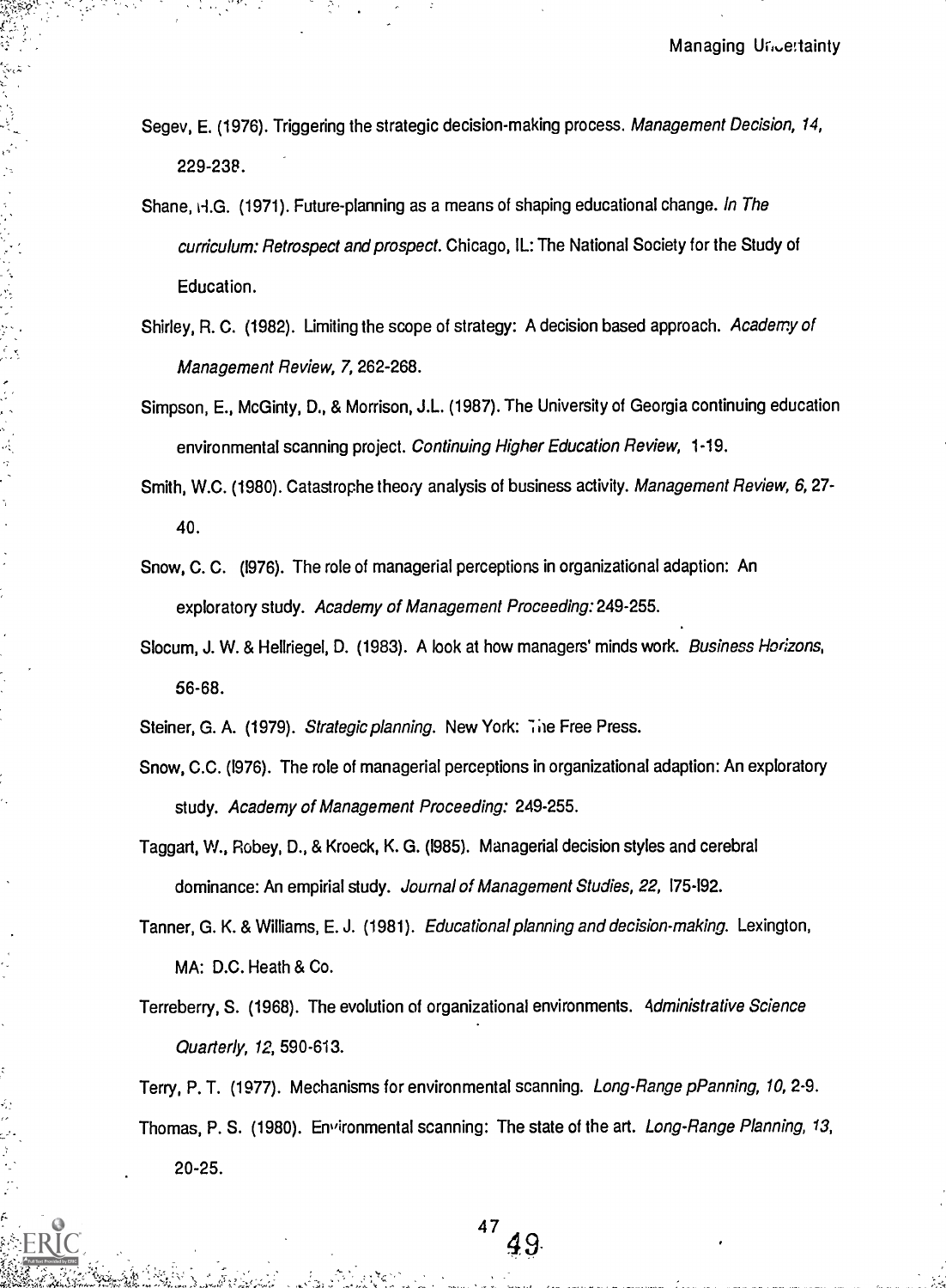Segev, E. (1976). Triggering the strategic decision-making process. *Management Decision, 14,* 229-238.

Shane, H.G. (1971). Future-planning as a means of shaping educational change. *In The curriculum: Retrospect and prospect.* Chicago, IL: The National Society for the Study of Education.

Shirley, R. C. (1982). Limiting the scope of strategy: A decision based approach. *Academy of Management Review, 7,* 262-268.

Simpson, E., McGinty, D., & Morrison, J.L. (1987). The University of Georgia continuing education environmental scanning project. *Continuing Higher Education Review,* 1-19.

Smith, W.C. (1980). Catastrophe theory analysis of business activity. *Management Review, 6,* 27-40.

Snow, C. C. (1976). The role of managerial perceptions in organizational adaption: An exploratory study. *Academy of Management Proceeding:* 249-255.

Slocum, J. W. & Hellriegel, D. (1983). A look at how managers' minds work. *Business Horizons,* 56-68.

Steiner, G. A. (1979). *Strategic planning.* New York: The Free Press.

Snow, C.C. (1976). The role of managerial perceptions in organizational adaption: An exploratory study. *Academy of Management Proceeding:* 249-255.

Taggart, W., Robey, D., & Kroeck, K. G. (1985). Managerial decision styles and cerebral dominance: An empirial study. *Journal of Management Studies, 22,* 175-192.

Tanner, G. K. & Williams, E. J. (1981). *Educational planning and decision-making.* Lexington, MA: D.C. Heath & Co.

Terreberry, S. (1968). The evolution of organizational environments. *Administrative Science Quarterly, 12,* 590-613.

Terry, P. T. (1977). Mechanisms for environmental scanning. *Long-Range pPanning, 10,* 2-9.

Thomas, P. S. (1980). Environmental scanning: The state of the art. *Long-Range Planning, 13,* 20-25.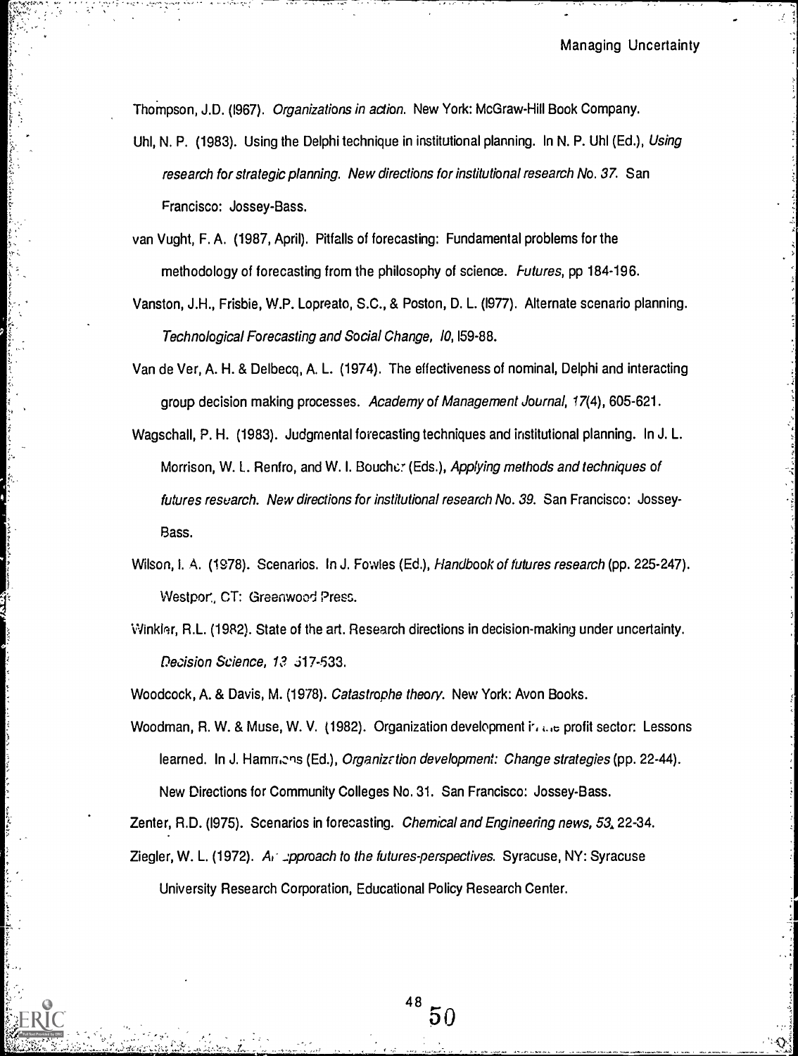Thompson, J.D. (l967). *Organizations in action.* New York: McGraw-Hill Book Company.

Uhl, N. P. (1983). Using the Delphi technique in institutional planning. In N. P. Uhl (Ed.), *Using research for strategic planning. New directions for institutional research No. 37.* San Francisco: Jossey-Bass.

van Vught, F. A. (1987, April). Pitfalls of forecasting: Fundamental problems for the methodology of forecasting from the philosophy of science. *Futures*, pp 184-196.

Vanston, J.H., Frisbie, W.P. Lopreato, S.C., & Poston, D. L. (l977). Alternate scenario planning. *Technological Forecasting and Social Change, l0*, l59-88.

Van de Ver, A. H. & Delbecq, A. L. (1974). The effectiveness of nominal, Delphi and interacting group decision making processes. *Academy of Management Journal, 17*(4), 605-621.

Wagschall, P. H. (1983). Judgmental forecasting techniques and institutional planning. In J. L. Morrison, W. L. Renfro, and W. I. Boucher (Eds.), *Applying methods and techniques of futures research. New directions for institutional research No. 39.* San Francisco: Jossey-Bass.

Wilson, I. A. (1978). Scenarios. In J. Fowles (Ed.), *Handbook of futures research* (pp. 225-247). Westport, CT: Greenwood Press.

Winkler, R.L. (1982). State of the art. Research directions in decision-making under uncertainty. *Decision Science, 13* 517-533.

Woodcock, A. & Davis, M. (1978). *Catastrophe theory.* New York: Avon Books.

Woodman, R. W. & Muse, W. V. (1982). Organization development in the profit sector: Lessons learned. In J. Hammons (Ed.), *Organization development: Change strategies* (pp. 22-44). New Directions for Community Colleges No. 31. San Francisco: Jossey-Bass.

Zenter, R.D. (l975). Scenarios in forecasting. *Chemical and Engineering news, 53*, 22-34.

Ziegler, W. L. (1972). *An approach to the futures-perspectives.* Syracuse, NY: Syracuse University Research Corporation, Educational Policy Research Center.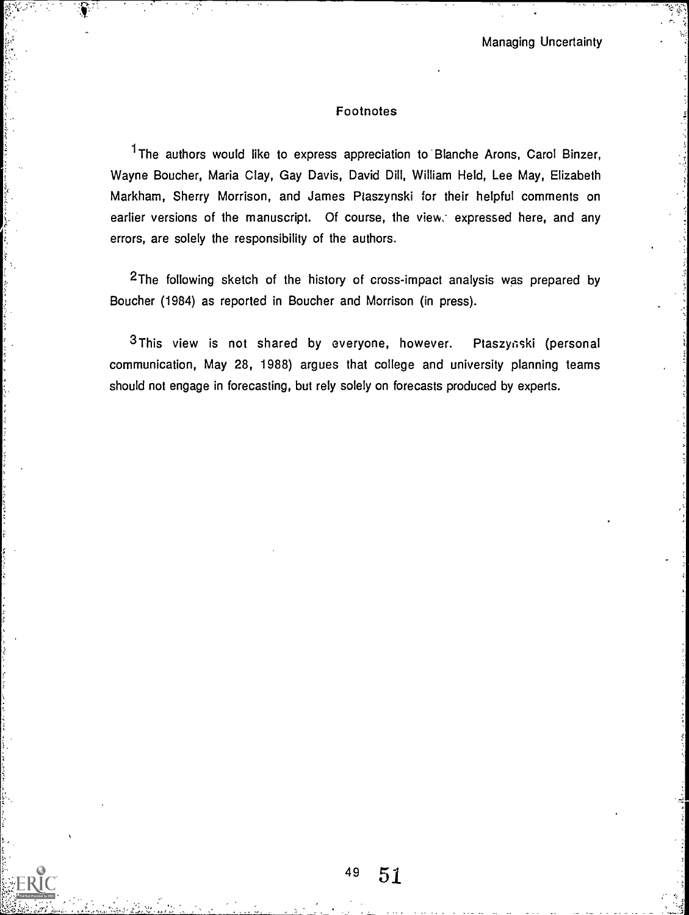## Footnotes

[1]The authors would like to express appreciation to Blanche Arons, Carol Binzer, Wayne Boucher, Maria Clay, Gay Davis, David Dill, William Held, Lee May, Elizabeth Markham, Sherry Morrison, and James Ptaszynski for their helpful comments on earlier versions of the manuscript. Of course, the views expressed here, and any errors, are solely the responsibility of the authors.

[2]The following sketch of the history of cross-impact analysis was prepared by Boucher (1984) as reported in Boucher and Morrison (in press).

[3]This view is not shared by everyone, however. Ptaszynski (personal communication, May 28, 1988) argues that college and university planning teams should not engage in forecasting, but rely solely on forecasts produced by experts.